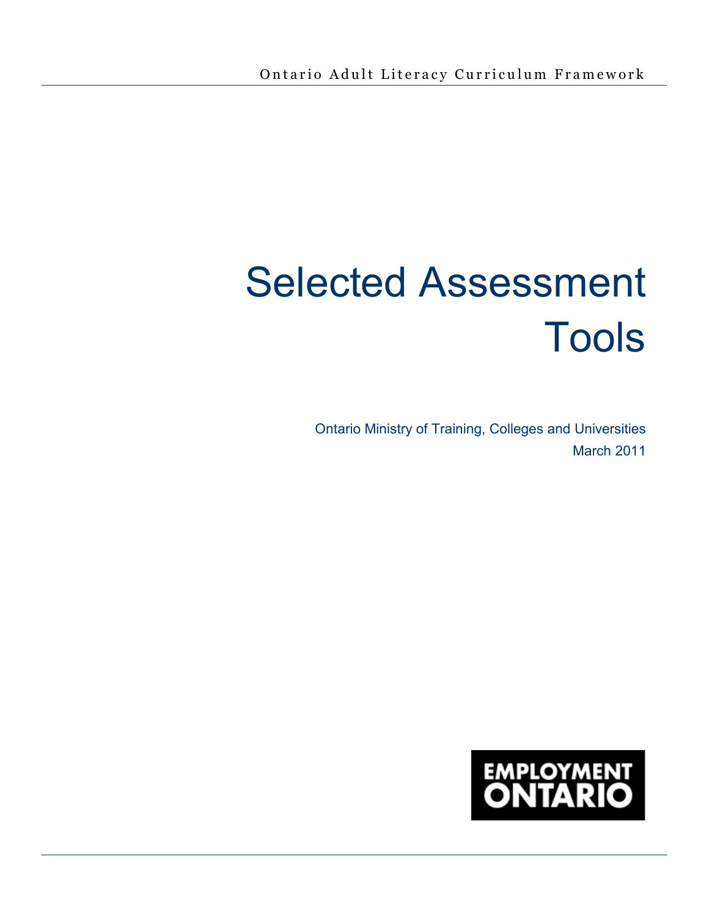Ontario Adult Literacy Curriculum Framework

# Selected Assessment Tools

Ontario Ministry of Training, Colleges and Universities
March 2011

EMPLOYMENT ONTARIO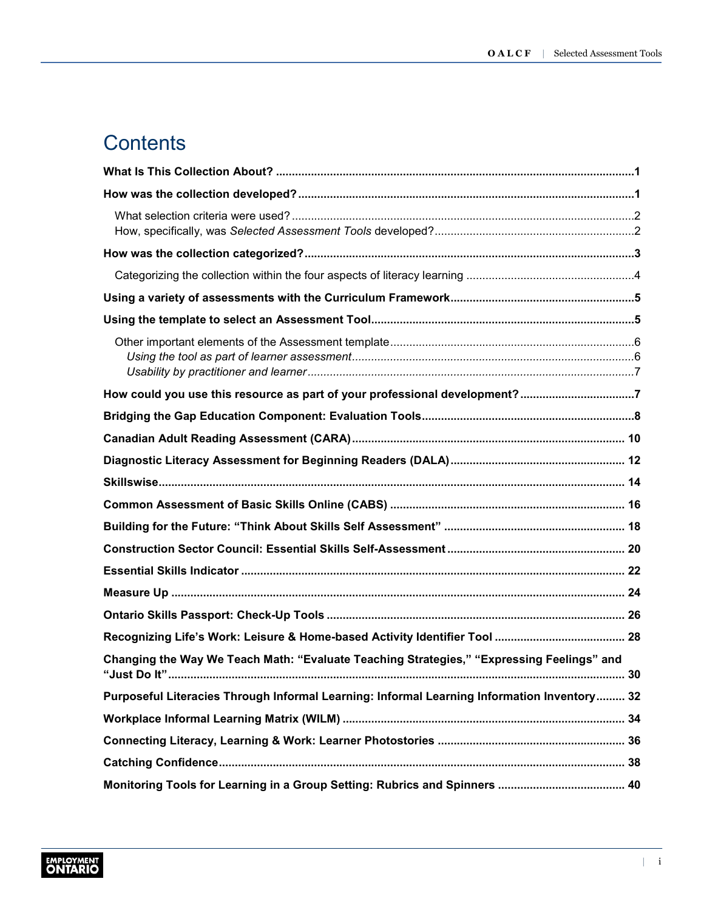# Contents

**What Is This Collection About?** .......... 1

**How was the collection developed?** .......... 1

- What selection criteria were used? .......... 2
- How, specifically, was *Selected Assessment Tools* developed? .......... 2

**How was the collection categorized?** .......... 3

- Categorizing the collection within the four aspects of literacy learning .......... 4

**Using a variety of assessments with the Curriculum Framework** .......... 5

**Using the template to select an Assessment Tool** .......... 5

- Other important elements of the Assessment template .......... 6
  - *Using the tool as part of learner assessment* .......... 6
  - *Usability by practitioner and learner* .......... 7

**How could you use this resource as part of your professional development?** .......... 7

**Bridging the Gap Education Component: Evaluation Tools** .......... 8

**Canadian Adult Reading Assessment (CARA)** .......... 10

**Diagnostic Literacy Assessment for Beginning Readers (DALA)** .......... 12

**Skillswise** .......... 14

**Common Assessment of Basic Skills Online (CABS)** .......... 16

**Building for the Future: "Think About Skills Self Assessment"** .......... 18

**Construction Sector Council: Essential Skills Self-Assessment** .......... 20

**Essential Skills Indicator** .......... 22

**Measure Up** .......... 24

**Ontario Skills Passport: Check-Up Tools** .......... 26

**Recognizing Life's Work: Leisure & Home-based Activity Identifier Tool** .......... 28

**Changing the Way We Teach Math: "Evaluate Teaching Strategies," "Expressing Feelings" and "Just Do It"** .......... 30

**Purposeful Literacies Through Informal Learning: Informal Learning Information Inventory** .......... 32

**Workplace Informal Learning Matrix (WILM)** .......... 34

**Connecting Literacy, Learning & Work: Learner Photostories** .......... 36

**Catching Confidence** .......... 38

**Monitoring Tools for Learning in a Group Setting: Rubrics and Spinners** .......... 40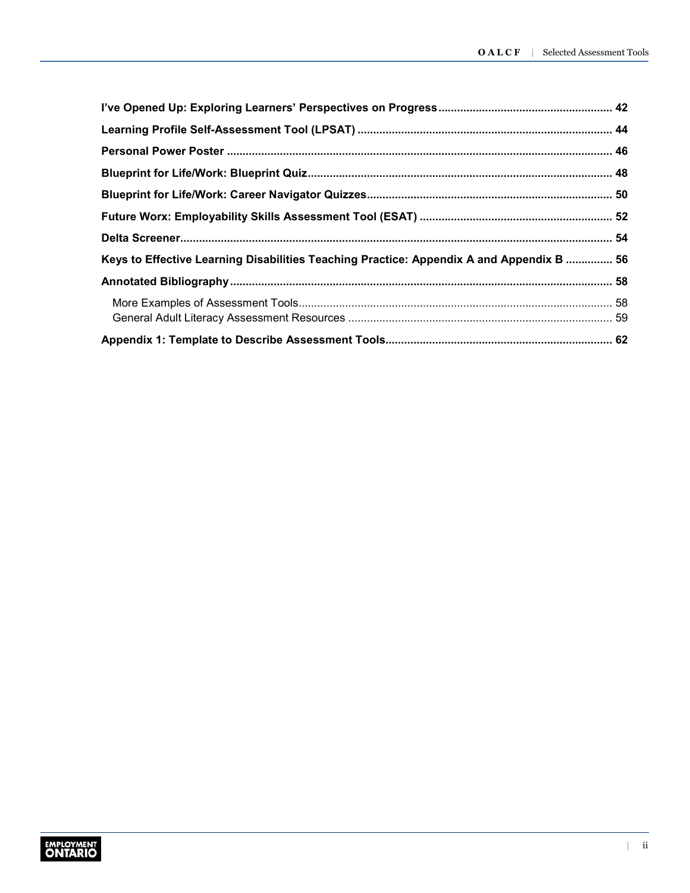**I've Opened Up: Exploring Learners' Perspectives on Progress** ....... 42

**Learning Profile Self-Assessment Tool (LPSAT)** ....... 44

**Personal Power Poster** ....... 46

**Blueprint for Life/Work: Blueprint Quiz** ....... 48

**Blueprint for Life/Work: Career Navigator Quizzes** ....... 50

**Future Worx: Employability Skills Assessment Tool (ESAT)** ....... 52

**Delta Screener** ....... 54

**Keys to Effective Learning Disabilities Teaching Practice: Appendix A and Appendix B** ....... 56

**Annotated Bibliography** ....... 58

- More Examples of Assessment Tools ....... 58
- General Adult Literacy Assessment Resources ....... 59

**Appendix 1: Template to Describe Assessment Tools** ....... 62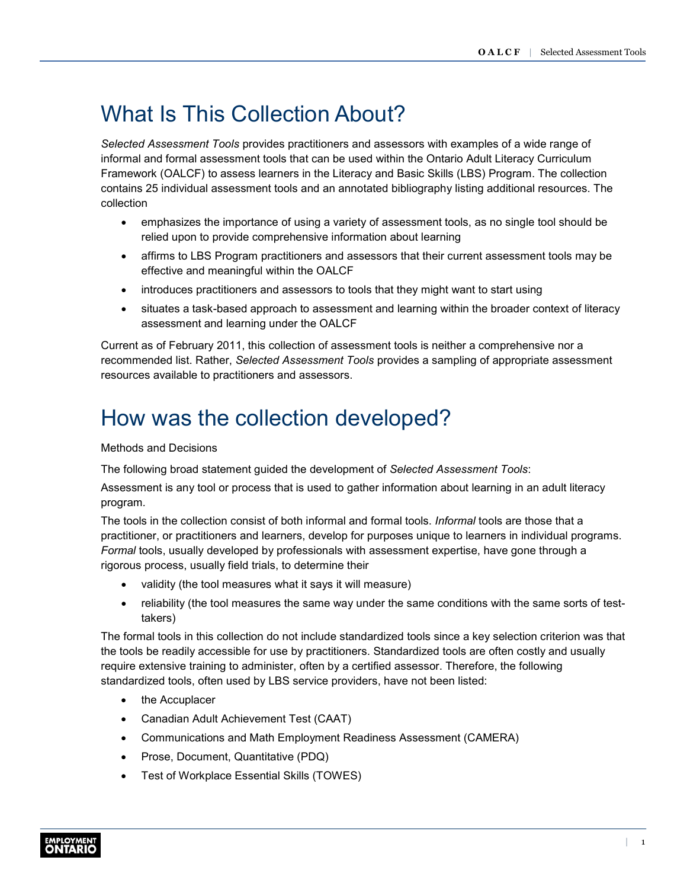# What Is This Collection About?

*Selected Assessment Tools* provides practitioners and assessors with examples of a wide range of informal and formal assessment tools that can be used within the Ontario Adult Literacy Curriculum Framework (OALCF) to assess learners in the Literacy and Basic Skills (LBS) Program. The collection contains 25 individual assessment tools and an annotated bibliography listing additional resources. The collection

- emphasizes the importance of using a variety of assessment tools, as no single tool should be relied upon to provide comprehensive information about learning
- affirms to LBS Program practitioners and assessors that their current assessment tools may be effective and meaningful within the OALCF
- introduces practitioners and assessors to tools that they might want to start using
- situates a task-based approach to assessment and learning within the broader context of literacy assessment and learning under the OALCF

Current as of February 2011, this collection of assessment tools is neither a comprehensive nor a recommended list. Rather, *Selected Assessment Tools* provides a sampling of appropriate assessment resources available to practitioners and assessors.

# How was the collection developed?

Methods and Decisions

The following broad statement guided the development of *Selected Assessment Tools*:

Assessment is any tool or process that is used to gather information about learning in an adult literacy program.

The tools in the collection consist of both informal and formal tools. *Informal* tools are those that a practitioner, or practitioners and learners, develop for purposes unique to learners in individual programs. *Formal* tools, usually developed by professionals with assessment expertise, have gone through a rigorous process, usually field trials, to determine their

- validity (the tool measures what it says it will measure)
- reliability (the tool measures the same way under the same conditions with the same sorts of test-takers)

The formal tools in this collection do not include standardized tools since a key selection criterion was that the tools be readily accessible for use by practitioners. Standardized tools are often costly and usually require extensive training to administer, often by a certified assessor. Therefore, the following standardized tools, often used by LBS service providers, have not been listed:

- the Accuplacer
- Canadian Adult Achievement Test (CAAT)
- Communications and Math Employment Readiness Assessment (CAMERA)
- Prose, Document, Quantitative (PDQ)
- Test of Workplace Essential Skills (TOWES)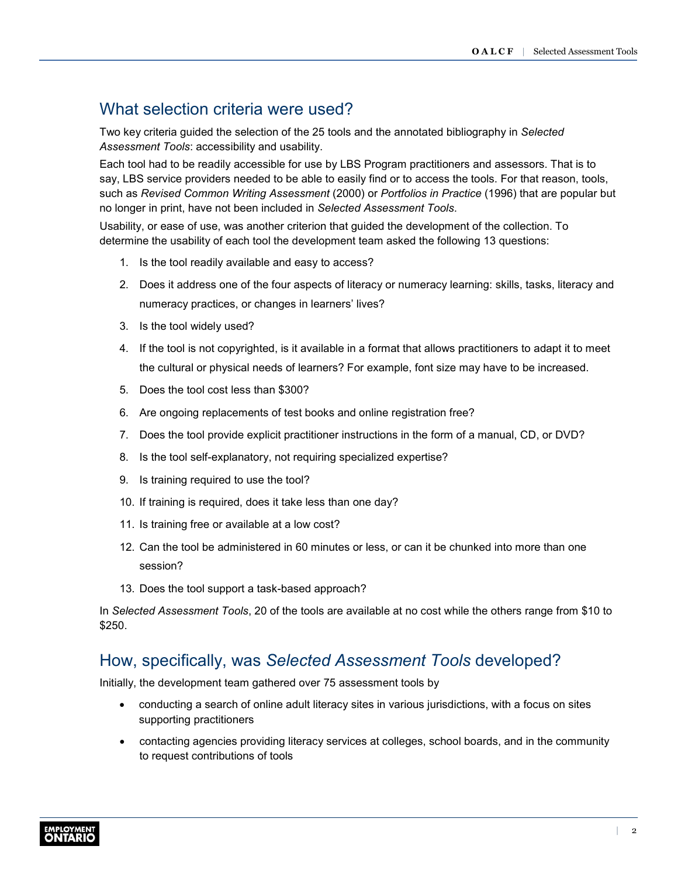## What selection criteria were used?

Two key criteria guided the selection of the 25 tools and the annotated bibliography in *Selected Assessment Tools*: accessibility and usability.

Each tool had to be readily accessible for use by LBS Program practitioners and assessors. That is to say, LBS service providers needed to be able to easily find or to access the tools. For that reason, tools, such as *Revised Common Writing Assessment* (2000) or *Portfolios in Practice* (1996) that are popular but no longer in print, have not been included in *Selected Assessment Tools*.

Usability, or ease of use, was another criterion that guided the development of the collection. To determine the usability of each tool the development team asked the following 13 questions:

1. Is the tool readily available and easy to access?
2. Does it address one of the four aspects of literacy or numeracy learning: skills, tasks, literacy and numeracy practices, or changes in learners' lives?
3. Is the tool widely used?
4. If the tool is not copyrighted, is it available in a format that allows practitioners to adapt it to meet the cultural or physical needs of learners? For example, font size may have to be increased.
5. Does the tool cost less than $300?
6. Are ongoing replacements of test books and online registration free?
7. Does the tool provide explicit practitioner instructions in the form of a manual, CD, or DVD?
8. Is the tool self-explanatory, not requiring specialized expertise?
9. Is training required to use the tool?
10. If training is required, does it take less than one day?
11. Is training free or available at a low cost?
12. Can the tool be administered in 60 minutes or less, or can it be chunked into more than one session?
13. Does the tool support a task-based approach?

In *Selected Assessment Tools*, 20 of the tools are available at no cost while the others range from $10 to $250.

## How, specifically, was *Selected Assessment Tools* developed?

Initially, the development team gathered over 75 assessment tools by

- conducting a search of online adult literacy sites in various jurisdictions, with a focus on sites supporting practitioners
- contacting agencies providing literacy services at colleges, school boards, and in the community to request contributions of tools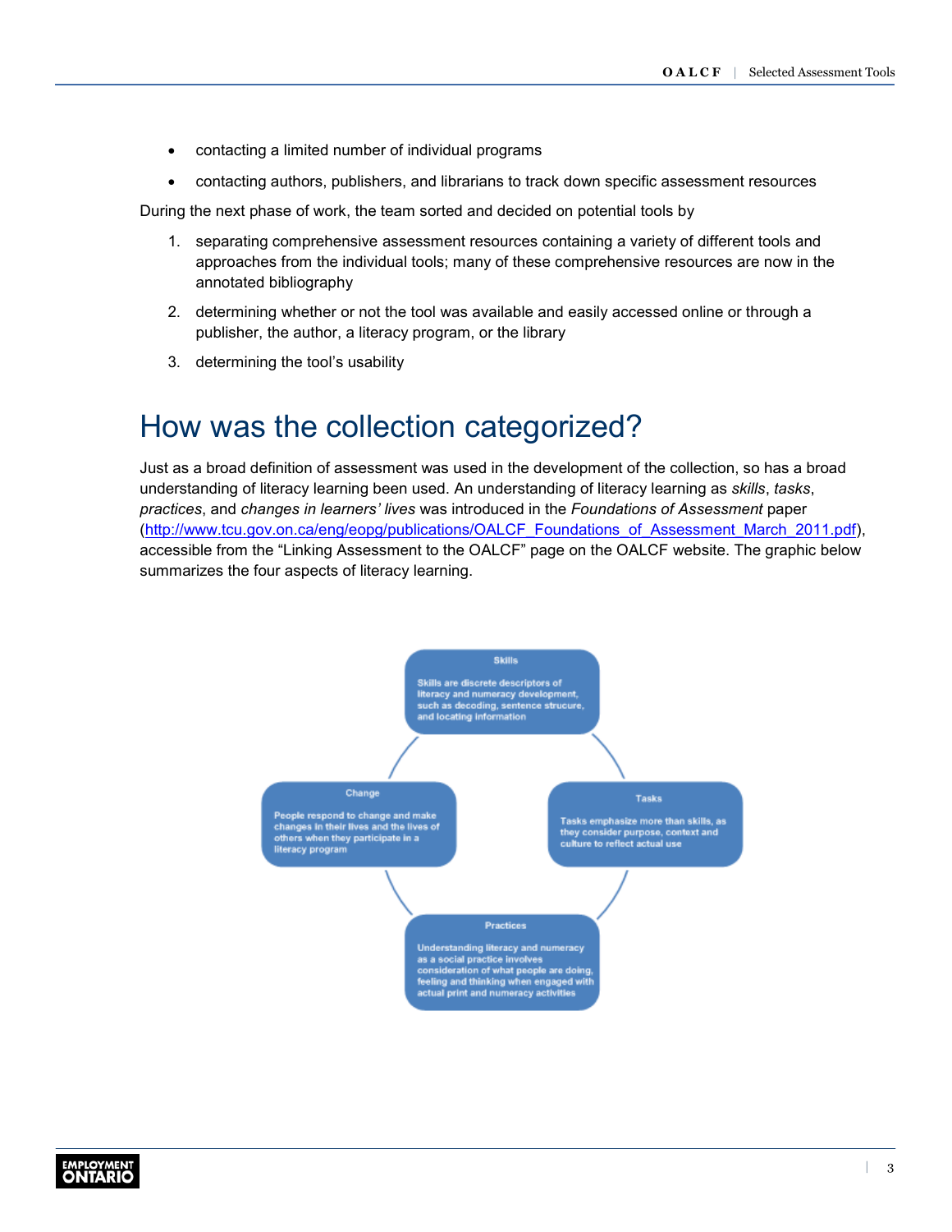- contacting a limited number of individual programs
- contacting authors, publishers, and librarians to track down specific assessment resources

During the next phase of work, the team sorted and decided on potential tools by

1. separating comprehensive assessment resources containing a variety of different tools and approaches from the individual tools; many of these comprehensive resources are now in the annotated bibliography
2. determining whether or not the tool was available and easily accessed online or through a publisher, the author, a literacy program, or the library
3. determining the tool's usability

# How was the collection categorized?

Just as a broad definition of assessment was used in the development of the collection, so has a broad understanding of literacy learning been used. An understanding of literacy learning as *skills*, *tasks*, *practices*, and *changes in learners' lives* was introduced in the *Foundations of Assessment* paper (http://www.tcu.gov.on.ca/eng/eopg/publications/OALCF_Foundations_of_Assessment_March_2011.pdf), accessible from the "Linking Assessment to the OALCF" page on the OALCF website. The graphic below summarizes the four aspects of literacy learning.

**Skills**

Skills are discrete descriptors of literacy and numeracy development, such as decoding, sentence strucure, and locating information

**Tasks**

Tasks emphasize more than skills, as they consider purpose, context and culture to reflect actual use

**Practices**

Understanding literacy and numeracy as a social practice involves consideration of what people are doing, feeling and thinking when engaged with actual print and numeracy activities

**Change**

People respond to change and make changes in their lives and the lives of others when they participate in a literacy program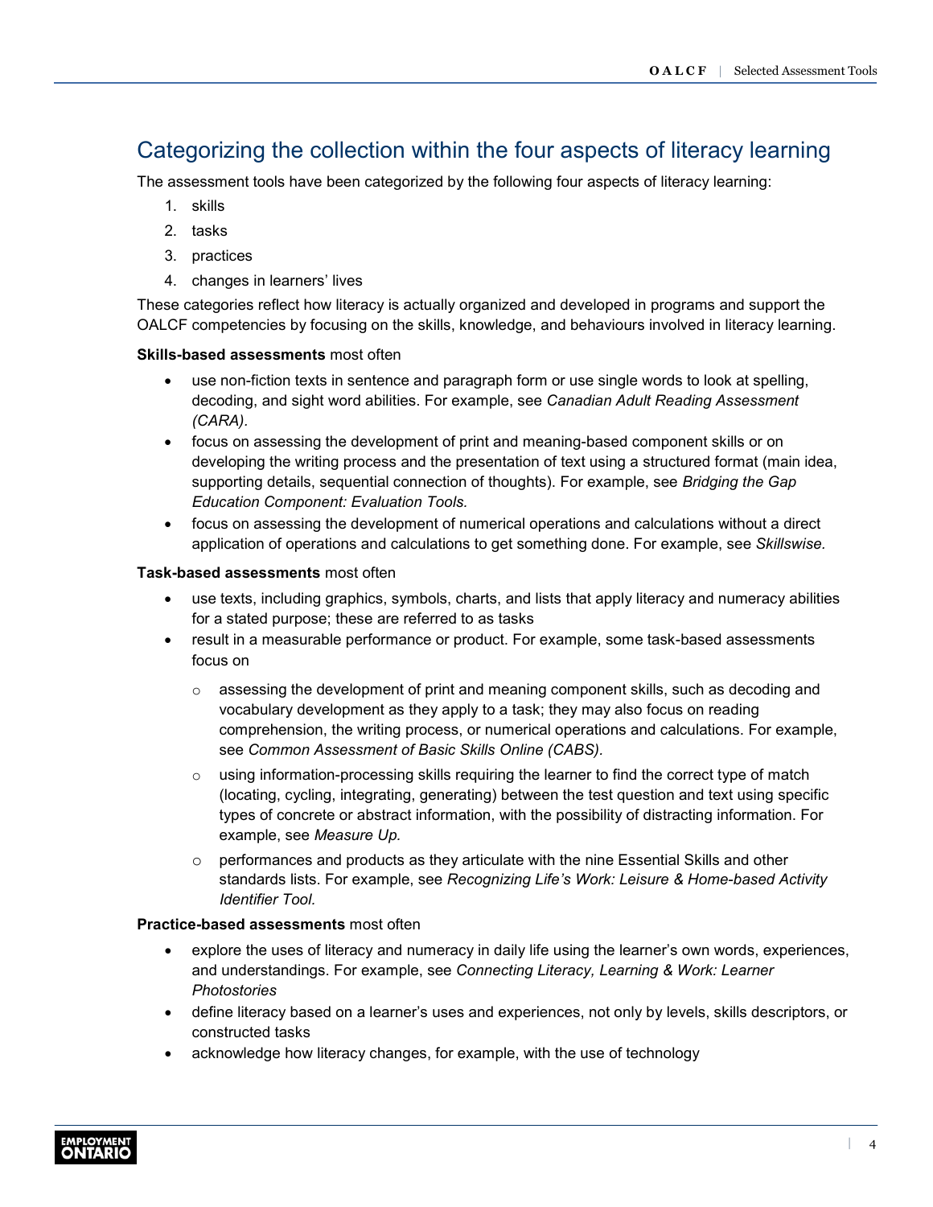## Categorizing the collection within the four aspects of literacy learning

The assessment tools have been categorized by the following four aspects of literacy learning:

1. skills
2. tasks
3. practices
4. changes in learners' lives

These categories reflect how literacy is actually organized and developed in programs and support the OALCF competencies by focusing on the skills, knowledge, and behaviours involved in literacy learning.

**Skills-based assessments** most often

- use non-fiction texts in sentence and paragraph form or use single words to look at spelling, decoding, and sight word abilities. For example, see *Canadian Adult Reading Assessment (CARA).*
- focus on assessing the development of print and meaning-based component skills or on developing the writing process and the presentation of text using a structured format (main idea, supporting details, sequential connection of thoughts). For example, see *Bridging the Gap Education Component: Evaluation Tools.*
- focus on assessing the development of numerical operations and calculations without a direct application of operations and calculations to get something done. For example, see *Skillswise.*

**Task-based assessments** most often

- use texts, including graphics, symbols, charts, and lists that apply literacy and numeracy abilities for a stated purpose; these are referred to as tasks
- result in a measurable performance or product. For example, some task-based assessments focus on
  - assessing the development of print and meaning component skills, such as decoding and vocabulary development as they apply to a task; they may also focus on reading comprehension, the writing process, or numerical operations and calculations. For example, see *Common Assessment of Basic Skills Online (CABS).*
  - using information-processing skills requiring the learner to find the correct type of match (locating, cycling, integrating, generating) between the test question and text using specific types of concrete or abstract information, with the possibility of distracting information. For example, see *Measure Up.*
  - performances and products as they articulate with the nine Essential Skills and other standards lists. For example, see *Recognizing Life's Work: Leisure & Home-based Activity Identifier Tool.*

**Practice-based assessments** most often

- explore the uses of literacy and numeracy in daily life using the learner's own words, experiences, and understandings. For example, see *Connecting Literacy, Learning & Work: Learner Photostories*
- define literacy based on a learner's uses and experiences, not only by levels, skills descriptors, or constructed tasks
- acknowledge how literacy changes, for example, with the use of technology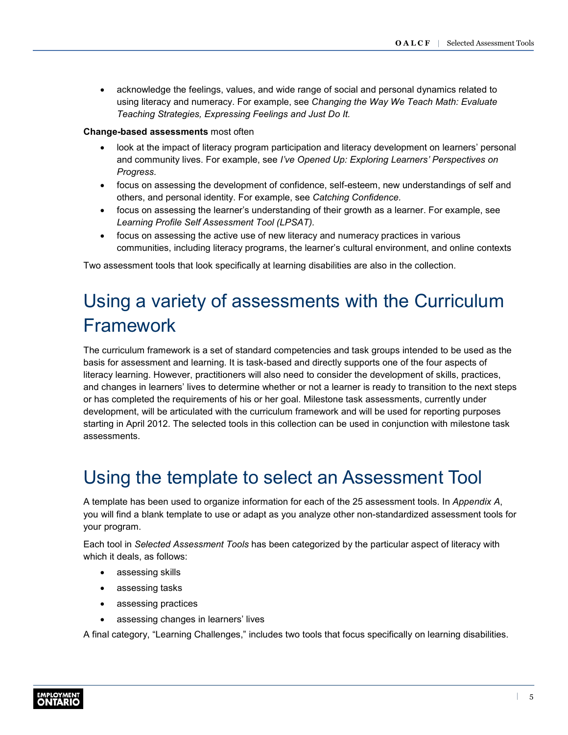- acknowledge the feelings, values, and wide range of social and personal dynamics related to using literacy and numeracy. For example, see *Changing the Way We Teach Math: Evaluate Teaching Strategies, Expressing Feelings and Just Do It.*

**Change-based assessments** most often

- look at the impact of literacy program participation and literacy development on learners' personal and community lives. For example, see *I've Opened Up: Exploring Learners' Perspectives on Progress.*
- focus on assessing the development of confidence, self-esteem, new understandings of self and others, and personal identity. For example, see *Catching Confidence.*
- focus on assessing the learner's understanding of their growth as a learner. For example, see *Learning Profile Self Assessment Tool (LPSAT).*
- focus on assessing the active use of new literacy and numeracy practices in various communities, including literacy programs, the learner's cultural environment, and online contexts

Two assessment tools that look specifically at learning disabilities are also in the collection.

# Using a variety of assessments with the Curriculum Framework

The curriculum framework is a set of standard competencies and task groups intended to be used as the basis for assessment and learning. It is task-based and directly supports one of the four aspects of literacy learning. However, practitioners will also need to consider the development of skills, practices, and changes in learners' lives to determine whether or not a learner is ready to transition to the next steps or has completed the requirements of his or her goal. Milestone task assessments, currently under development, will be articulated with the curriculum framework and will be used for reporting purposes starting in April 2012. The selected tools in this collection can be used in conjunction with milestone task assessments.

# Using the template to select an Assessment Tool

A template has been used to organize information for each of the 25 assessment tools. In *Appendix A*, you will find a blank template to use or adapt as you analyze other non-standardized assessment tools for your program.

Each tool in *Selected Assessment Tools* has been categorized by the particular aspect of literacy with which it deals, as follows:

- assessing skills
- assessing tasks
- assessing practices
- assessing changes in learners' lives

A final category, "Learning Challenges," includes two tools that focus specifically on learning disabilities.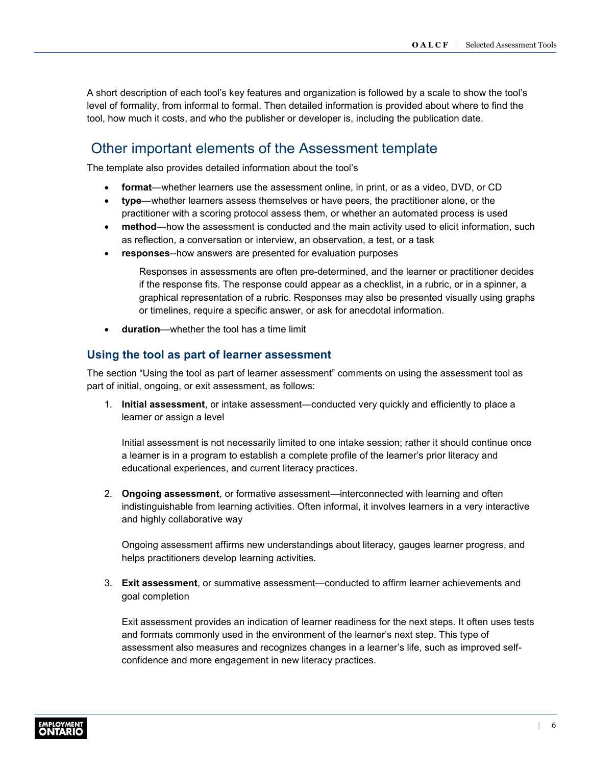A short description of each tool's key features and organization is followed by a scale to show the tool's level of formality, from informal to formal. Then detailed information is provided about where to find the tool, how much it costs, and who the publisher or developer is, including the publication date.

## Other important elements of the Assessment template

The template also provides detailed information about the tool's

- **format**—whether learners use the assessment online, in print, or as a video, DVD, or CD
- **type**—whether learners assess themselves or have peers, the practitioner alone, or the practitioner with a scoring protocol assess them, or whether an automated process is used
- **method**—how the assessment is conducted and the main activity used to elicit information, such as reflection, a conversation or interview, an observation, a test, or a task
- **responses**--how answers are presented for evaluation purposes

  Responses in assessments are often pre-determined, and the learner or practitioner decides if the response fits. The response could appear as a checklist, in a rubric, or in a spinner, a graphical representation of a rubric. Responses may also be presented visually using graphs or timelines, require a specific answer, or ask for anecdotal information.

- **duration**—whether the tool has a time limit

### Using the tool as part of learner assessment

The section "Using the tool as part of learner assessment" comments on using the assessment tool as part of initial, ongoing, or exit assessment, as follows:

1. **Initial assessment**, or intake assessment—conducted very quickly and efficiently to place a learner or assign a level

   Initial assessment is not necessarily limited to one intake session; rather it should continue once a learner is in a program to establish a complete profile of the learner's prior literacy and educational experiences, and current literacy practices.

2. **Ongoing assessment**, or formative assessment—interconnected with learning and often indistinguishable from learning activities. Often informal, it involves learners in a very interactive and highly collaborative way

   Ongoing assessment affirms new understandings about literacy, gauges learner progress, and helps practitioners develop learning activities.

3. **Exit assessment**, or summative assessment—conducted to affirm learner achievements and goal completion

   Exit assessment provides an indication of learner readiness for the next steps. It often uses tests and formats commonly used in the environment of the learner's next step. This type of assessment also measures and recognizes changes in a learner's life, such as improved self-confidence and more engagement in new literacy practices.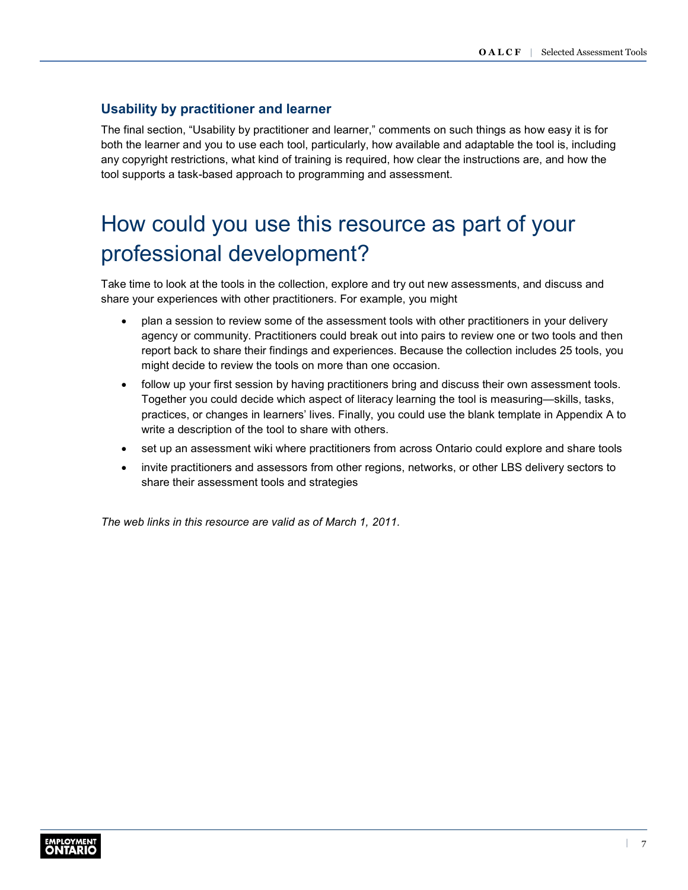### Usability by practitioner and learner

The final section, “Usability by practitioner and learner,” comments on such things as how easy it is for both the learner and you to use each tool, particularly, how available and adaptable the tool is, including any copyright restrictions, what kind of training is required, how clear the instructions are, and how the tool supports a task-based approach to programming and assessment.

# How could you use this resource as part of your professional development?

Take time to look at the tools in the collection, explore and try out new assessments, and discuss and share your experiences with other practitioners. For example, you might

- plan a session to review some of the assessment tools with other practitioners in your delivery agency or community. Practitioners could break out into pairs to review one or two tools and then report back to share their findings and experiences. Because the collection includes 25 tools, you might decide to review the tools on more than one occasion.
- follow up your first session by having practitioners bring and discuss their own assessment tools. Together you could decide which aspect of literacy learning the tool is measuring—skills, tasks, practices, or changes in learners’ lives. Finally, you could use the blank template in Appendix A to write a description of the tool to share with others.
- set up an assessment wiki where practitioners from across Ontario could explore and share tools
- invite practitioners and assessors from other regions, networks, or other LBS delivery sectors to share their assessment tools and strategies

*The web links in this resource are valid as of March 1, 2011.*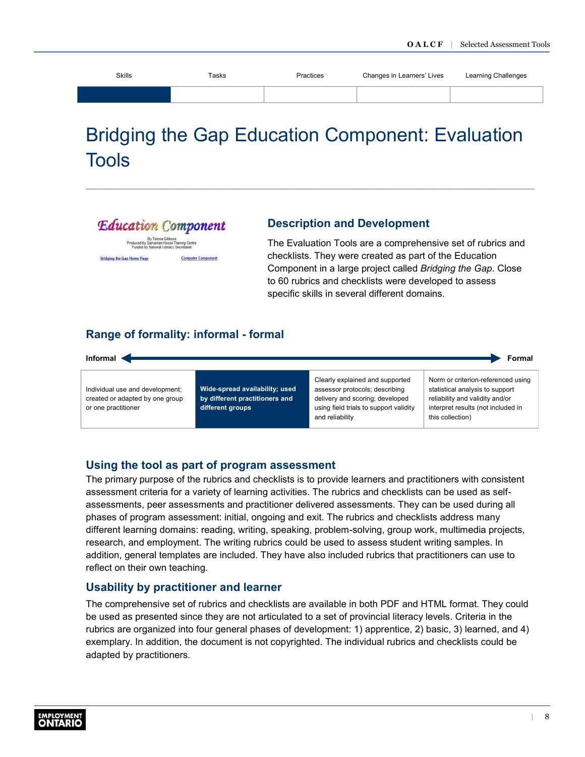| Skills | Tasks | Practices | Changes in Learners' Lives | Learning Challenges |
|---|---|---|---|---|

# Bridging the Gap Education Component: Evaluation Tools

## Description and Development

The Evaluation Tools are a comprehensive set of rubrics and checklists. They were created as part of the Education Component in a large project called *Bridging the Gap*. Close to 60 rubrics and checklists were developed to assess specific skills in several different domains.

## Range of formality: informal - formal

**Informal** ⟵⟶ **Formal**

| Individual use and development; created or adapted by one group or one practitioner | **Wide-spread availability; used by different practitioners and different groups** | Clearly explained and supported assessor protocols; describing delivery and scoring; developed using field trials to support validity and reliability | Norm or criterion-referenced using statistical analysis to support reliability and validity and/or interpret results (not included in this collection) |
|---|---|---|---|

## Using the tool as part of program assessment

The primary purpose of the rubrics and checklists is to provide learners and practitioners with consistent assessment criteria for a variety of learning activities. The rubrics and checklists can be used as self-assessments, peer assessments and practitioner delivered assessments. They can be used during all phases of program assessment: initial, ongoing and exit. The rubrics and checklists address many different learning domains: reading, writing, speaking, problem-solving, group work, multimedia projects, research, and employment. The writing rubrics could be used to assess student writing samples. In addition, general templates are included. They have also included rubrics that practitioners can use to reflect on their own teaching.

## Usability by practitioner and learner

The comprehensive set of rubrics and checklists are available in both PDF and HTML format. They could be used as presented since they are not articulated to a set of provincial literacy levels. Criteria in the rubrics are organized into four general phases of development: 1) apprentice, 2) basic, 3) learned, and 4) exemplary. In addition, the document is not copyrighted. The individual rubrics and checklists could be adapted by practitioners.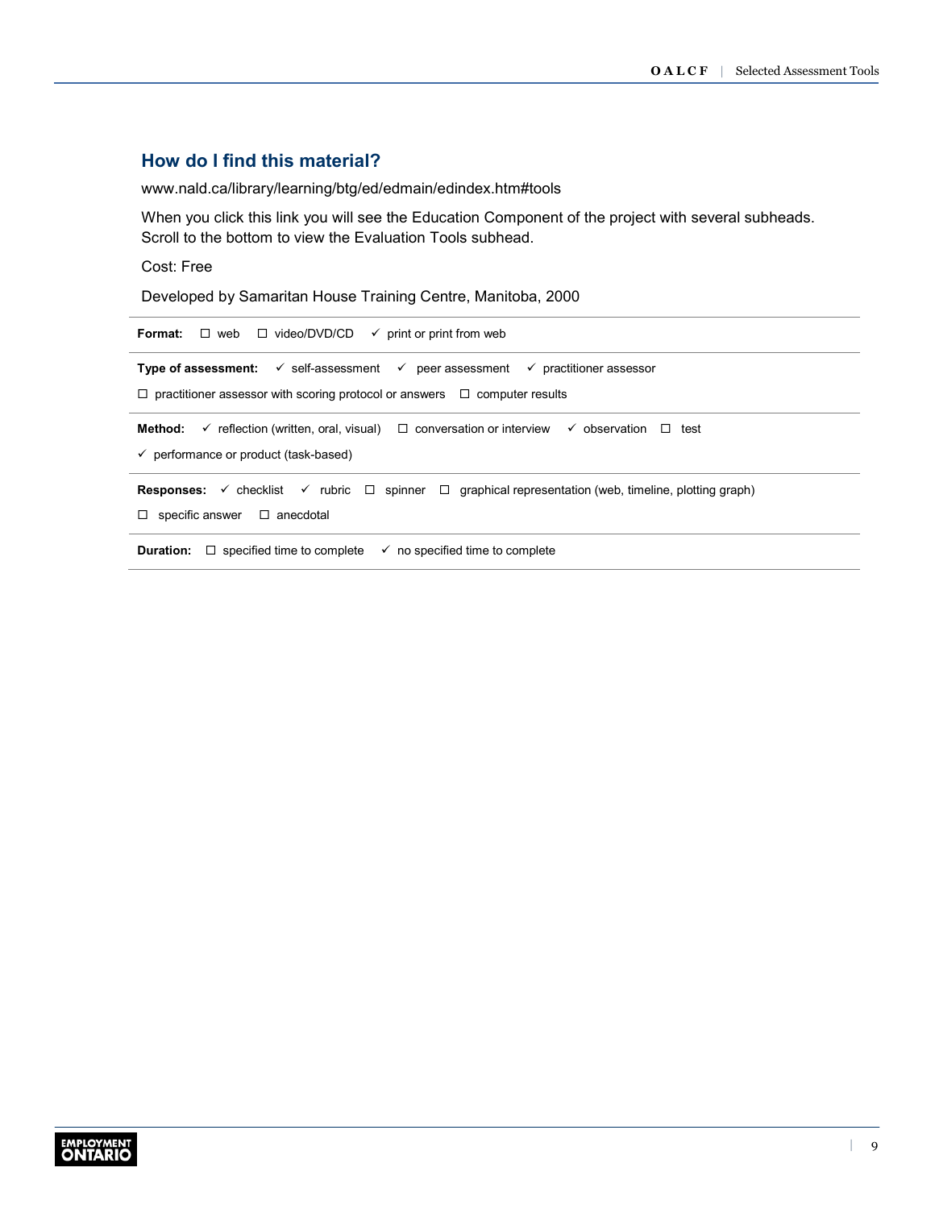## How do I find this material?

www.nald.ca/library/learning/btg/ed/edmain/edindex.htm#tools

When you click this link you will see the Education Component of the project with several subheads. Scroll to the bottom to view the Evaluation Tools subhead.

Cost: Free

Developed by Samaritan House Training Centre, Manitoba, 2000

**Format:** ☐ web ☐ video/DVD/CD ✓ print or print from web

**Type of assessment:** ✓ self-assessment ✓ peer assessment ✓ practitioner assessor ☐ practitioner assessor with scoring protocol or answers ☐ computer results

**Method:** ✓ reflection (written, oral, visual) ☐ conversation or interview ✓ observation ☐ test ✓ performance or product (task-based)

**Responses:** ✓ checklist ✓ rubric ☐ spinner ☐ graphical representation (web, timeline, plotting graph) ☐ specific answer ☐ anecdotal

**Duration:** ☐ specified time to complete ✓ no specified time to complete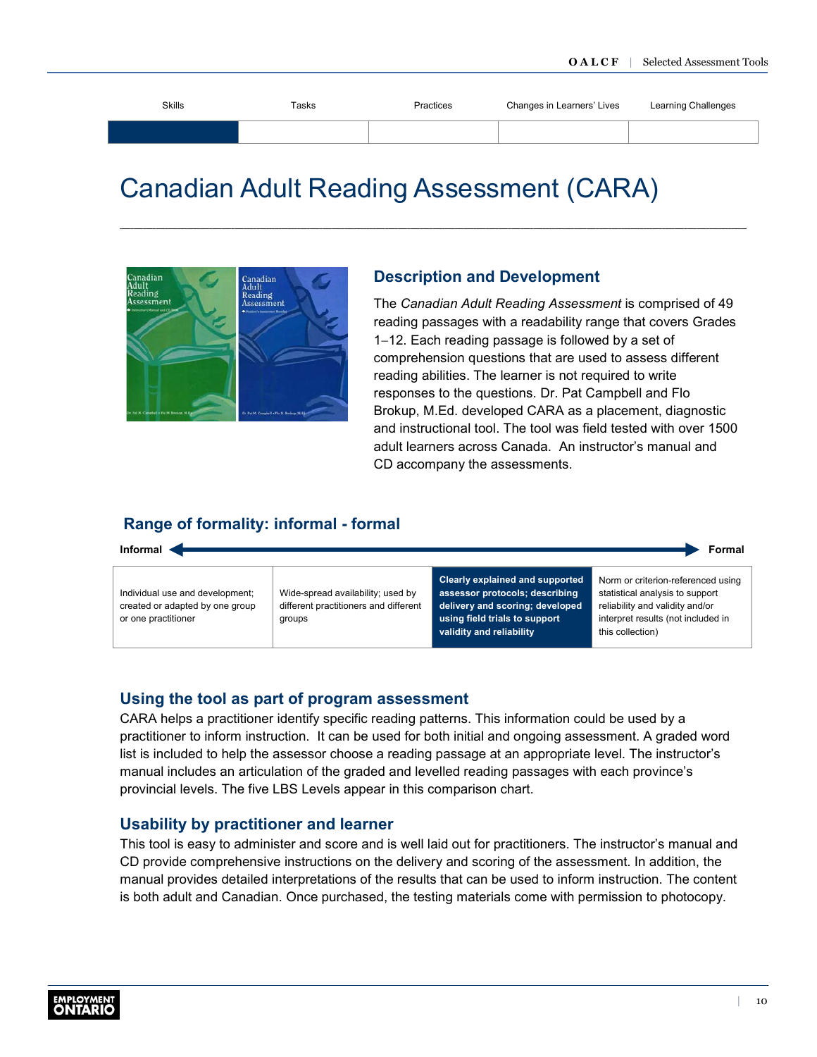| Skills | Tasks | Practices | Changes in Learners' Lives | Learning Challenges |
|---|---|---|---|---|
| ■ | | | | |

# Canadian Adult Reading Assessment (CARA)

## Description and Development

The *Canadian Adult Reading Assessment* is comprised of 49 reading passages with a readability range that covers Grades 1–12. Each reading passage is followed by a set of comprehension questions that are used to assess different reading abilities. The learner is not required to write responses to the questions. Dr. Pat Campbell and Flo Brokup, M.Ed. developed CARA as a placement, diagnostic and instructional tool. The tool was field tested with over 1500 adult learners across Canada. An instructor's manual and CD accompany the assessments.

## Range of formality: informal - formal

Informal ◄──────► Formal

| Individual use and development; created or adapted by one group or one practitioner | Wide-spread availability; used by different practitioners and different groups | **Clearly explained and supported assessor protocols; describing delivery and scoring; developed using field trials to support validity and reliability** | Norm or criterion-referenced using statistical analysis to support reliability and validity and/or interpret results (not included in this collection) |
|---|---|---|---|

## Using the tool as part of program assessment

CARA helps a practitioner identify specific reading patterns. This information could be used by a practitioner to inform instruction. It can be used for both initial and ongoing assessment. A graded word list is included to help the assessor choose a reading passage at an appropriate level. The instructor's manual includes an articulation of the graded and levelled reading passages with each province's provincial levels. The five LBS Levels appear in this comparison chart.

## Usability by practitioner and learner

This tool is easy to administer and score and is well laid out for practitioners. The instructor's manual and CD provide comprehensive instructions on the delivery and scoring of the assessment. In addition, the manual provides detailed interpretations of the results that can be used to inform instruction. The content is both adult and Canadian. Once purchased, the testing materials come with permission to photocopy.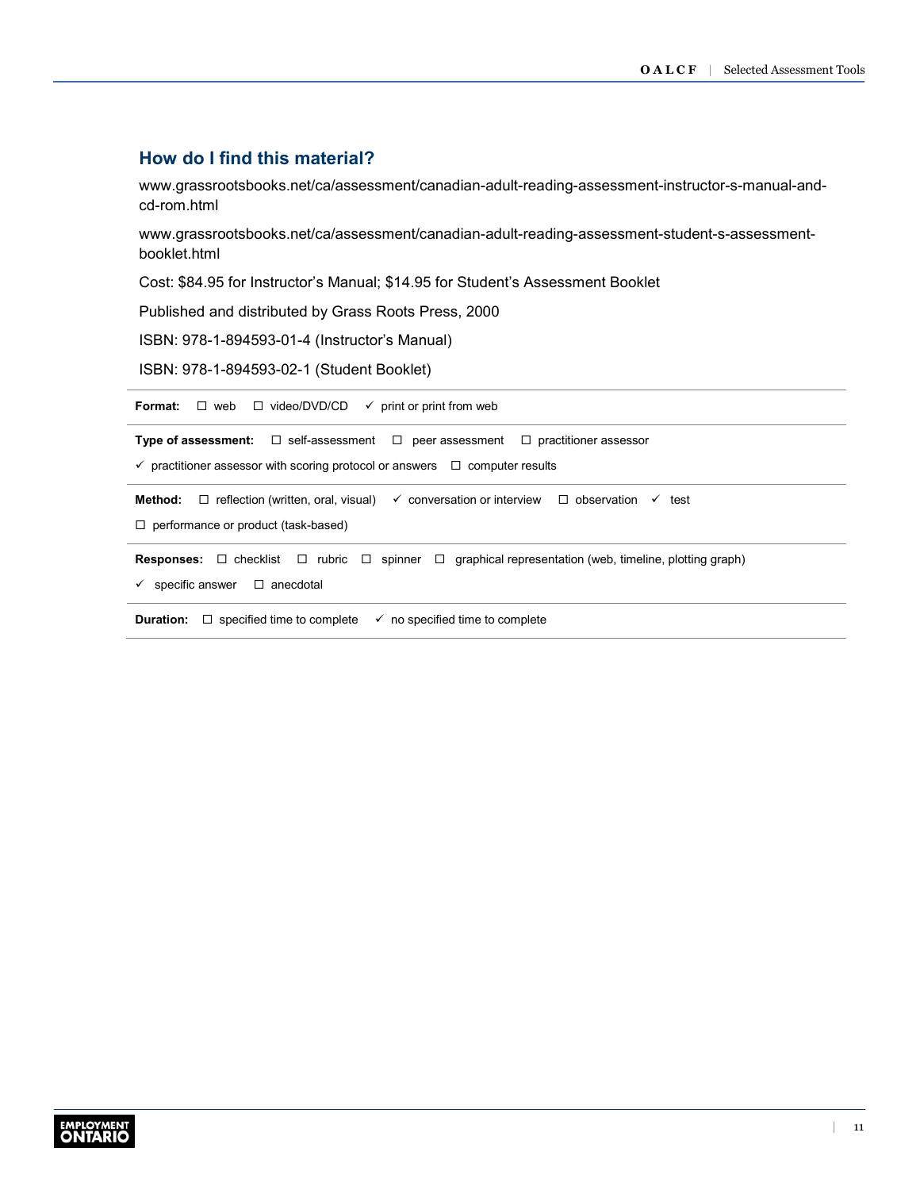## How do I find this material?

www.grassrootsbooks.net/ca/assessment/canadian-adult-reading-assessment-instructor-s-manual-and-cd-rom.html

www.grassrootsbooks.net/ca/assessment/canadian-adult-reading-assessment-student-s-assessment-booklet.html

Cost: $84.95 for Instructor's Manual; $14.95 for Student's Assessment Booklet

Published and distributed by Grass Roots Press, 2000

ISBN: 978-1-894593-01-4 (Instructor's Manual)

ISBN: 978-1-894593-02-1 (Student Booklet)

---

**Format:** ☐ web ☐ video/DVD/CD ✓ print or print from web

**Type of assessment:** ☐ self-assessment ☐ peer assessment ☐ practitioner assessor ✓ practitioner assessor with scoring protocol or answers ☐ computer results

**Method:** ☐ reflection (written, oral, visual) ✓ conversation or interview ☐ observation ✓ test ☐ performance or product (task-based)

**Responses:** ☐ checklist ☐ rubric ☐ spinner ☐ graphical representation (web, timeline, plotting graph) ✓ specific answer ☐ anecdotal

**Duration:** ☐ specified time to complete ✓ no specified time to complete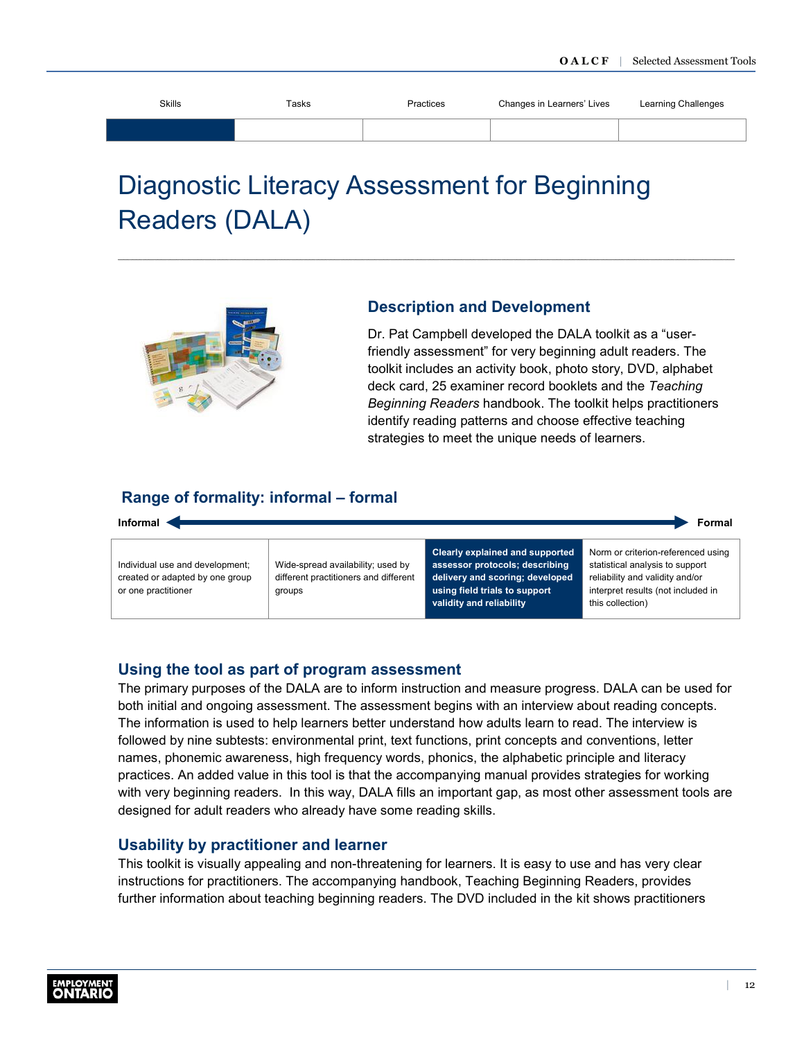| Skills | Tasks | Practices | Changes in Learners' Lives | Learning Challenges |
|---|---|---|---|---|
| ■ | | | | |

# Diagnostic Literacy Assessment for Beginning Readers (DALA)

## Description and Development

Dr. Pat Campbell developed the DALA toolkit as a "user-friendly assessment" for very beginning adult readers. The toolkit includes an activity book, photo story, DVD, alphabet deck card, 25 examiner record booklets and the *Teaching Beginning Readers* handbook. The toolkit helps practitioners identify reading patterns and choose effective teaching strategies to meet the unique needs of learners.

## Range of formality: informal – formal

**Informal** ◄——————————► **Formal**

| Individual use and development; created or adapted by one group or one practitioner | Wide-spread availability; used by different practitioners and different groups | **Clearly explained and supported assessor protocols; describing delivery and scoring; developed using field trials to support validity and reliability** | Norm or criterion-referenced using statistical analysis to support reliability and validity and/or interpret results (not included in this collection) |
|---|---|---|---|

## Using the tool as part of program assessment

The primary purposes of the DALA are to inform instruction and measure progress. DALA can be used for both initial and ongoing assessment. The assessment begins with an interview about reading concepts. The information is used to help learners better understand how adults learn to read. The interview is followed by nine subtests: environmental print, text functions, print concepts and conventions, letter names, phonemic awareness, high frequency words, phonics, the alphabetic principle and literacy practices. An added value in this tool is that the accompanying manual provides strategies for working with very beginning readers. In this way, DALA fills an important gap, as most other assessment tools are designed for adult readers who already have some reading skills.

## Usability by practitioner and learner

This toolkit is visually appealing and non-threatening for learners. It is easy to use and has very clear instructions for practitioners. The accompanying handbook, Teaching Beginning Readers, provides further information about teaching beginning readers. The DVD included in the kit shows practitioners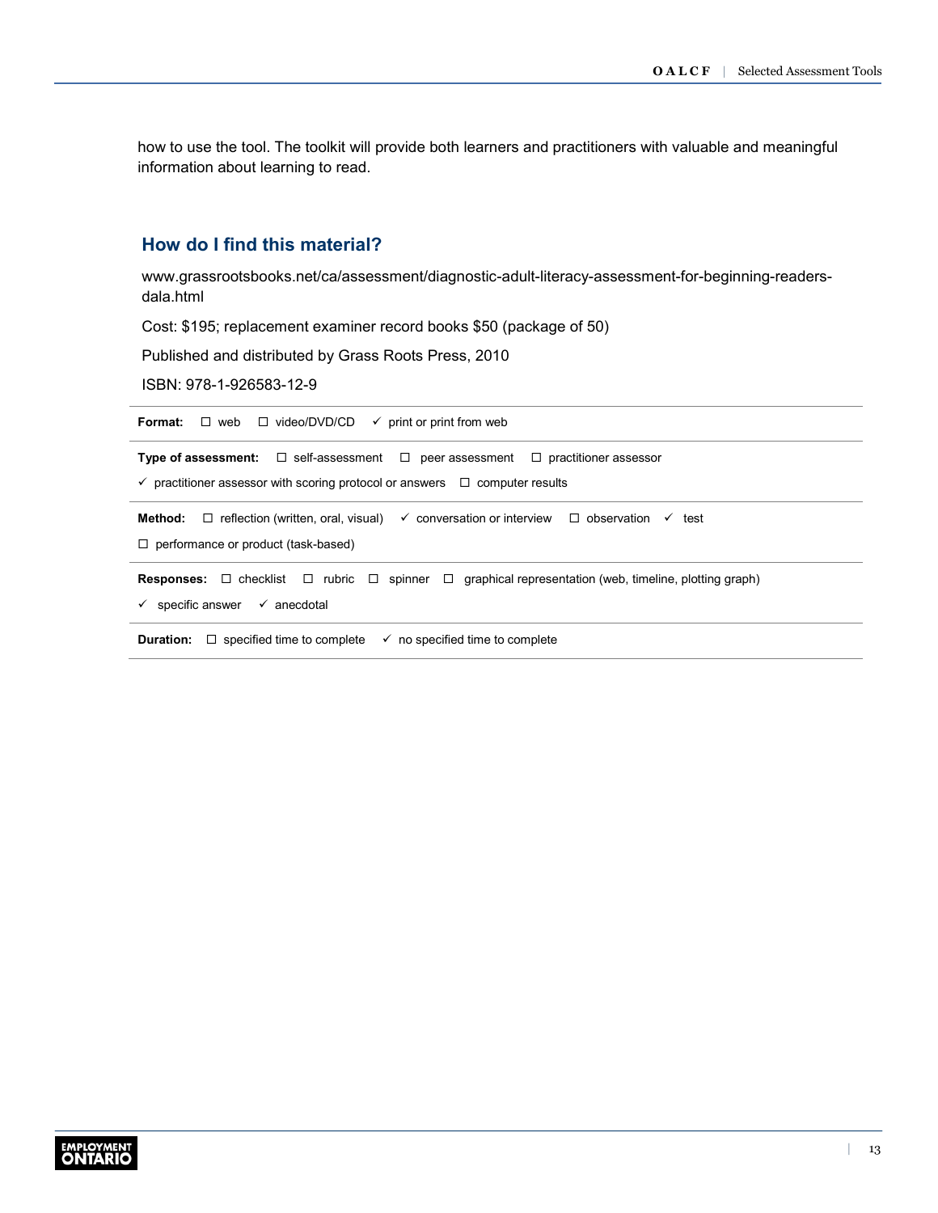how to use the tool. The toolkit will provide both learners and practitioners with valuable and meaningful information about learning to read.

## How do I find this material?

www.grassrootsbooks.net/ca/assessment/diagnostic-adult-literacy-assessment-for-beginning-readers-dala.html

Cost: $195; replacement examiner record books $50 (package of 50)

Published and distributed by Grass Roots Press, 2010

ISBN: 978-1-926583-12-9

**Format:** ☐ web ☐ video/DVD/CD ✓ print or print from web

**Type of assessment:** ☐ self-assessment ☐ peer assessment ☐ practitioner assessor ✓ practitioner assessor with scoring protocol or answers ☐ computer results

**Method:** ☐ reflection (written, oral, visual) ✓ conversation or interview ☐ observation ✓ test ☐ performance or product (task-based)

**Responses:** ☐ checklist ☐ rubric ☐ spinner ☐ graphical representation (web, timeline, plotting graph) ✓ specific answer ✓ anecdotal

**Duration:** ☐ specified time to complete ✓ no specified time to complete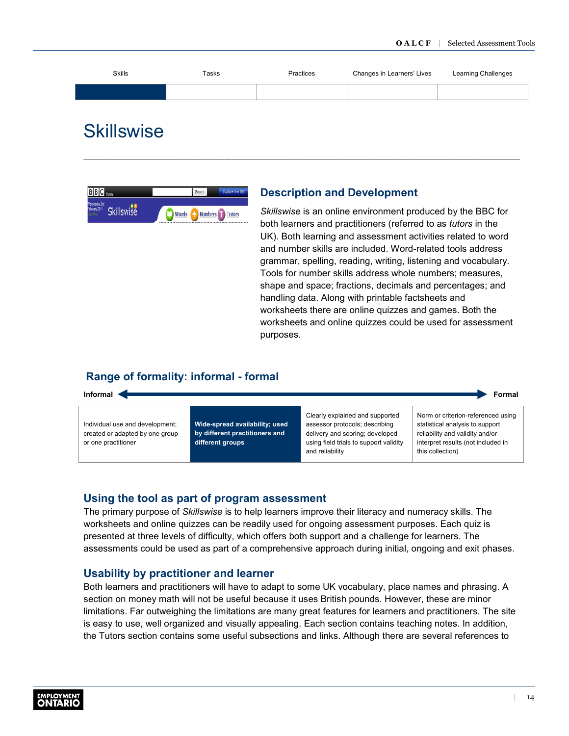| Skills | Tasks | Practices | Changes in Learners' Lives | Learning Challenges |
|---|---|---|---|---|

# Skillswise

## Description and Development

*Skillswise* is an online environment produced by the BBC for both learners and practitioners (referred to as *tutors* in the UK). Both learning and assessment activities related to word and number skills are included. Word-related tools address grammar, spelling, reading, writing, listening and vocabulary. Tools for number skills address whole numbers; measures, shape and space; fractions, decimals and percentages; and handling data. Along with printable factsheets and worksheets there are online quizzes and games. Both the worksheets and online quizzes could be used for assessment purposes.

## Range of formality: informal - formal

**Informal** ⟷ **Formal**

| Individual use and development; created or adapted by one group or one practitioner | **Wide-spread availability; used by different practitioners and different groups** | Clearly explained and supported assessor protocols; describing delivery and scoring; developed using field trials to support validity and reliability | Norm or criterion-referenced using statistical analysis to support reliability and validity and/or interpret results (not included in this collection) |
|---|---|---|---|

## Using the tool as part of program assessment

The primary purpose of *Skillswise* is to help learners improve their literacy and numeracy skills. The worksheets and online quizzes can be readily used for ongoing assessment purposes. Each quiz is presented at three levels of difficulty, which offers both support and a challenge for learners. The assessments could be used as part of a comprehensive approach during initial, ongoing and exit phases.

## Usability by practitioner and learner

Both learners and practitioners will have to adapt to some UK vocabulary, place names and phrasing. A section on money math will not be useful because it uses British pounds. However, these are minor limitations. Far outweighing the limitations are many great features for learners and practitioners. The site is easy to use, well organized and visually appealing. Each section contains teaching notes. In addition, the Tutors section contains some useful subsections and links. Although there are several references to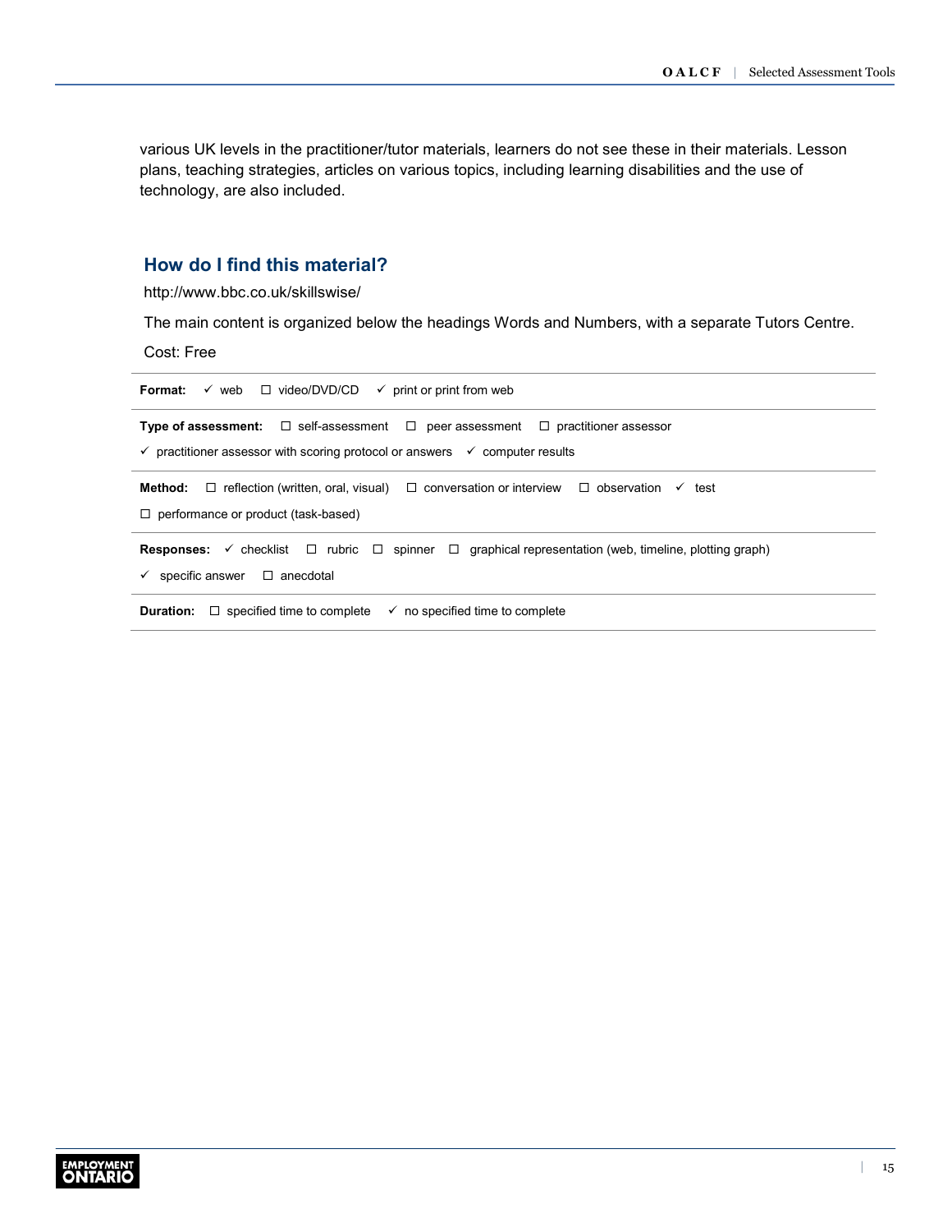various UK levels in the practitioner/tutor materials, learners do not see these in their materials. Lesson plans, teaching strategies, articles on various topics, including learning disabilities and the use of technology, are also included.

## How do I find this material?

http://www.bbc.co.uk/skillswise/

The main content is organized below the headings Words and Numbers, with a separate Tutors Centre.

Cost: Free

**Format:** ✓ web ☐ video/DVD/CD ✓ print or print from web

**Type of assessment:** ☐ self-assessment ☐ peer assessment ☐ practitioner assessor ✓ practitioner assessor with scoring protocol or answers ✓ computer results

**Method:** ☐ reflection (written, oral, visual) ☐ conversation or interview ☐ observation ✓ test ☐ performance or product (task-based)

**Responses:** ✓ checklist ☐ rubric ☐ spinner ☐ graphical representation (web, timeline, plotting graph) ✓ specific answer ☐ anecdotal

**Duration:** ☐ specified time to complete ✓ no specified time to complete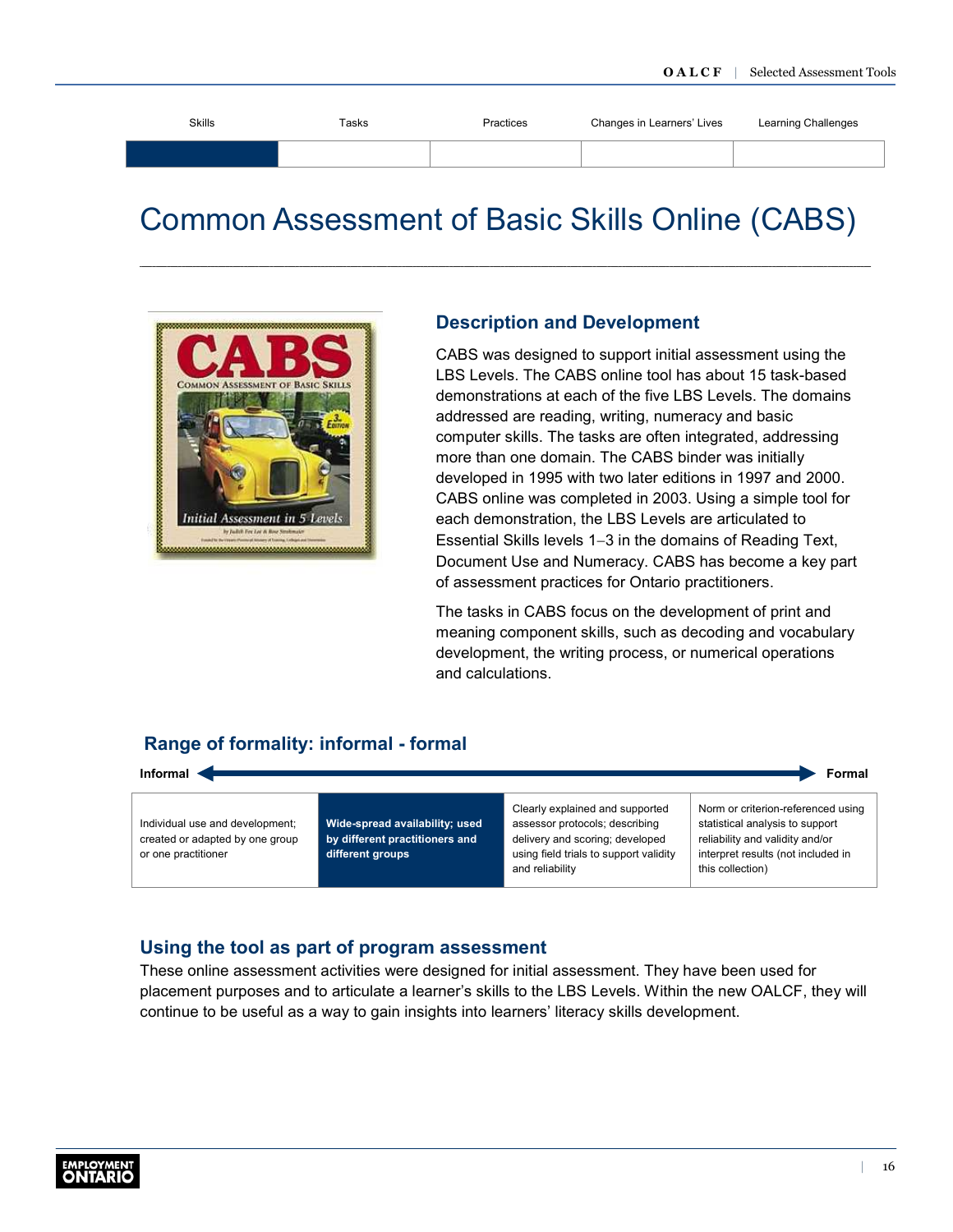| Skills | Tasks | Practices | Changes in Learners' Lives | Learning Challenges |
|---|---|---|---|---|
| ■ | | | | |

# Common Assessment of Basic Skills Online (CABS)

## Description and Development

CABS was designed to support initial assessment using the LBS Levels. The CABS online tool has about 15 task-based demonstrations at each of the five LBS Levels. The domains addressed are reading, writing, numeracy and basic computer skills. The tasks are often integrated, addressing more than one domain. The CABS binder was initially developed in 1995 with two later editions in 1997 and 2000. CABS online was completed in 2003. Using a simple tool for each demonstration, the LBS Levels are articulated to Essential Skills levels 1–3 in the domains of Reading Text, Document Use and Numeracy. CABS has become a key part of assessment practices for Ontario practitioners.

The tasks in CABS focus on the development of print and meaning component skills, such as decoding and vocabulary development, the writing process, or numerical operations and calculations.

## Range of formality: informal - formal

**Informal** ← → **Formal**

| Individual use and development; created or adapted by one group or one practitioner | **Wide-spread availability; used by different practitioners and different groups** | Clearly explained and supported assessor protocols; describing delivery and scoring; developed using field trials to support validity and reliability | Norm or criterion-referenced using statistical analysis to support reliability and validity and/or interpret results (not included in this collection) |
|---|---|---|---|

## Using the tool as part of program assessment

These online assessment activities were designed for initial assessment. They have been used for placement purposes and to articulate a learner's skills to the LBS Levels. Within the new OALCF, they will continue to be useful as a way to gain insights into learners' literacy skills development.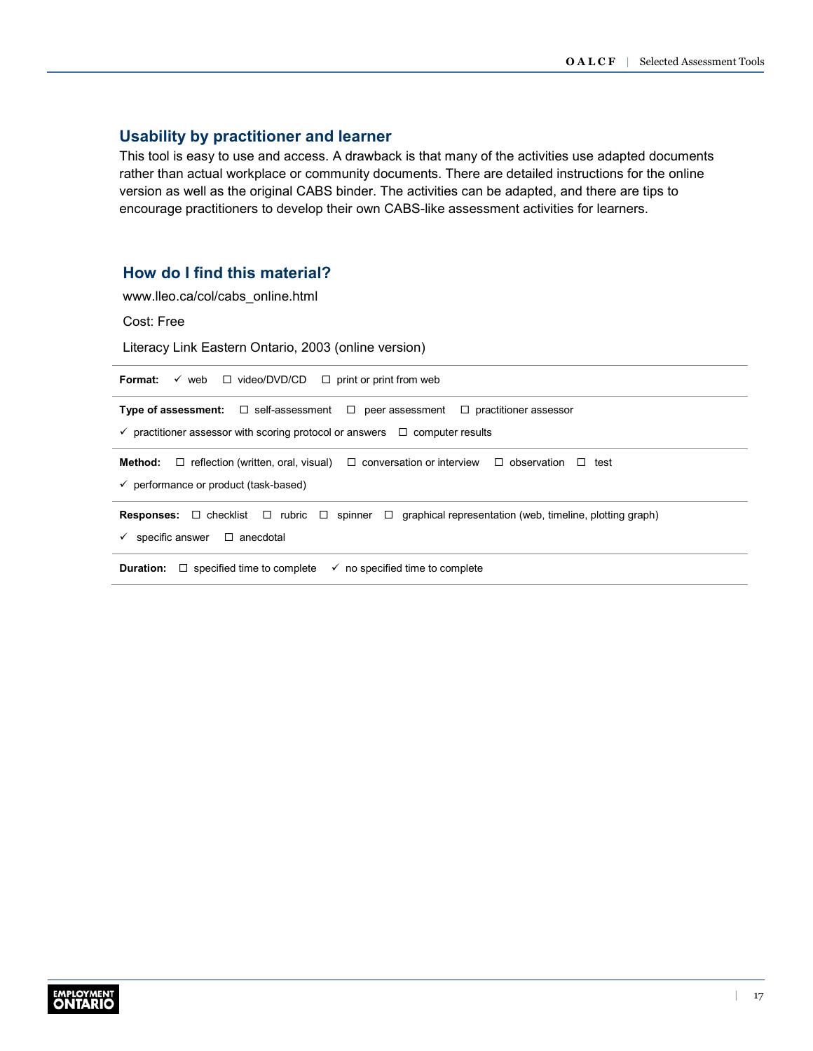## Usability by practitioner and learner

This tool is easy to use and access. A drawback is that many of the activities use adapted documents rather than actual workplace or community documents. There are detailed instructions for the online version as well as the original CABS binder. The activities can be adapted, and there are tips to encourage practitioners to develop their own CABS-like assessment activities for learners.

## How do I find this material?

www.lleo.ca/col/cabs_online.html

Cost: Free

Literacy Link Eastern Ontario, 2003 (online version)

**Format:** ✓ web ☐ video/DVD/CD ☐ print or print from web

**Type of assessment:** ☐ self-assessment ☐ peer assessment ☐ practitioner assessor ✓ practitioner assessor with scoring protocol or answers ☐ computer results

**Method:** ☐ reflection (written, oral, visual) ☐ conversation or interview ☐ observation ☐ test ✓ performance or product (task-based)

**Responses:** ☐ checklist ☐ rubric ☐ spinner ☐ graphical representation (web, timeline, plotting graph) ✓ specific answer ☐ anecdotal

**Duration:** ☐ specified time to complete ✓ no specified time to complete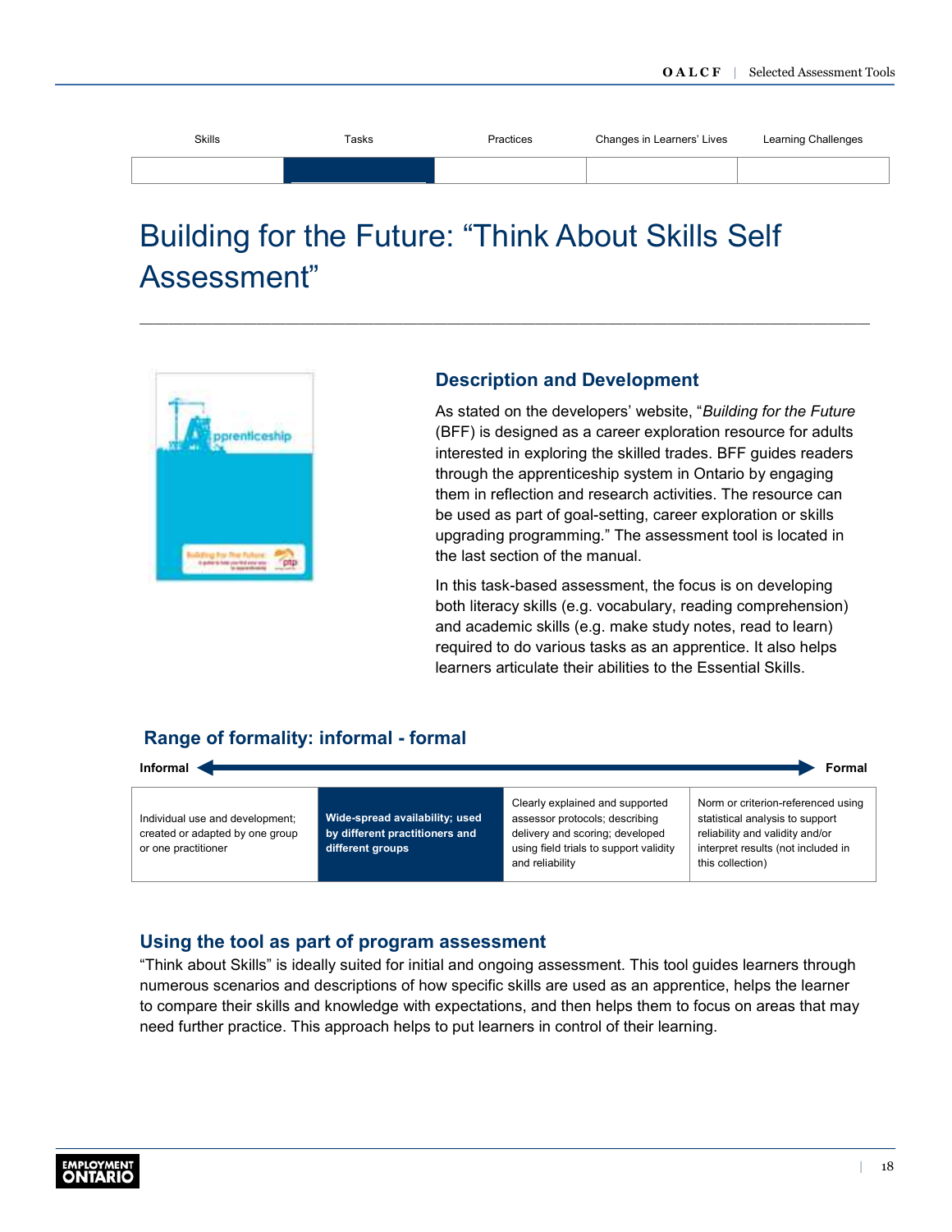| Skills | Tasks | Practices | Changes in Learners' Lives | Learning Challenges |
|---|---|---|---|---|

# Building for the Future: "Think About Skills Self Assessment"

## Description and Development

As stated on the developers' website, "*Building for the Future* (BFF) is designed as a career exploration resource for adults interested in exploring the skilled trades. BFF guides readers through the apprenticeship system in Ontario by engaging them in reflection and research activities. The resource can be used as part of goal-setting, career exploration or skills upgrading programming." The assessment tool is located in the last section of the manual.

In this task-based assessment, the focus is on developing both literacy skills (e.g. vocabulary, reading comprehension) and academic skills (e.g. make study notes, read to learn) required to do various tasks as an apprentice. It also helps learners articulate their abilities to the Essential Skills.

## Range of formality: informal - formal

Informal ← → Formal

| Individual use and development; created or adapted by one group or one practitioner | **Wide-spread availability; used by different practitioners and different groups** | Clearly explained and supported assessor protocols; describing delivery and scoring; developed using field trials to support validity and reliability | Norm or criterion-referenced using statistical analysis to support reliability and validity and/or interpret results (not included in this collection) |
|---|---|---|---|

## Using the tool as part of program assessment

"Think about Skills" is ideally suited for initial and ongoing assessment. This tool guides learners through numerous scenarios and descriptions of how specific skills are used as an apprentice, helps the learner to compare their skills and knowledge with expectations, and then helps them to focus on areas that may need further practice. This approach helps to put learners in control of their learning.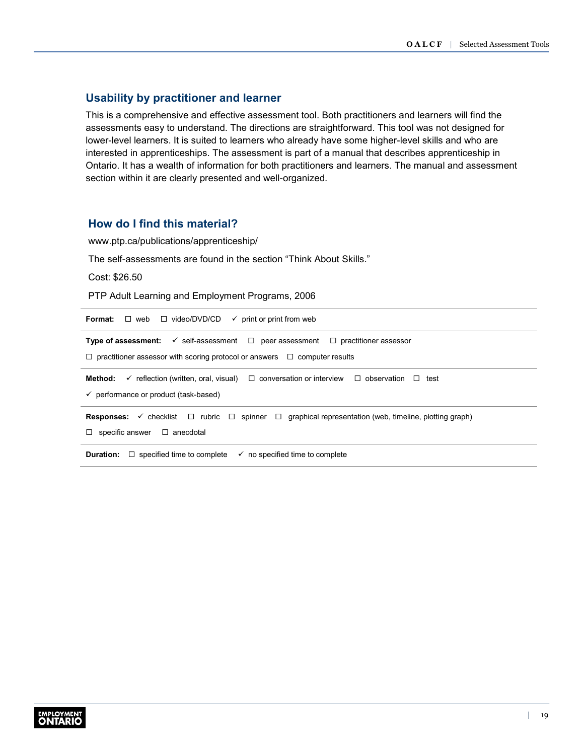## Usability by practitioner and learner

This is a comprehensive and effective assessment tool. Both practitioners and learners will find the assessments easy to understand. The directions are straightforward. This tool was not designed for lower-level learners. It is suited to learners who already have some higher-level skills and who are interested in apprenticeships. The assessment is part of a manual that describes apprenticeship in Ontario. It has a wealth of information for both practitioners and learners. The manual and assessment section within it are clearly presented and well-organized.

## How do I find this material?

www.ptp.ca/publications/apprenticeship/

The self-assessments are found in the section "Think About Skills."

Cost: $26.50

PTP Adult Learning and Employment Programs, 2006

**Format:** ☐ web ☐ video/DVD/CD ✓ print or print from web

**Type of assessment:** ✓ self-assessment ☐ peer assessment ☐ practitioner assessor ☐ practitioner assessor with scoring protocol or answers ☐ computer results

**Method:** ✓ reflection (written, oral, visual) ☐ conversation or interview ☐ observation ☐ test ✓ performance or product (task-based)

**Responses:** ✓ checklist ☐ rubric ☐ spinner ☐ graphical representation (web, timeline, plotting graph) ☐ specific answer ☐ anecdotal

**Duration:** ☐ specified time to complete ✓ no specified time to complete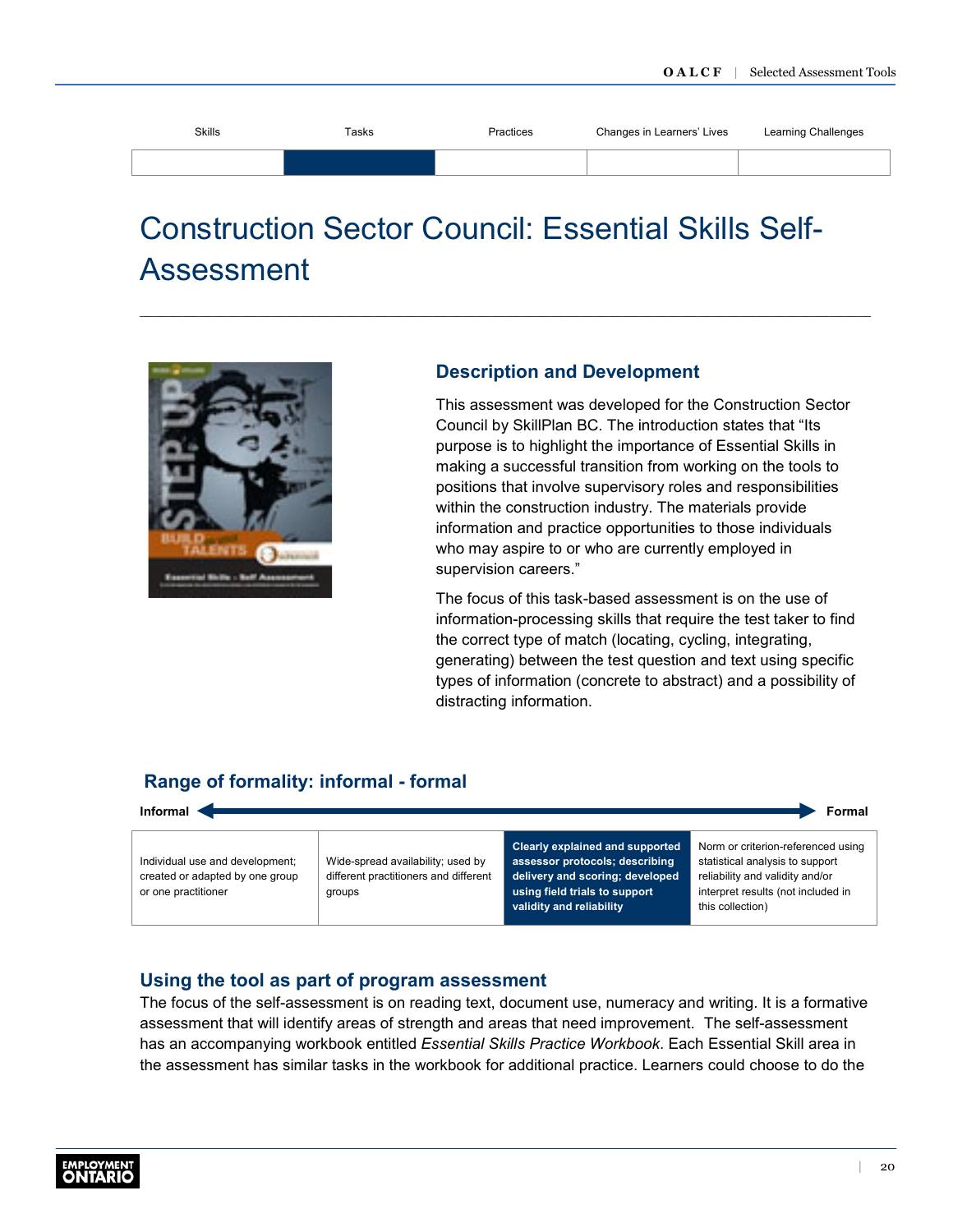| Skills | Tasks | Practices | Changes in Learners' Lives | Learning Challenges |
|---|---|---|---|---|
| | ■ | | | |

# Construction Sector Council: Essential Skills Self-Assessment

## Description and Development

This assessment was developed for the Construction Sector Council by SkillPlan BC. The introduction states that "Its purpose is to highlight the importance of Essential Skills in making a successful transition from working on the tools to positions that involve supervisory roles and responsibilities within the construction industry. The materials provide information and practice opportunities to those individuals who may aspire to or who are currently employed in supervision careers."

The focus of this task-based assessment is on the use of information-processing skills that require the test taker to find the correct type of match (locating, cycling, integrating, generating) between the test question and text using specific types of information (concrete to abstract) and a possibility of distracting information.

## Range of formality: informal - formal

**Informal** ← → **Formal**

| Individual use and development; created or adapted by one group or one practitioner | Wide-spread availability; used by different practitioners and different groups | **Clearly explained and supported assessor protocols; describing delivery and scoring; developed using field trials to support validity and reliability** | Norm or criterion-referenced using statistical analysis to support reliability and validity and/or interpret results (not included in this collection) |
|---|---|---|---|

## Using the tool as part of program assessment

The focus of the self-assessment is on reading text, document use, numeracy and writing. It is a formative assessment that will identify areas of strength and areas that need improvement. The self-assessment has an accompanying workbook entitled *Essential Skills Practice Workbook*. Each Essential Skill area in the assessment has similar tasks in the workbook for additional practice. Learners could choose to do the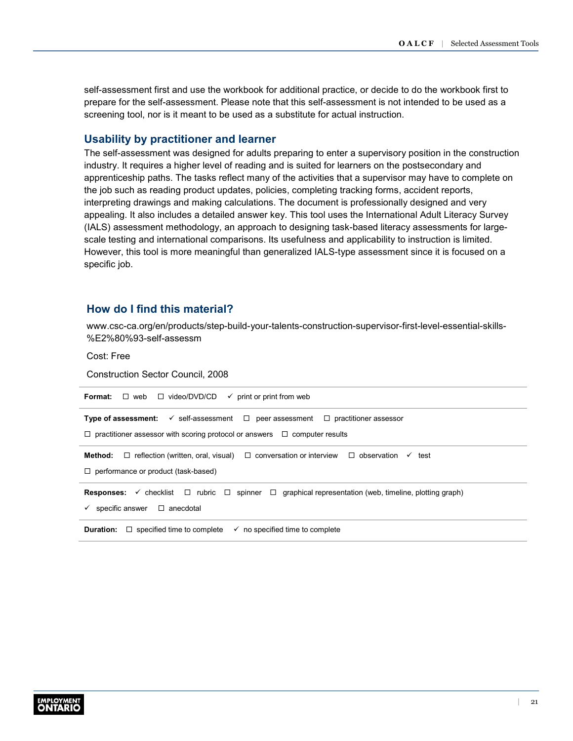self-assessment first and use the workbook for additional practice, or decide to do the workbook first to prepare for the self-assessment. Please note that this self-assessment is not intended to be used as a screening tool, nor is it meant to be used as a substitute for actual instruction.

### Usability by practitioner and learner

The self-assessment was designed for adults preparing to enter a supervisory position in the construction industry. It requires a higher level of reading and is suited for learners on the postsecondary and apprenticeship paths. The tasks reflect many of the activities that a supervisor may have to complete on the job such as reading product updates, policies, completing tracking forms, accident reports, interpreting drawings and making calculations. The document is professionally designed and very appealing. It also includes a detailed answer key. This tool uses the International Adult Literacy Survey (IALS) assessment methodology, an approach to designing task-based literacy assessments for large-scale testing and international comparisons. Its usefulness and applicability to instruction is limited. However, this tool is more meaningful than generalized IALS-type assessment since it is focused on a specific job.

### How do I find this material?

www.csc-ca.org/en/products/step-build-your-talents-construction-supervisor-first-level-essential-skills-%E2%80%93-self-assessm

Cost: Free

Construction Sector Council, 2008

**Format:** ☐ web ☐ video/DVD/CD ✓ print or print from web

**Type of assessment:** ✓ self-assessment ☐ peer assessment ☐ practitioner assessor ☐ practitioner assessor with scoring protocol or answers ☐ computer results

**Method:** ☐ reflection (written, oral, visual) ☐ conversation or interview ☐ observation ✓ test ☐ performance or product (task-based)

**Responses:** ✓ checklist ☐ rubric ☐ spinner ☐ graphical representation (web, timeline, plotting graph) ✓ specific answer ☐ anecdotal

**Duration:** ☐ specified time to complete ✓ no specified time to complete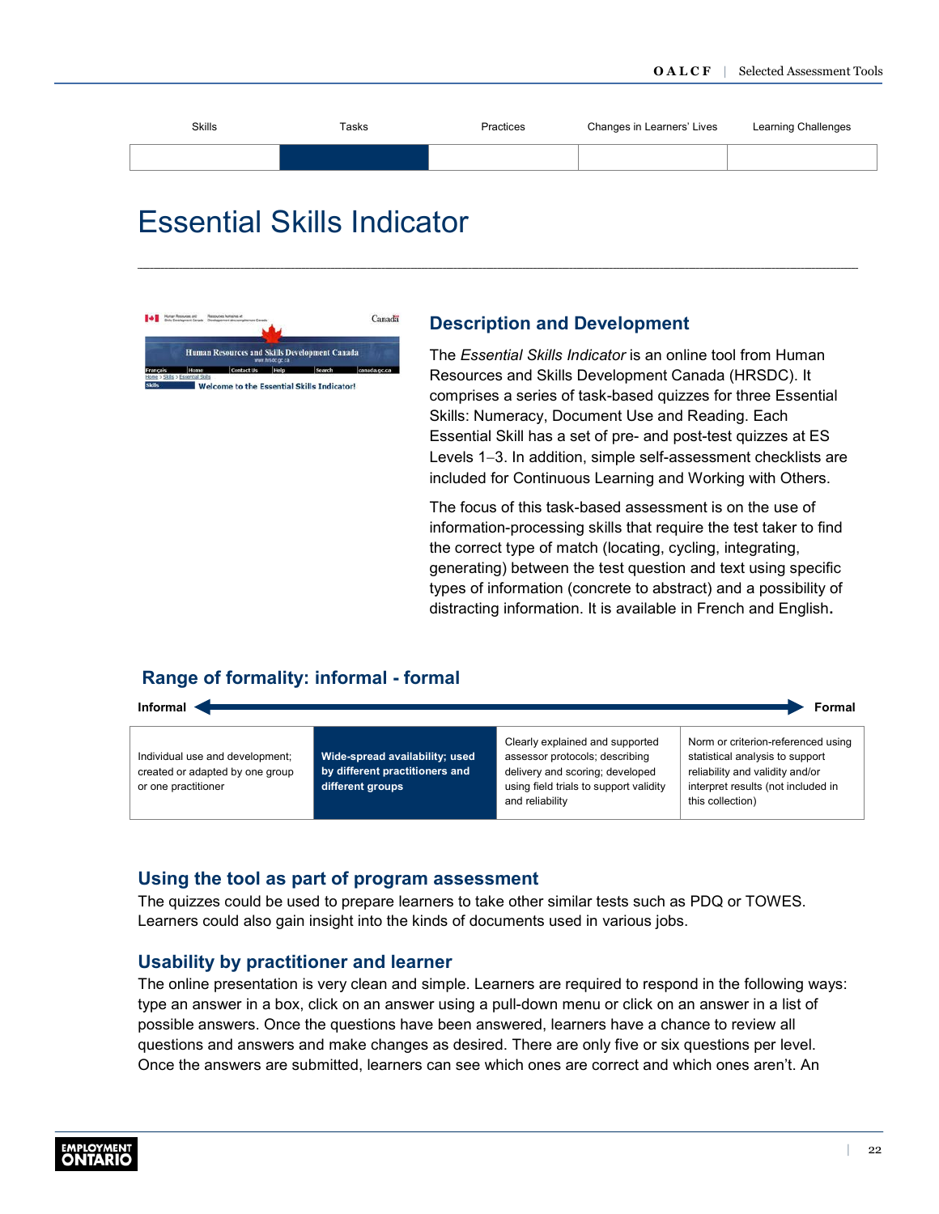| Skills | Tasks | Practices | Changes in Learners' Lives | Learning Challenges |
|---|---|---|---|---|
| | ■ | | | |

# Essential Skills Indicator

## Description and Development

The *Essential Skills Indicator* is an online tool from Human Resources and Skills Development Canada (HRSDC). It comprises a series of task-based quizzes for three Essential Skills: Numeracy, Document Use and Reading. Each Essential Skill has a set of pre- and post-test quizzes at ES Levels 1–3. In addition, simple self-assessment checklists are included for Continuous Learning and Working with Others.

The focus of this task-based assessment is on the use of information-processing skills that require the test taker to find the correct type of match (locating, cycling, integrating, generating) between the test question and text using specific types of information (concrete to abstract) and a possibility of distracting information. It is available in French and English**.**

## Range of formality: informal - formal

**Informal** ← → **Formal**

| Individual use and development; created or adapted by one group or one practitioner | **Wide-spread availability; used by different practitioners and different groups** | Clearly explained and supported assessor protocols; describing delivery and scoring; developed using field trials to support validity and reliability | Norm or criterion-referenced using statistical analysis to support reliability and validity and/or interpret results (not included in this collection) |
|---|---|---|---|

## Using the tool as part of program assessment

The quizzes could be used to prepare learners to take other similar tests such as PDQ or TOWES. Learners could also gain insight into the kinds of documents used in various jobs.

## Usability by practitioner and learner

The online presentation is very clean and simple. Learners are required to respond in the following ways: type an answer in a box, click on an answer using a pull-down menu or click on an answer in a list of possible answers. Once the questions have been answered, learners have a chance to review all questions and answers and make changes as desired. There are only five or six questions per level. Once the answers are submitted, learners can see which ones are correct and which ones aren't. An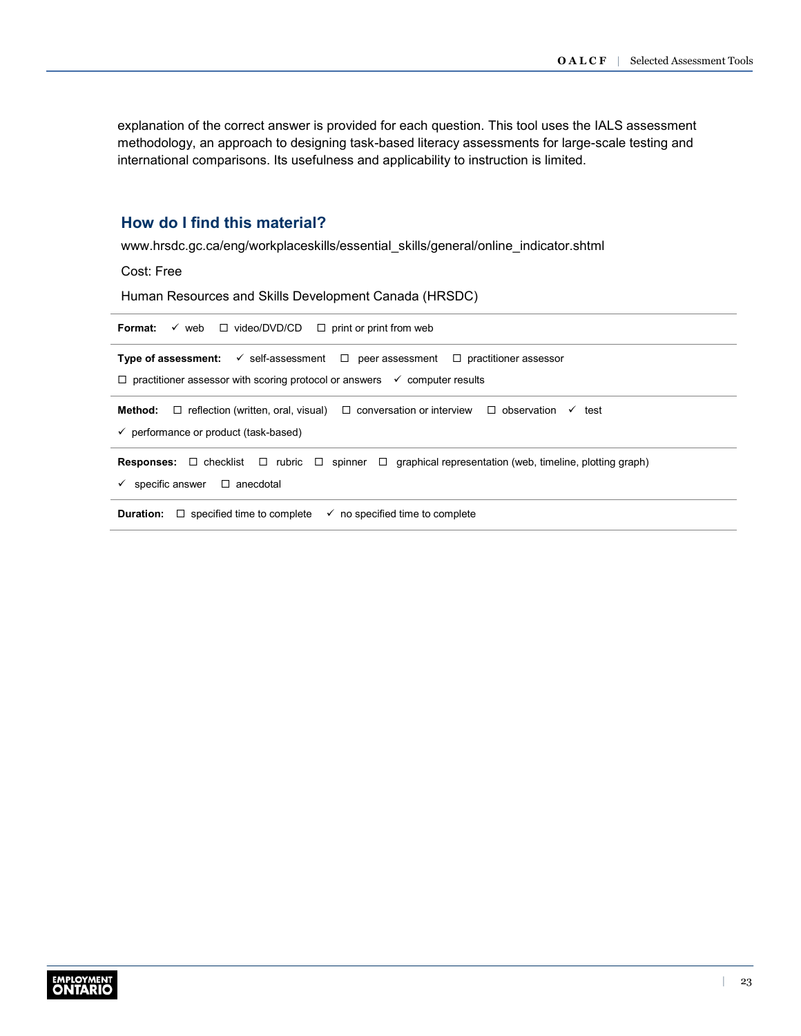explanation of the correct answer is provided for each question. This tool uses the IALS assessment methodology, an approach to designing task-based literacy assessments for large-scale testing and international comparisons. Its usefulness and applicability to instruction is limited.

## How do I find this material?

www.hrsdc.gc.ca/eng/workplaceskills/essential_skills/general/online_indicator.shtml

Cost: Free

Human Resources and Skills Development Canada (HRSDC)

**Format:** ✓ web ☐ video/DVD/CD ☐ print or print from web

**Type of assessment:** ✓ self-assessment ☐ peer assessment ☐ practitioner assessor ☐ practitioner assessor with scoring protocol or answers ✓ computer results

**Method:** ☐ reflection (written, oral, visual) ☐ conversation or interview ☐ observation ✓ test ✓ performance or product (task-based)

**Responses:** ☐ checklist ☐ rubric ☐ spinner ☐ graphical representation (web, timeline, plotting graph) ✓ specific answer ☐ anecdotal

**Duration:** ☐ specified time to complete ✓ no specified time to complete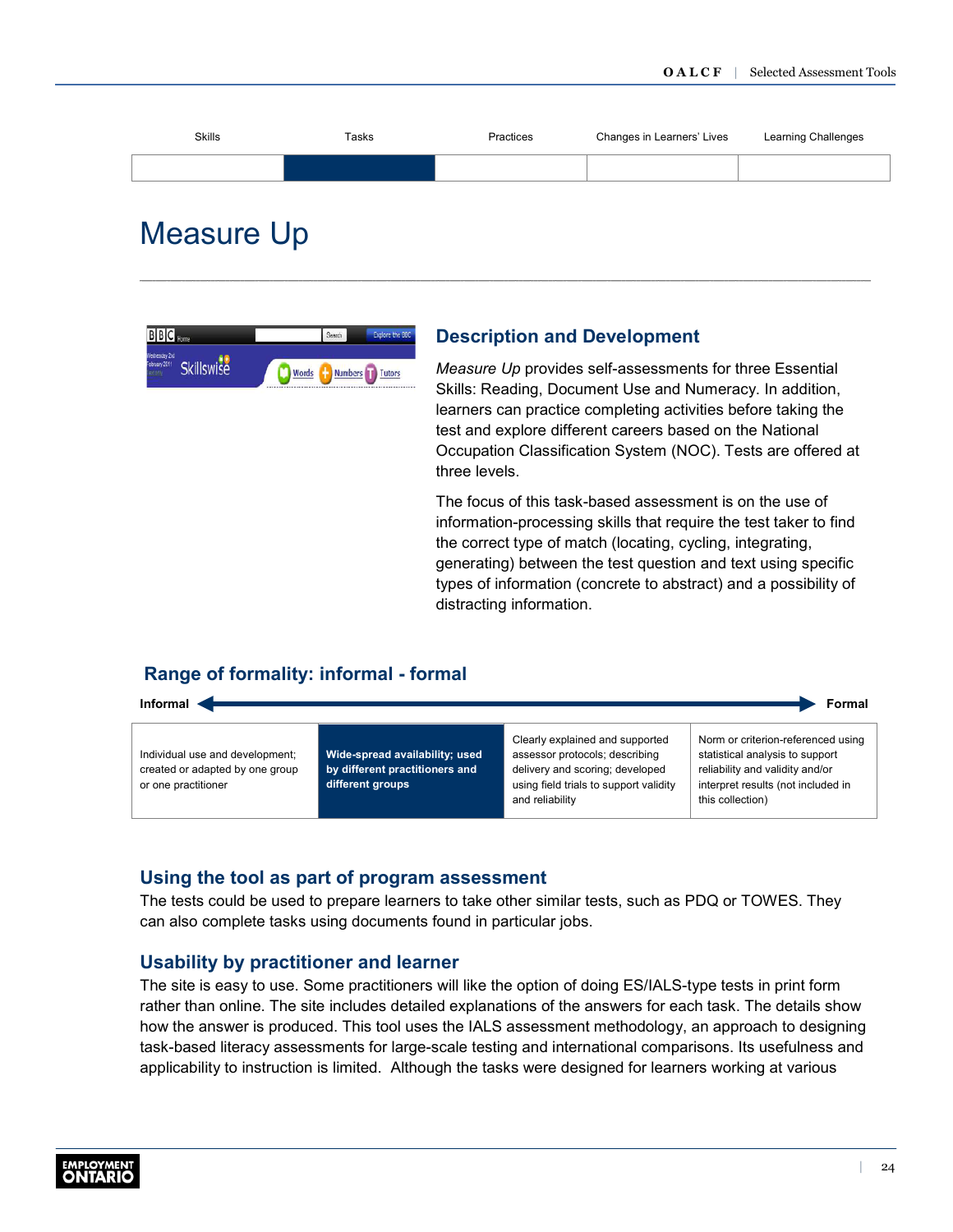| Skills | Tasks | Practices | Changes in Learners' Lives | Learning Challenges |
|---|---|---|---|---|
| | ■ | | | |

# Measure Up

## Description and Development

*Measure Up* provides self-assessments for three Essential Skills: Reading, Document Use and Numeracy. In addition, learners can practice completing activities before taking the test and explore different careers based on the National Occupation Classification System (NOC). Tests are offered at three levels.

The focus of this task-based assessment is on the use of information-processing skills that require the test taker to find the correct type of match (locating, cycling, integrating, generating) between the test question and text using specific types of information (concrete to abstract) and a possibility of distracting information.

## Range of formality: informal - formal

**Informal** ⟷ **Formal**

| Individual use and development; created or adapted by one group or one practitioner | **Wide-spread availability; used by different practitioners and different groups** | Clearly explained and supported assessor protocols; describing delivery and scoring; developed using field trials to support validity and reliability | Norm or criterion-referenced using statistical analysis to support reliability and validity and/or interpret results (not included in this collection) |
|---|---|---|---|

## Using the tool as part of program assessment

The tests could be used to prepare learners to take other similar tests, such as PDQ or TOWES. They can also complete tasks using documents found in particular jobs.

## Usability by practitioner and learner

The site is easy to use. Some practitioners will like the option of doing ES/IALS-type tests in print form rather than online. The site includes detailed explanations of the answers for each task. The details show how the answer is produced. This tool uses the IALS assessment methodology, an approach to designing task-based literacy assessments for large-scale testing and international comparisons. Its usefulness and applicability to instruction is limited. Although the tasks were designed for learners working at various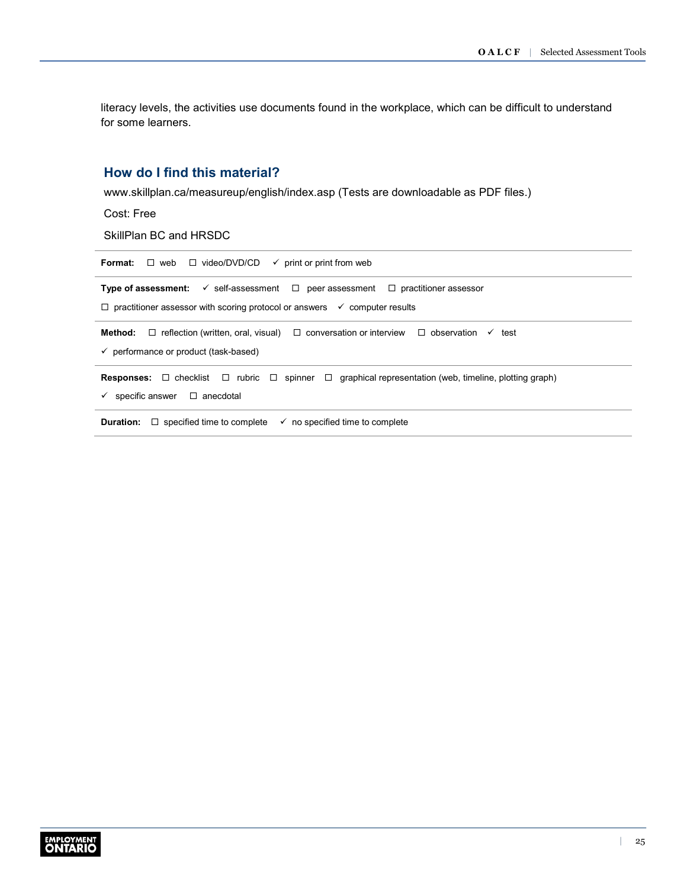literacy levels, the activities use documents found in the workplace, which can be difficult to understand for some learners.

## How do I find this material?

www.skillplan.ca/measureup/english/index.asp (Tests are downloadable as PDF files.)

Cost: Free

SkillPlan BC and HRSDC

**Format:** ☐ web ☐ video/DVD/CD ✓ print or print from web

**Type of assessment:** ✓ self-assessment ☐ peer assessment ☐ practitioner assessor ☐ practitioner assessor with scoring protocol or answers ✓ computer results

**Method:** ☐ reflection (written, oral, visual) ☐ conversation or interview ☐ observation ✓ test ✓ performance or product (task-based)

**Responses:** ☐ checklist ☐ rubric ☐ spinner ☐ graphical representation (web, timeline, plotting graph) ✓ specific answer ☐ anecdotal

**Duration:** ☐ specified time to complete ✓ no specified time to complete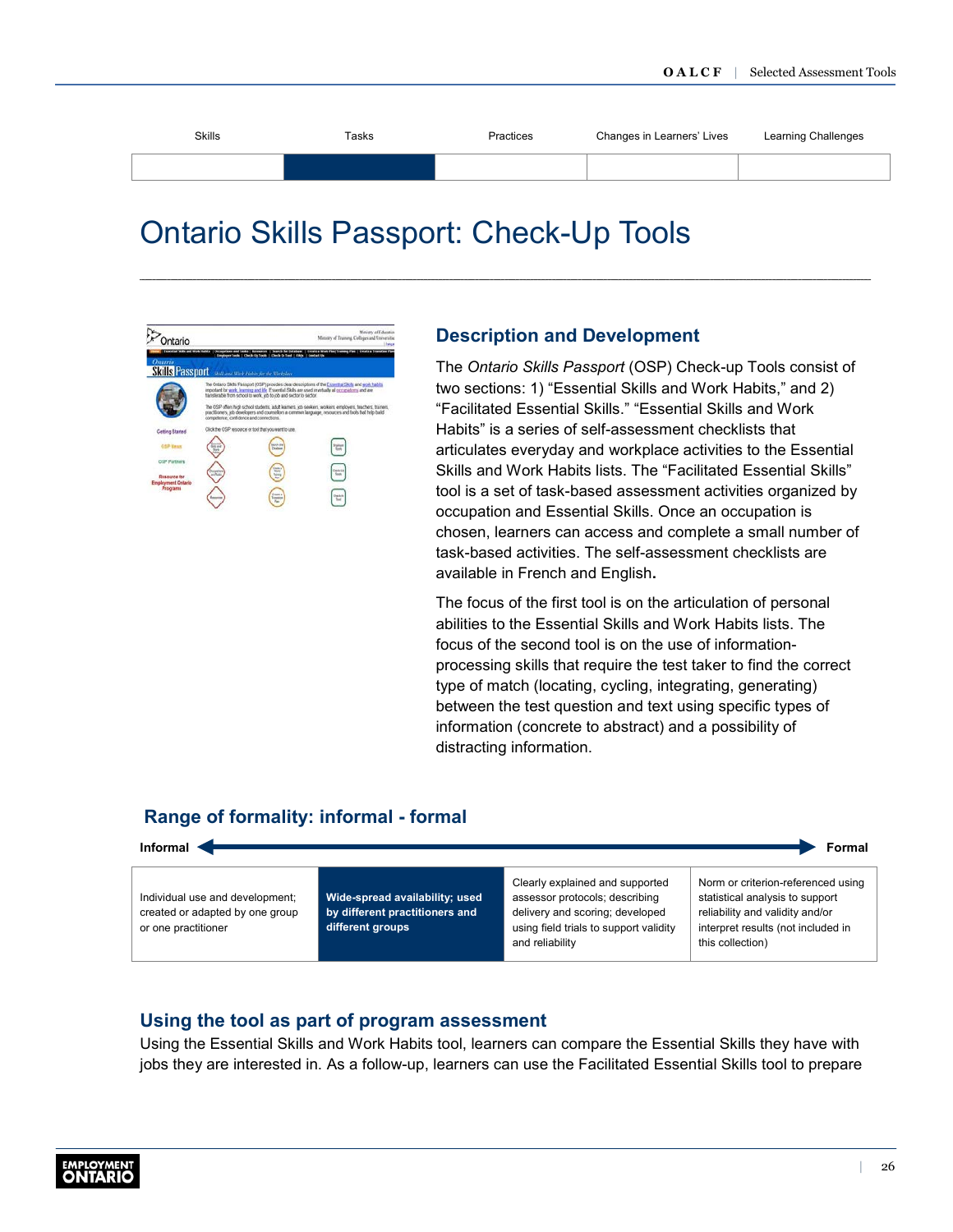| Skills | Tasks | Practices | Changes in Learners' Lives | Learning Challenges |
|---|---|---|---|---|
| | ■ | | | |

# Ontario Skills Passport: Check-Up Tools

## Description and Development

The *Ontario Skills Passport* (OSP) Check-up Tools consist of two sections: 1) "Essential Skills and Work Habits," and 2) "Facilitated Essential Skills." "Essential Skills and Work Habits" is a series of self-assessment checklists that articulates everyday and workplace activities to the Essential Skills and Work Habits lists. The "Facilitated Essential Skills" tool is a set of task-based assessment activities organized by occupation and Essential Skills. Once an occupation is chosen, learners can access and complete a small number of task-based activities. The self-assessment checklists are available in French and English.

The focus of the first tool is on the articulation of personal abilities to the Essential Skills and Work Habits lists. The focus of the second tool is on the use of information-processing skills that require the test taker to find the correct type of match (locating, cycling, integrating, generating) between the test question and text using specific types of information (concrete to abstract) and a possibility of distracting information.

## Range of formality: informal - formal

**Informal** ◄──────────────► **Formal**

| Individual use and development; created or adapted by one group or one practitioner | **Wide-spread availability; used by different practitioners and different groups** | Clearly explained and supported assessor protocols; describing delivery and scoring; developed using field trials to support validity and reliability | Norm or criterion-referenced using statistical analysis to support reliability and validity and/or interpret results (not included in this collection) |
|---|---|---|---|

## Using the tool as part of program assessment

Using the Essential Skills and Work Habits tool, learners can compare the Essential Skills they have with jobs they are interested in. As a follow-up, learners can use the Facilitated Essential Skills tool to prepare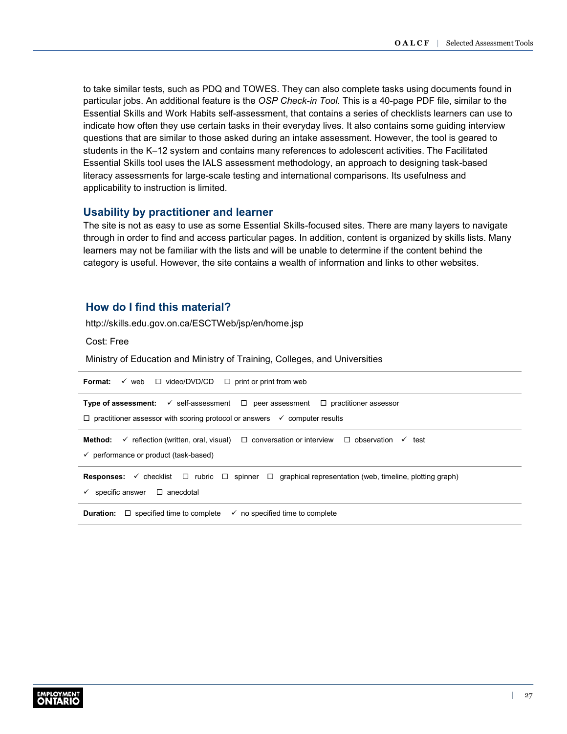to take similar tests, such as PDQ and TOWES. They can also complete tasks using documents found in particular jobs. An additional feature is the *OSP Check-in Tool.* This is a 40-page PDF file, similar to the Essential Skills and Work Habits self-assessment, that contains a series of checklists learners can use to indicate how often they use certain tasks in their everyday lives. It also contains some guiding interview questions that are similar to those asked during an intake assessment. However, the tool is geared to students in the K–12 system and contains many references to adolescent activities. The Facilitated Essential Skills tool uses the IALS assessment methodology, an approach to designing task-based literacy assessments for large-scale testing and international comparisons. Its usefulness and applicability to instruction is limited.

## Usability by practitioner and learner

The site is not as easy to use as some Essential Skills-focused sites. There are many layers to navigate through in order to find and access particular pages. In addition, content is organized by skills lists. Many learners may not be familiar with the lists and will be unable to determine if the content behind the category is useful. However, the site contains a wealth of information and links to other websites.

## How do I find this material?

http://skills.edu.gov.on.ca/ESCTWeb/jsp/en/home.jsp

Cost: Free

Ministry of Education and Ministry of Training, Colleges, and Universities

**Format:** ✓ web ☐ video/DVD/CD ☐ print or print from web

**Type of assessment:** ✓ self-assessment ☐ peer assessment ☐ practitioner assessor ☐ practitioner assessor with scoring protocol or answers ✓ computer results

**Method:** ✓ reflection (written, oral, visual) ☐ conversation or interview ☐ observation ✓ test ✓ performance or product (task-based)

**Responses:** ✓ checklist ☐ rubric ☐ spinner ☐ graphical representation (web, timeline, plotting graph) ✓ specific answer ☐ anecdotal

**Duration:** ☐ specified time to complete ✓ no specified time to complete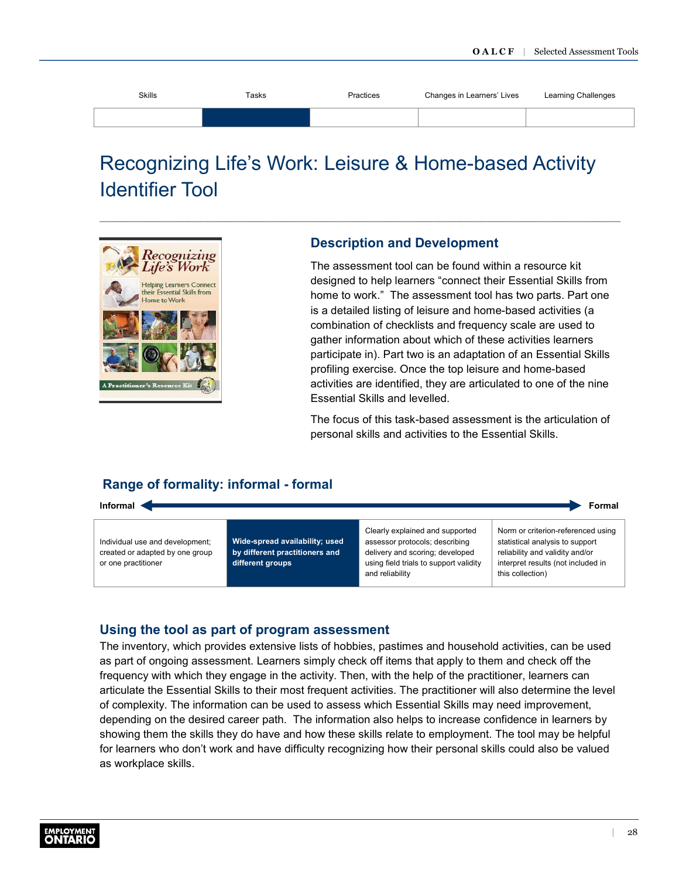| Skills | Tasks | Practices | Changes in Learners' Lives | Learning Challenges |
|---|---|---|---|---|
| | ■ | | | |

# Recognizing Life's Work: Leisure & Home-based Activity Identifier Tool

## Description and Development

The assessment tool can be found within a resource kit designed to help learners "connect their Essential Skills from home to work." The assessment tool has two parts. Part one is a detailed listing of leisure and home-based activities (a combination of checklists and frequency scale are used to gather information about which of these activities learners participate in). Part two is an adaptation of an Essential Skills profiling exercise. Once the top leisure and home-based activities are identified, they are articulated to one of the nine Essential Skills and levelled.

The focus of this task-based assessment is the articulation of personal skills and activities to the Essential Skills.

## Range of formality: informal - formal

**Informal** ← → **Formal**

| Individual use and development; created or adapted by one group or one practitioner | **Wide-spread availability; used by different practitioners and different groups** | Clearly explained and supported assessor protocols; describing delivery and scoring; developed using field trials to support validity and reliability | Norm or criterion-referenced using statistical analysis to support reliability and validity and/or interpret results (not included in this collection) |
|---|---|---|---|

## Using the tool as part of program assessment

The inventory, which provides extensive lists of hobbies, pastimes and household activities, can be used as part of ongoing assessment. Learners simply check off items that apply to them and check off the frequency with which they engage in the activity. Then, with the help of the practitioner, learners can articulate the Essential Skills to their most frequent activities. The practitioner will also determine the level of complexity. The information can be used to assess which Essential Skills may need improvement, depending on the desired career path. The information also helps to increase confidence in learners by showing them the skills they do have and how these skills relate to employment. The tool may be helpful for learners who don't work and have difficulty recognizing how their personal skills could also be valued as workplace skills.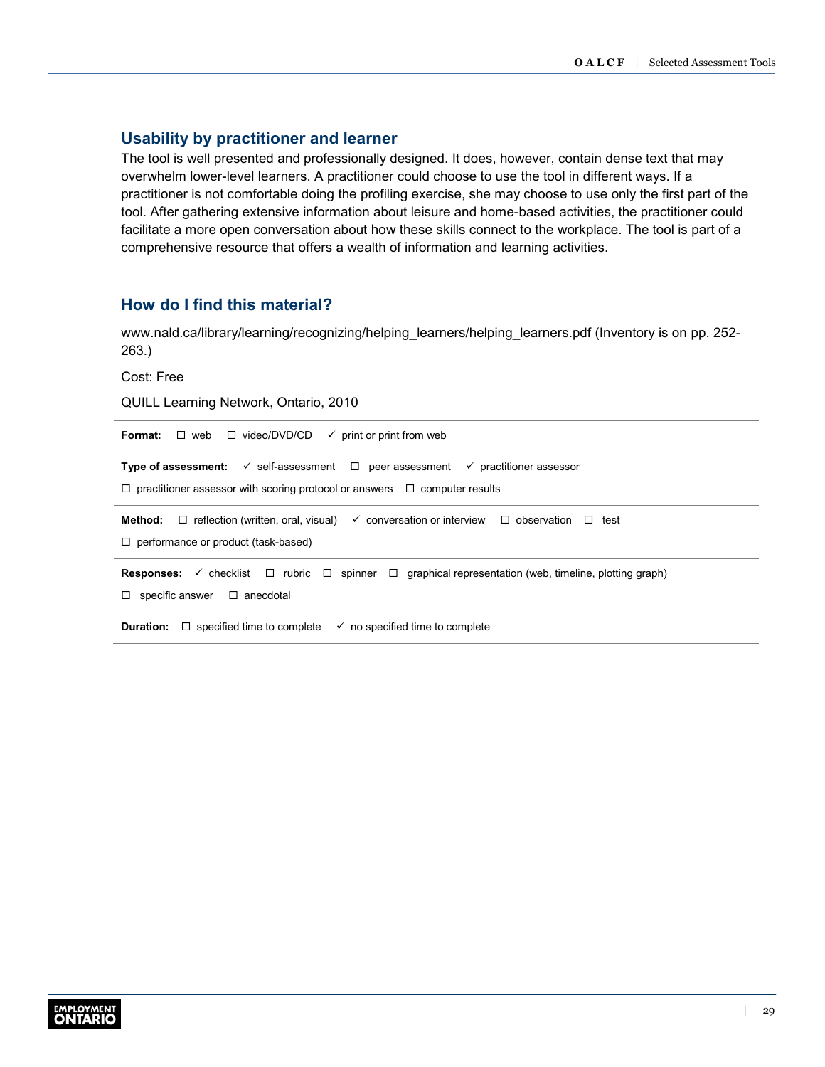## Usability by practitioner and learner

The tool is well presented and professionally designed. It does, however, contain dense text that may overwhelm lower-level learners. A practitioner could choose to use the tool in different ways. If a practitioner is not comfortable doing the profiling exercise, she may choose to use only the first part of the tool. After gathering extensive information about leisure and home-based activities, the practitioner could facilitate a more open conversation about how these skills connect to the workplace. The tool is part of a comprehensive resource that offers a wealth of information and learning activities.

## How do I find this material?

www.nald.ca/library/learning/recognizing/helping_learners/helping_learners.pdf (Inventory is on pp. 252-263.)

Cost: Free

QUILL Learning Network, Ontario, 2010

**Format:** ☐ web ☐ video/DVD/CD ✓ print or print from web

**Type of assessment:** ✓ self-assessment ☐ peer assessment ✓ practitioner assessor ☐ practitioner assessor with scoring protocol or answers ☐ computer results

**Method:** ☐ reflection (written, oral, visual) ✓ conversation or interview ☐ observation ☐ test ☐ performance or product (task-based)

**Responses:** ✓ checklist ☐ rubric ☐ spinner ☐ graphical representation (web, timeline, plotting graph) ☐ specific answer ☐ anecdotal

**Duration:** ☐ specified time to complete ✓ no specified time to complete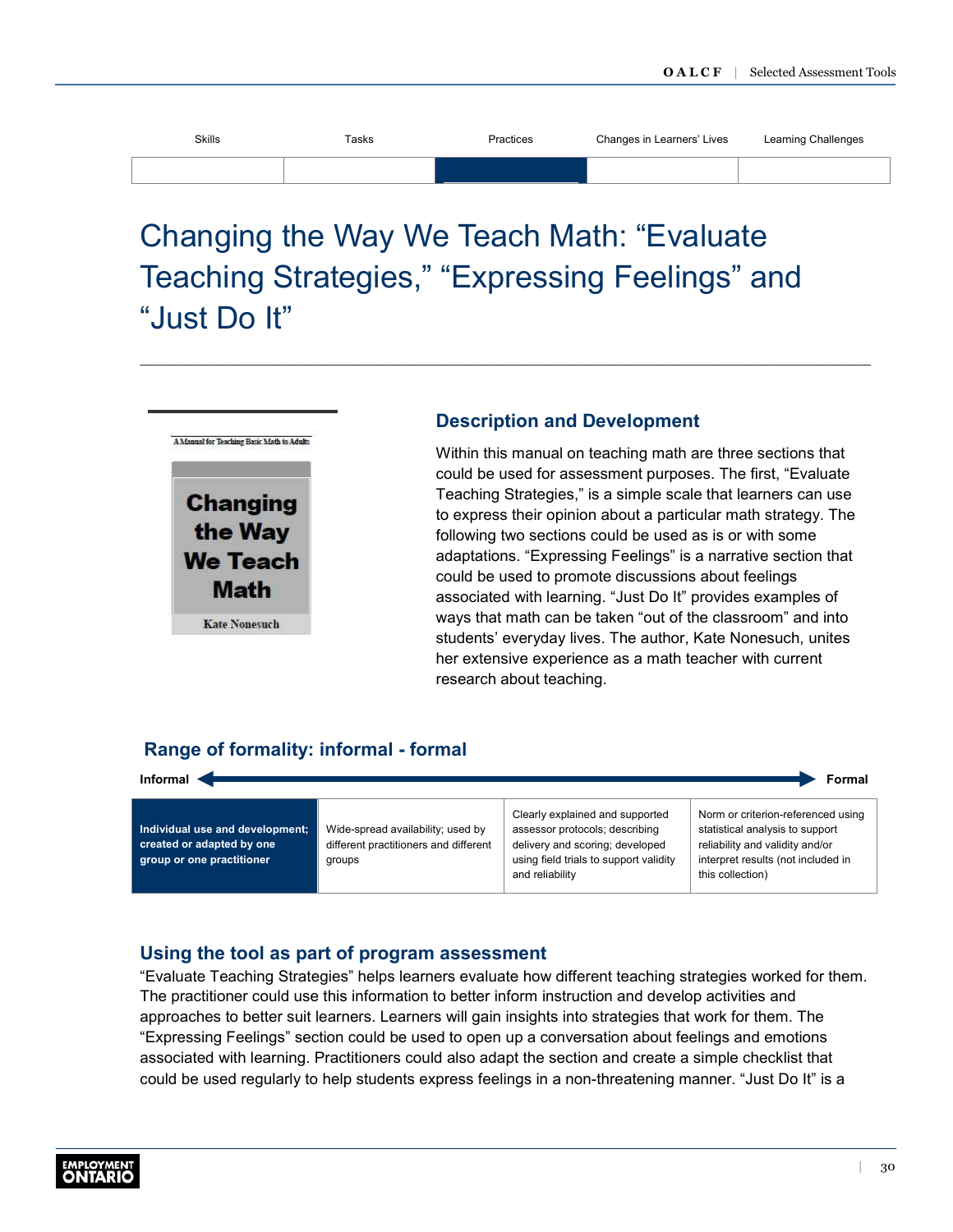| Skills | Tasks | Practices | Changes in Learners' Lives | Learning Challenges |
|---|---|---|---|---|
| | | ■ | | |

# Changing the Way We Teach Math: "Evaluate Teaching Strategies," "Expressing Feelings" and "Just Do It"

A Manual for Teaching Basic Math to Adults

Changing the Way We Teach Math

Kate Nonesuch

## Description and Development

Within this manual on teaching math are three sections that could be used for assessment purposes. The first, "Evaluate Teaching Strategies," is a simple scale that learners can use to express their opinion about a particular math strategy. The following two sections could be used as is or with some adaptations. "Expressing Feelings" is a narrative section that could be used to promote discussions about feelings associated with learning. "Just Do It" provides examples of ways that math can be taken "out of the classroom" and into students' everyday lives. The author, Kate Nonesuch, unites her extensive experience as a math teacher with current research about teaching.

## Range of formality: informal - formal

Informal ◄──────► Formal

| **Individual use and development; created or adapted by one group or one practitioner** | Wide-spread availability; used by different practitioners and different groups | Clearly explained and supported assessor protocols; describing delivery and scoring; developed using field trials to support validity and reliability | Norm or criterion-referenced using statistical analysis to support reliability and validity and/or interpret results (not included in this collection) |
|---|---|---|---|

## Using the tool as part of program assessment

"Evaluate Teaching Strategies" helps learners evaluate how different teaching strategies worked for them. The practitioner could use this information to better inform instruction and develop activities and approaches to better suit learners. Learners will gain insights into strategies that work for them. The "Expressing Feelings" section could be used to open up a conversation about feelings and emotions associated with learning. Practitioners could also adapt the section and create a simple checklist that could be used regularly to help students express feelings in a non-threatening manner. "Just Do It" is a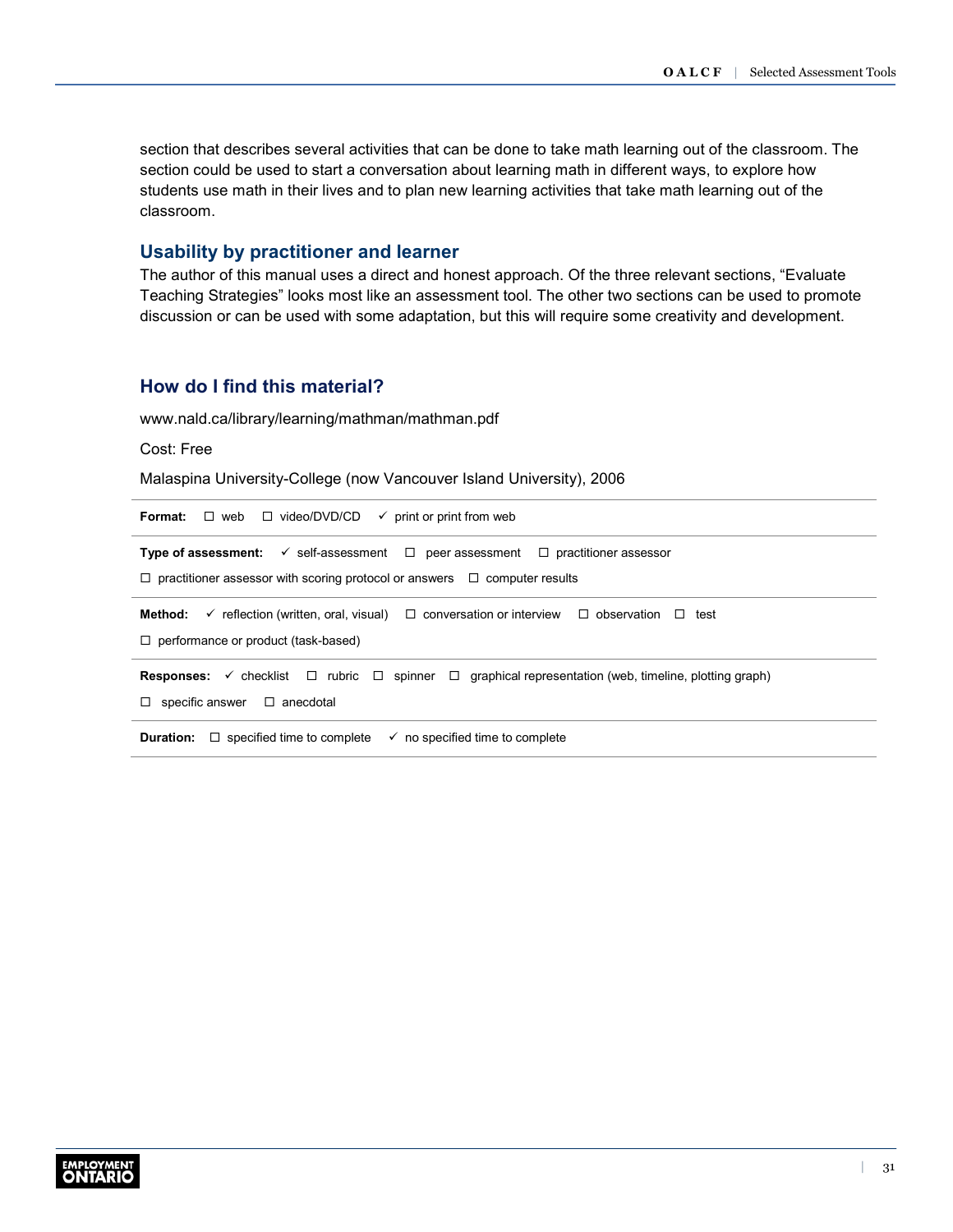section that describes several activities that can be done to take math learning out of the classroom. The section could be used to start a conversation about learning math in different ways, to explore how students use math in their lives and to plan new learning activities that take math learning out of the classroom.

## Usability by practitioner and learner

The author of this manual uses a direct and honest approach. Of the three relevant sections, “Evaluate Teaching Strategies” looks most like an assessment tool. The other two sections can be used to promote discussion or can be used with some adaptation, but this will require some creativity and development.

## How do I find this material?

www.nald.ca/library/learning/mathman/mathman.pdf

Cost: Free

Malaspina University-College (now Vancouver Island University), 2006

**Format:** ☐ web ☐ video/DVD/CD ✓ print or print from web

**Type of assessment:** ✓ self-assessment ☐ peer assessment ☐ practitioner assessor ☐ practitioner assessor with scoring protocol or answers ☐ computer results

**Method:** ✓ reflection (written, oral, visual) ☐ conversation or interview ☐ observation ☐ test ☐ performance or product (task-based)

**Responses:** ✓ checklist ☐ rubric ☐ spinner ☐ graphical representation (web, timeline, plotting graph) ☐ specific answer ☐ anecdotal

**Duration:** ☐ specified time to complete ✓ no specified time to complete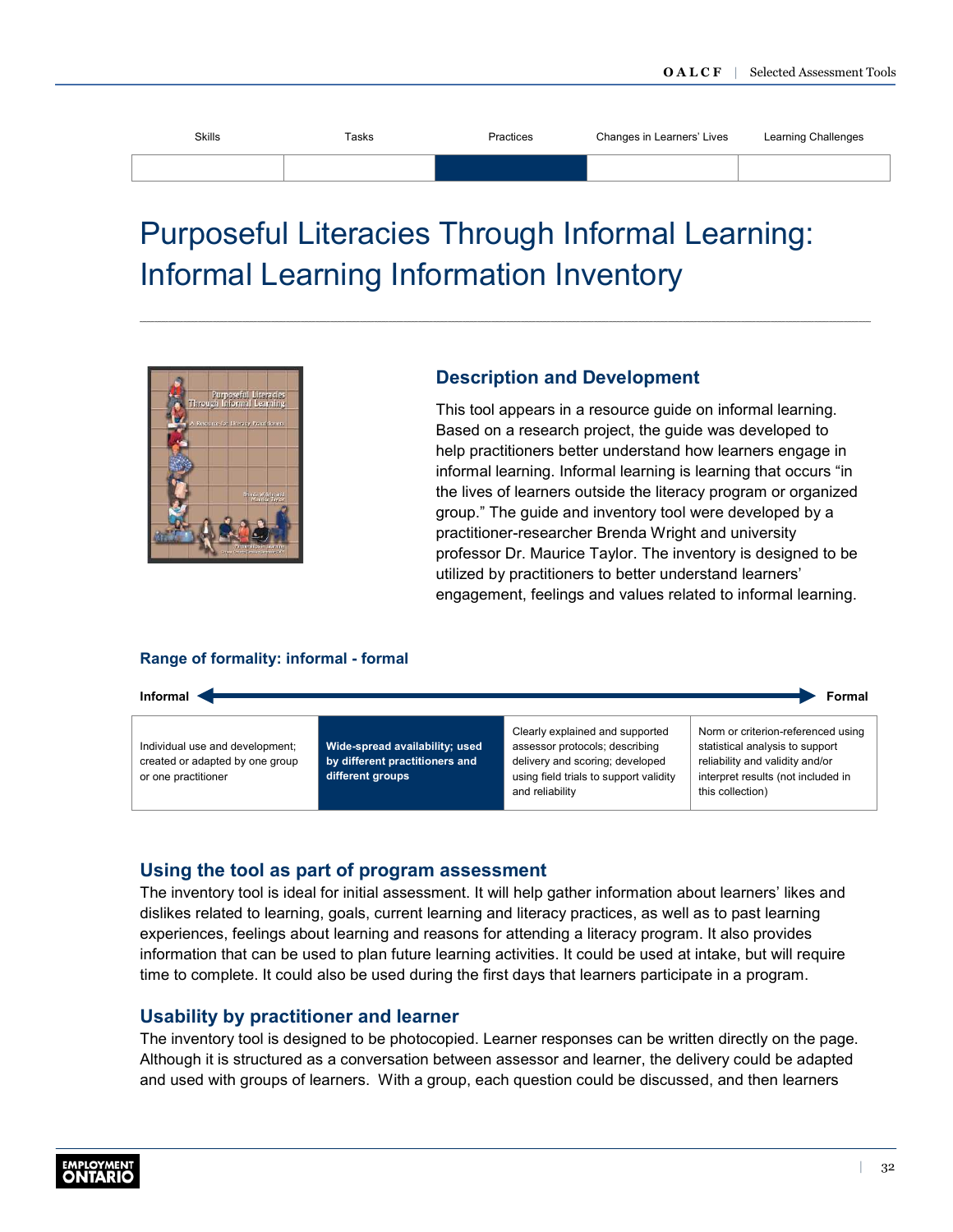| Skills | Tasks | Practices | Changes in Learners' Lives | Learning Challenges |
|---|---|---|---|---|
| | | ■ | | |

# Purposeful Literacies Through Informal Learning: Informal Learning Information Inventory

## Description and Development

This tool appears in a resource guide on informal learning. Based on a research project, the guide was developed to help practitioners better understand how learners engage in informal learning. Informal learning is learning that occurs "in the lives of learners outside the literacy program or organized group." The guide and inventory tool were developed by a practitioner-researcher Brenda Wright and university professor Dr. Maurice Taylor. The inventory is designed to be utilized by practitioners to better understand learners' engagement, feelings and values related to informal learning.

### Range of formality: informal - formal

**Informal** ⟵⟶ **Formal**

| Individual use and development; created or adapted by one group or one practitioner | **Wide-spread availability; used by different practitioners and different groups** | Clearly explained and supported assessor protocols; describing delivery and scoring; developed using field trials to support validity and reliability | Norm or criterion-referenced using statistical analysis to support reliability and validity and/or interpret results (not included in this collection) |
|---|---|---|---|

## Using the tool as part of program assessment

The inventory tool is ideal for initial assessment. It will help gather information about learners' likes and dislikes related to learning, goals, current learning and literacy practices, as well as to past learning experiences, feelings about learning and reasons for attending a literacy program. It also provides information that can be used to plan future learning activities. It could be used at intake, but will require time to complete. It could also be used during the first days that learners participate in a program.

## Usability by practitioner and learner

The inventory tool is designed to be photocopied. Learner responses can be written directly on the page. Although it is structured as a conversation between assessor and learner, the delivery could be adapted and used with groups of learners. With a group, each question could be discussed, and then learners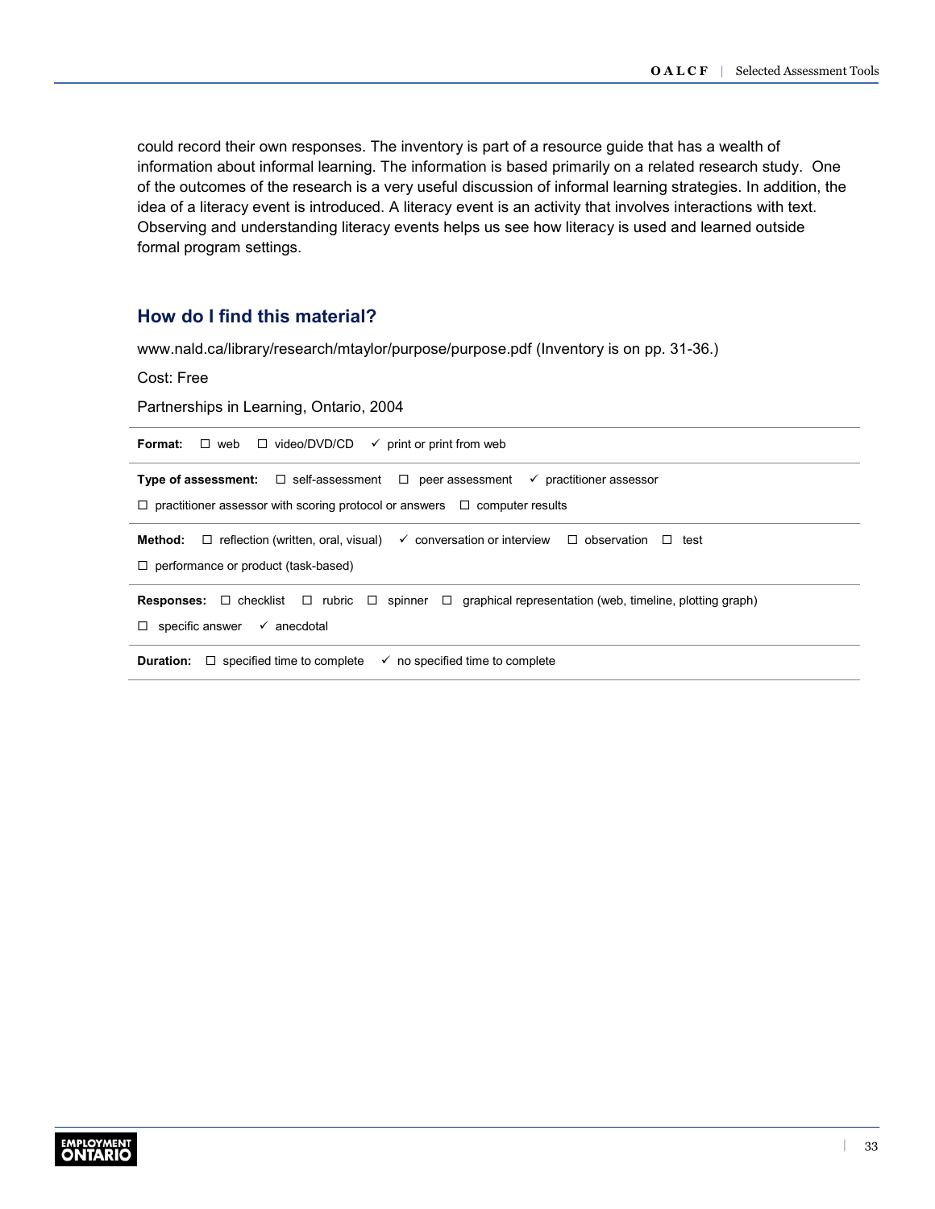could record their own responses. The inventory is part of a resource guide that has a wealth of information about informal learning. The information is based primarily on a related research study. One of the outcomes of the research is a very useful discussion of informal learning strategies. In addition, the idea of a literacy event is introduced. A literacy event is an activity that involves interactions with text. Observing and understanding literacy events helps us see how literacy is used and learned outside formal program settings.

## How do I find this material?

www.nald.ca/library/research/mtaylor/purpose/purpose.pdf (Inventory is on pp. 31-36.)

Cost: Free

Partnerships in Learning, Ontario, 2004

**Format:** ☐ web ☐ video/DVD/CD ✓ print or print from web

**Type of assessment:** ☐ self-assessment ☐ peer assessment ✓ practitioner assessor
☐ practitioner assessor with scoring protocol or answers ☐ computer results

**Method:** ☐ reflection (written, oral, visual) ✓ conversation or interview ☐ observation ☐ test
☐ performance or product (task-based)

**Responses:** ☐ checklist ☐ rubric ☐ spinner ☐ graphical representation (web, timeline, plotting graph)
☐ specific answer ✓ anecdotal

**Duration:** ☐ specified time to complete ✓ no specified time to complete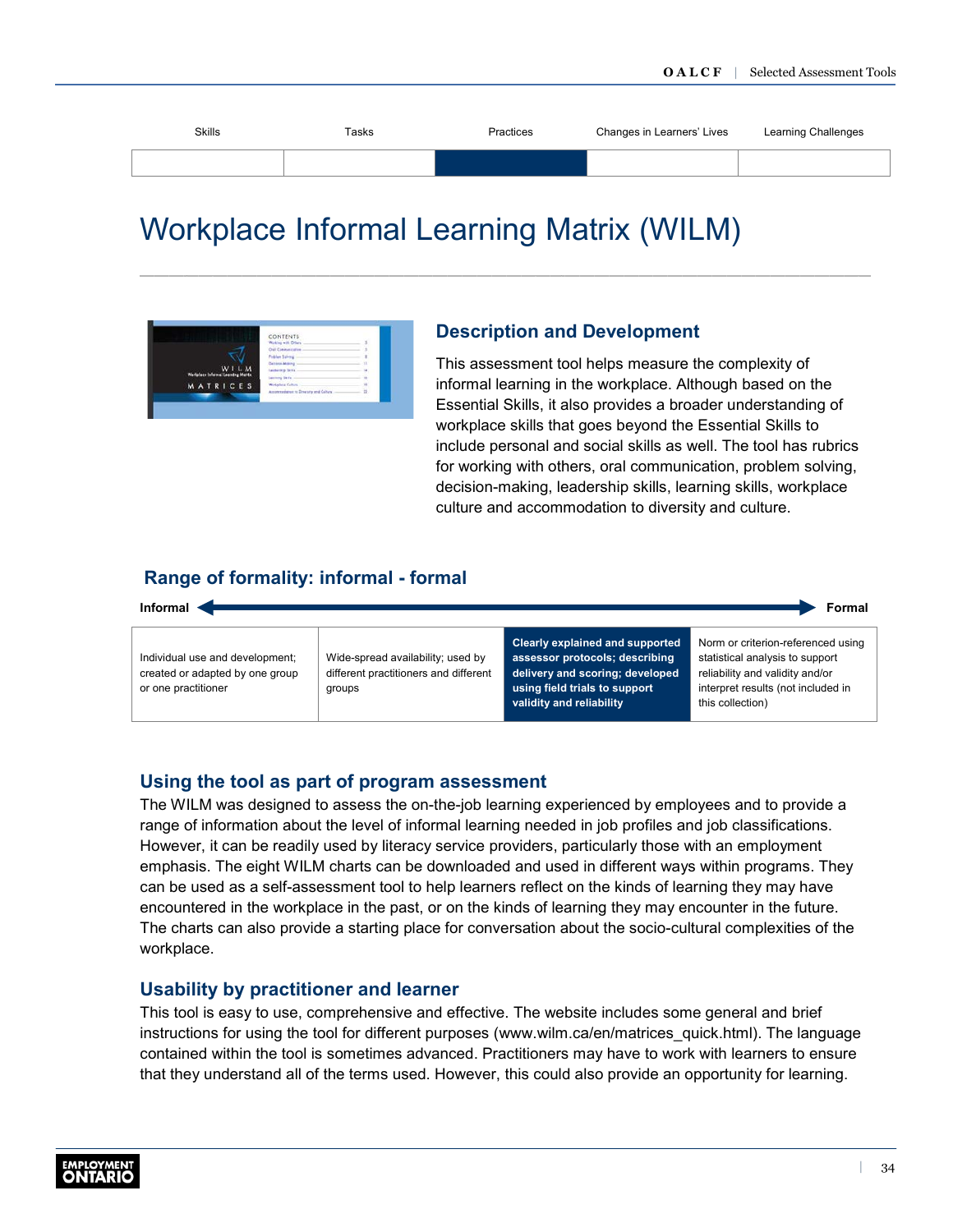| Skills | Tasks | Practices | Changes in Learners' Lives | Learning Challenges |
|---|---|---|---|---|
| | | ■ | | |

# Workplace Informal Learning Matrix (WILM)

## Description and Development

This assessment tool helps measure the complexity of informal learning in the workplace. Although based on the Essential Skills, it also provides a broader understanding of workplace skills that goes beyond the Essential Skills to include personal and social skills as well. The tool has rubrics for working with others, oral communication, problem solving, decision-making, leadership skills, learning skills, workplace culture and accommodation to diversity and culture.

## Range of formality: informal - formal

**Informal** ◄────────────────────► **Formal**

| Individual use and development; created or adapted by one group or one practitioner | Wide-spread availability; used by different practitioners and different groups | **Clearly explained and supported assessor protocols; describing delivery and scoring; developed using field trials to support validity and reliability** | Norm or criterion-referenced using statistical analysis to support reliability and validity and/or interpret results (not included in this collection) |
|---|---|---|---|

### Using the tool as part of program assessment

The WILM was designed to assess the on-the-job learning experienced by employees and to provide a range of information about the level of informal learning needed in job profiles and job classifications. However, it can be readily used by literacy service providers, particularly those with an employment emphasis. The eight WILM charts can be downloaded and used in different ways within programs. They can be used as a self-assessment tool to help learners reflect on the kinds of learning they may have encountered in the workplace in the past, or on the kinds of learning they may encounter in the future. The charts can also provide a starting place for conversation about the socio-cultural complexities of the workplace.

### Usability by practitioner and learner

This tool is easy to use, comprehensive and effective. The website includes some general and brief instructions for using the tool for different purposes (www.wilm.ca/en/matrices_quick.html). The language contained within the tool is sometimes advanced. Practitioners may have to work with learners to ensure that they understand all of the terms used. However, this could also provide an opportunity for learning.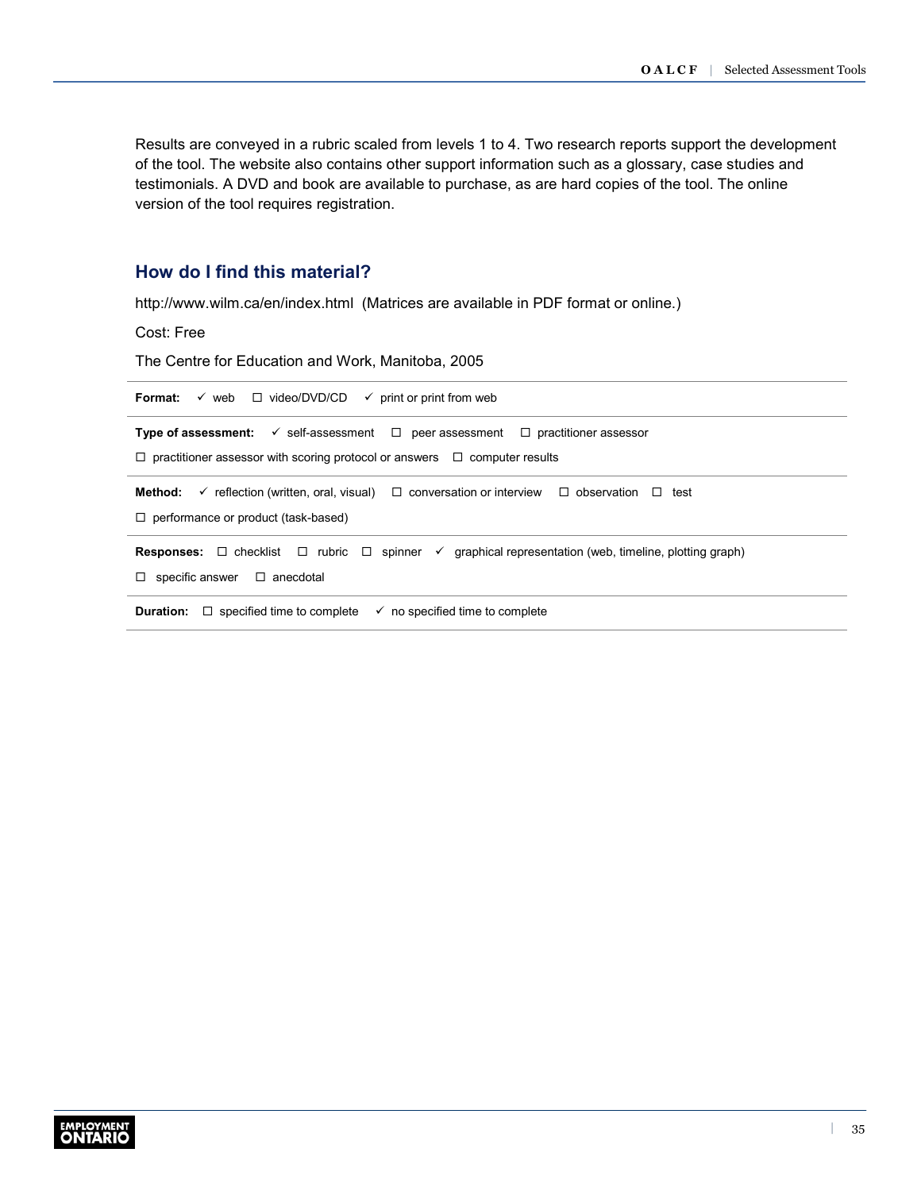Results are conveyed in a rubric scaled from levels 1 to 4. Two research reports support the development of the tool. The website also contains other support information such as a glossary, case studies and testimonials. A DVD and book are available to purchase, as are hard copies of the tool. The online version of the tool requires registration.

## How do I find this material?

http://www.wilm.ca/en/index.html (Matrices are available in PDF format or online.)

Cost: Free

The Centre for Education and Work, Manitoba, 2005

**Format:** ✓ web ☐ video/DVD/CD ✓ print or print from web

**Type of assessment:** ✓ self-assessment ☐ peer assessment ☐ practitioner assessor ☐ practitioner assessor with scoring protocol or answers ☐ computer results

**Method:** ✓ reflection (written, oral, visual) ☐ conversation or interview ☐ observation ☐ test ☐ performance or product (task-based)

**Responses:** ☐ checklist ☐ rubric ☐ spinner ✓ graphical representation (web, timeline, plotting graph) ☐ specific answer ☐ anecdotal

**Duration:** ☐ specified time to complete ✓ no specified time to complete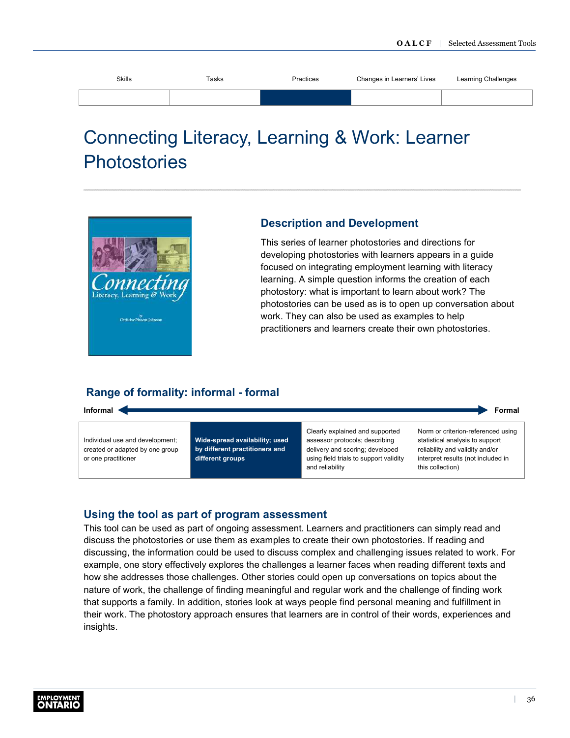| Skills | Tasks | Practices | Changes in Learners' Lives | Learning Challenges |
|---|---|---|---|---|
| | | ■ | | |

# Connecting Literacy, Learning & Work: Learner Photostories

## Description and Development

This series of learner photostories and directions for developing photostories with learners appears in a guide focused on integrating employment learning with literacy learning. A simple question informs the creation of each photostory: what is important to learn about work? The photostories can be used as is to open up conversation about work. They can also be used as examples to help practitioners and learners create their own photostories.

## Range of formality: informal - formal

**Informal** ◄—————————————► **Formal**

| Individual use and development; created or adapted by one group or one practitioner | **Wide-spread availability; used by different practitioners and different groups** | Clearly explained and supported assessor protocols; describing delivery and scoring; developed using field trials to support validity and reliability | Norm or criterion-referenced using statistical analysis to support reliability and validity and/or interpret results (not included in this collection) |
|---|---|---|---|

## Using the tool as part of program assessment

This tool can be used as part of ongoing assessment. Learners and practitioners can simply read and discuss the photostories or use them as examples to create their own photostories. If reading and discussing, the information could be used to discuss complex and challenging issues related to work. For example, one story effectively explores the challenges a learner faces when reading different texts and how she addresses those challenges. Other stories could open up conversations on topics about the nature of work, the challenge of finding meaningful and regular work and the challenge of finding work that supports a family. In addition, stories look at ways people find personal meaning and fulfillment in their work. The photostory approach ensures that learners are in control of their words, experiences and insights.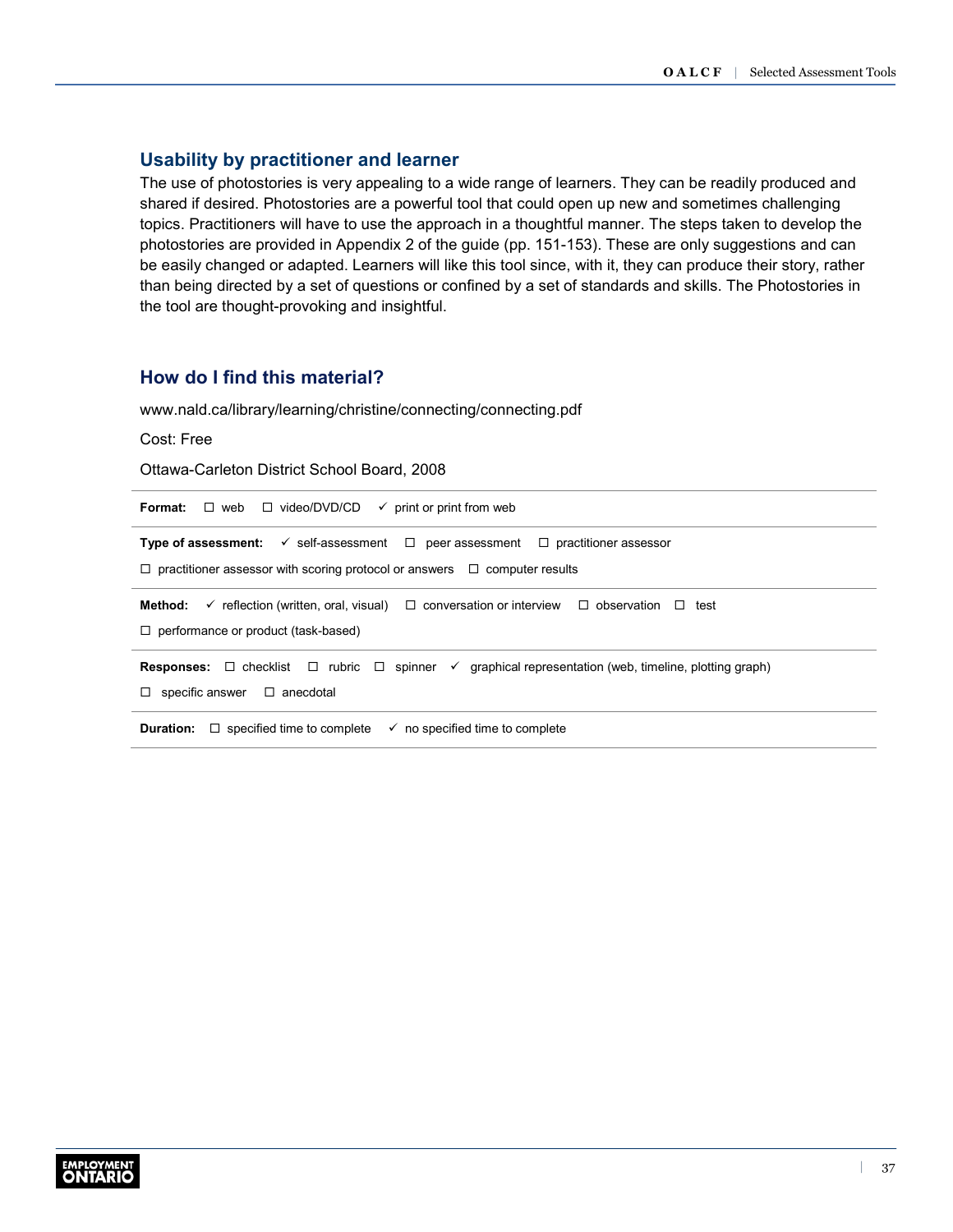## Usability by practitioner and learner

The use of photostories is very appealing to a wide range of learners. They can be readily produced and shared if desired. Photostories are a powerful tool that could open up new and sometimes challenging topics. Practitioners will have to use the approach in a thoughtful manner. The steps taken to develop the photostories are provided in Appendix 2 of the guide (pp. 151-153). These are only suggestions and can be easily changed or adapted. Learners will like this tool since, with it, they can produce their story, rather than being directed by a set of questions or confined by a set of standards and skills. The Photostories in the tool are thought-provoking and insightful.

## How do I find this material?

www.nald.ca/library/learning/christine/connecting/connecting.pdf

Cost: Free

Ottawa-Carleton District School Board, 2008

**Format:** ☐ web ☐ video/DVD/CD ✓ print or print from web

**Type of assessment:** ✓ self-assessment ☐ peer assessment ☐ practitioner assessor ☐ practitioner assessor with scoring protocol or answers ☐ computer results

**Method:** ✓ reflection (written, oral, visual) ☐ conversation or interview ☐ observation ☐ test ☐ performance or product (task-based)

**Responses:** ☐ checklist ☐ rubric ☐ spinner ✓ graphical representation (web, timeline, plotting graph) ☐ specific answer ☐ anecdotal

**Duration:** ☐ specified time to complete ✓ no specified time to complete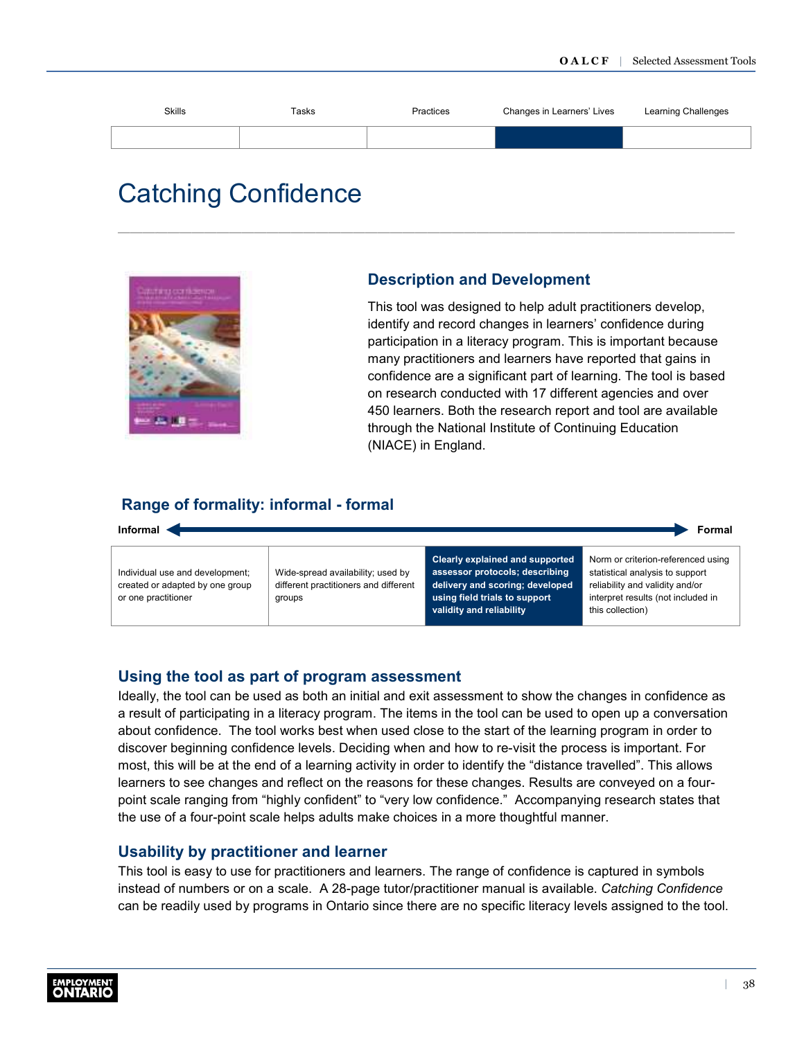| Skills | Tasks | Practices | Changes in Learners' Lives | Learning Challenges |
|---|---|---|---|---|
| | | | ■ | |

# Catching Confidence

## Description and Development

This tool was designed to help adult practitioners develop, identify and record changes in learners' confidence during participation in a literacy program. This is important because many practitioners and learners have reported that gains in confidence are a significant part of learning. The tool is based on research conducted with 17 different agencies and over 450 learners. Both the research report and tool are available through the National Institute of Continuing Education (NIACE) in England.

## Range of formality: informal - formal

**Informal** ← → **Formal**

| Individual use and development; created or adapted by one group or one practitioner | Wide-spread availability; used by different practitioners and different groups | **Clearly explained and supported assessor protocols; describing delivery and scoring; developed using field trials to support validity and reliability** | Norm or criterion-referenced using statistical analysis to support reliability and validity and/or interpret results (not included in this collection) |
|---|---|---|---|

## Using the tool as part of program assessment

Ideally, the tool can be used as both an initial and exit assessment to show the changes in confidence as a result of participating in a literacy program. The items in the tool can be used to open up a conversation about confidence. The tool works best when used close to the start of the learning program in order to discover beginning confidence levels. Deciding when and how to re-visit the process is important. For most, this will be at the end of a learning activity in order to identify the "distance travelled". This allows learners to see changes and reflect on the reasons for these changes. Results are conveyed on a four-point scale ranging from "highly confident" to "very low confidence." Accompanying research states that the use of a four-point scale helps adults make choices in a more thoughtful manner.

## Usability by practitioner and learner

This tool is easy to use for practitioners and learners. The range of confidence is captured in symbols instead of numbers or on a scale. A 28-page tutor/practitioner manual is available. *Catching Confidence* can be readily used by programs in Ontario since there are no specific literacy levels assigned to the tool.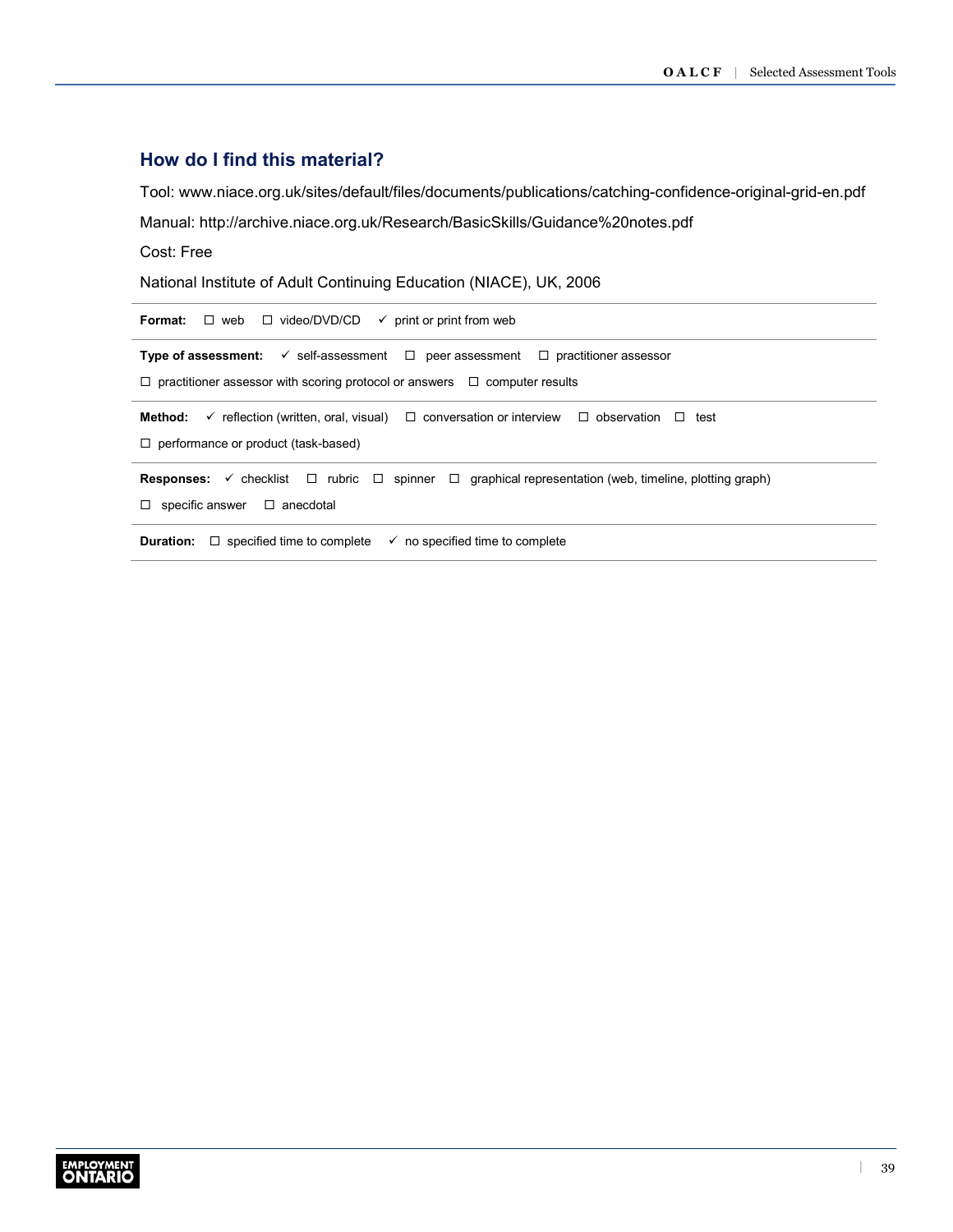## How do I find this material?

Tool: www.niace.org.uk/sites/default/files/documents/publications/catching-confidence-original-grid-en.pdf

Manual: http://archive.niace.org.uk/Research/BasicSkills/Guidance%20notes.pdf

Cost: Free

National Institute of Adult Continuing Education (NIACE), UK, 2006

**Format:** ☐ web ☐ video/DVD/CD ✓ print or print from web

**Type of assessment:** ✓ self-assessment ☐ peer assessment ☐ practitioner assessor

☐ practitioner assessor with scoring protocol or answers ☐ computer results

**Method:** ✓ reflection (written, oral, visual) ☐ conversation or interview ☐ observation ☐ test

☐ performance or product (task-based)

**Responses:** ✓ checklist ☐ rubric ☐ spinner ☐ graphical representation (web, timeline, plotting graph)

☐ specific answer ☐ anecdotal

**Duration:** ☐ specified time to complete ✓ no specified time to complete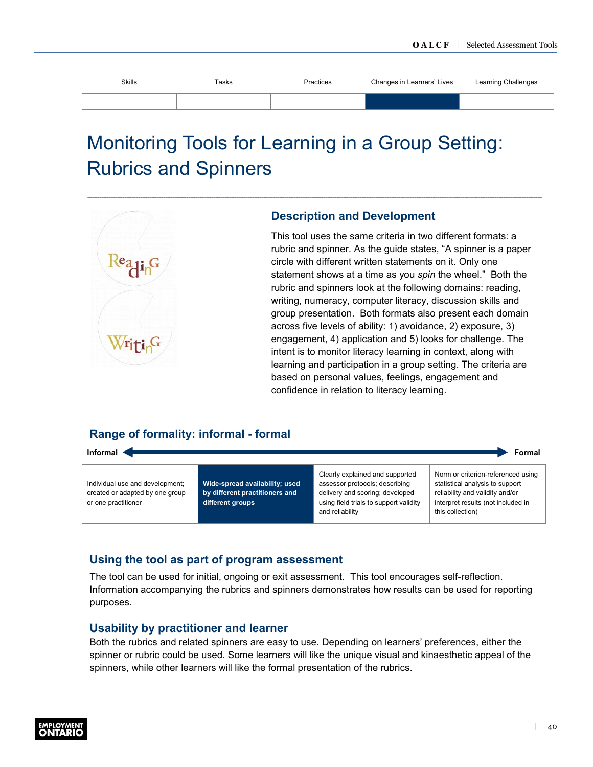| Skills | Tasks | Practices | Changes in Learners' Lives | Learning Challenges |
|---|---|---|---|---|
| | | | ■ | |

# Monitoring Tools for Learning in a Group Setting: Rubrics and Spinners

## Description and Development

This tool uses the same criteria in two different formats: a rubric and spinner. As the guide states, "A spinner is a paper circle with different written statements on it. Only one statement shows at a time as you *spin* the wheel." Both the rubric and spinners look at the following domains: reading, writing, numeracy, computer literacy, discussion skills and group presentation. Both formats also present each domain across five levels of ability: 1) avoidance, 2) exposure, 3) engagement, 4) application and 5) looks for challenge. The intent is to monitor literacy learning in context, along with learning and participation in a group setting. The criteria are based on personal values, feelings, engagement and confidence in relation to literacy learning.

## Range of formality: informal - formal

**Informal** ⟵⟶ **Formal**

| Individual use and development; created or adapted by one group or one practitioner | **Wide-spread availability; used by different practitioners and different groups** | Clearly explained and supported assessor protocols; describing delivery and scoring; developed using field trials to support validity and reliability | Norm or criterion-referenced using statistical analysis to support reliability and validity and/or interpret results (not included in this collection) |
|---|---|---|---|

## Using the tool as part of program assessment

The tool can be used for initial, ongoing or exit assessment. This tool encourages self-reflection. Information accompanying the rubrics and spinners demonstrates how results can be used for reporting purposes.

## Usability by practitioner and learner

Both the rubrics and related spinners are easy to use. Depending on learners' preferences, either the spinner or rubric could be used. Some learners will like the unique visual and kinaesthetic appeal of the spinners, while other learners will like the formal presentation of the rubrics.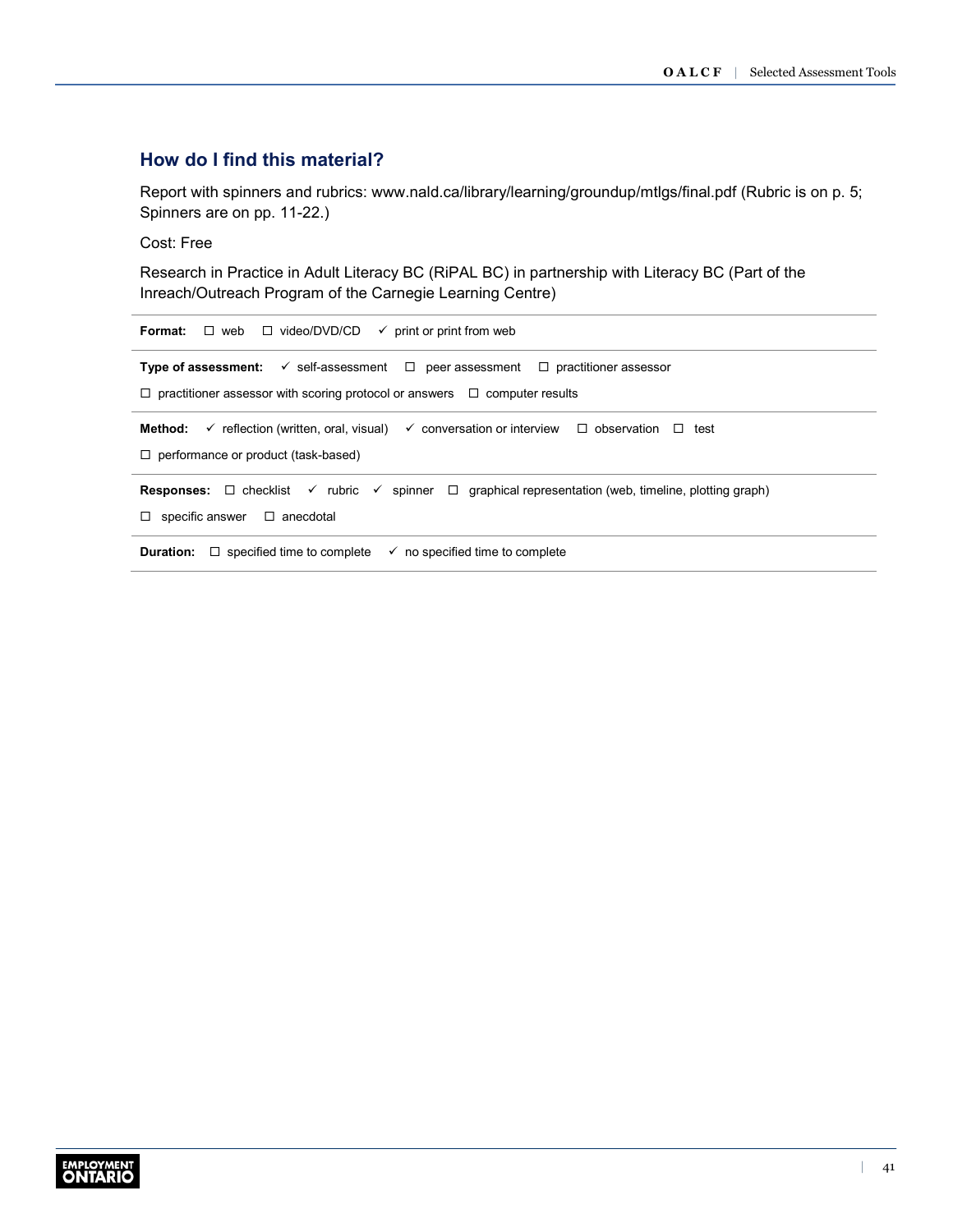## How do I find this material?

Report with spinners and rubrics: www.nald.ca/library/learning/groundup/mtlgs/final.pdf (Rubric is on p. 5; Spinners are on pp. 11-22.)

Cost: Free

Research in Practice in Adult Literacy BC (RiPAL BC) in partnership with Literacy BC (Part of the Inreach/Outreach Program of the Carnegie Learning Centre)

**Format:** ☐ web ☐ video/DVD/CD ✓ print or print from web

**Type of assessment:** ✓ self-assessment ☐ peer assessment ☐ practitioner assessor ☐ practitioner assessor with scoring protocol or answers ☐ computer results

**Method:** ✓ reflection (written, oral, visual) ✓ conversation or interview ☐ observation ☐ test ☐ performance or product (task-based)

**Responses:** ☐ checklist ✓ rubric ✓ spinner ☐ graphical representation (web, timeline, plotting graph) ☐ specific answer ☐ anecdotal

**Duration:** ☐ specified time to complete ✓ no specified time to complete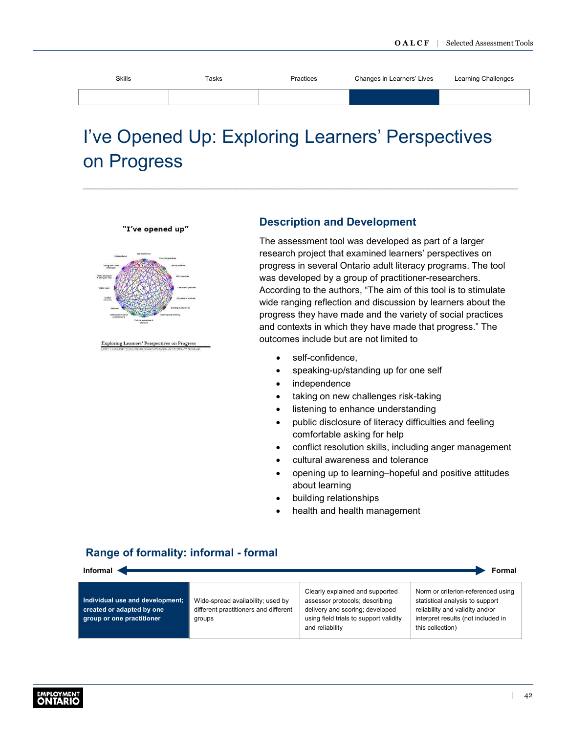| Skills | Tasks | Practices | Changes in Learners' Lives | Learning Challenges |
|---|---|---|---|---|

# I've Opened Up: Exploring Learners' Perspectives on Progress

## Description and Development

The assessment tool was developed as part of a larger research project that examined learners' perspectives on progress in several Ontario adult literacy programs. The tool was developed by a group of practitioner-researchers. According to the authors, "The aim of this tool is to stimulate wide ranging reflection and discussion by learners about the progress they have made and the variety of social practices and contexts in which they have made that progress." The outcomes include but are not limited to

- self-confidence,
- speaking-up/standing up for one self
- independence
- taking on new challenges risk-taking
- listening to enhance understanding
- public disclosure of literacy difficulties and feeling comfortable asking for help
- conflict resolution skills, including anger management
- cultural awareness and tolerance
- opening up to learning–hopeful and positive attitudes about learning
- building relationships
- health and health management

## Range of formality: informal - formal

Informal ⟷ Formal

| **Individual use and development; created or adapted by one group or one practitioner** | Wide-spread availability; used by different practitioners and different groups | Clearly explained and supported assessor protocols; describing delivery and scoring; developed using field trials to support validity and reliability | Norm or criterion-referenced using statistical analysis to support reliability and validity and/or interpret results (not included in this collection) |
|---|---|---|---|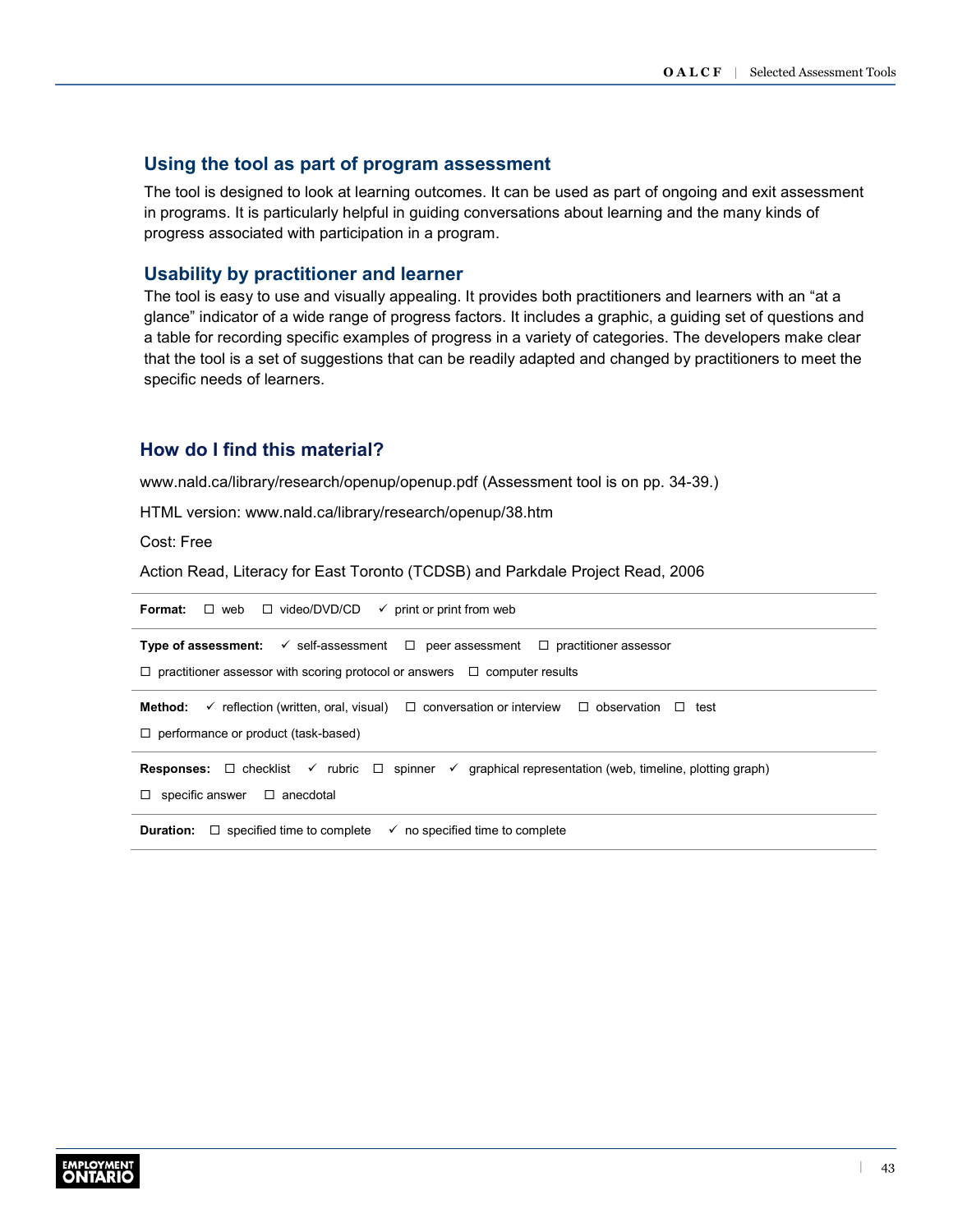### Using the tool as part of program assessment

The tool is designed to look at learning outcomes. It can be used as part of ongoing and exit assessment in programs. It is particularly helpful in guiding conversations about learning and the many kinds of progress associated with participation in a program.

### Usability by practitioner and learner

The tool is easy to use and visually appealing. It provides both practitioners and learners with an “at a glance” indicator of a wide range of progress factors. It includes a graphic, a guiding set of questions and a table for recording specific examples of progress in a variety of categories. The developers make clear that the tool is a set of suggestions that can be readily adapted and changed by practitioners to meet the specific needs of learners.

## How do I find this material?

www.nald.ca/library/research/openup/openup.pdf (Assessment tool is on pp. 34-39.)

HTML version: www.nald.ca/library/research/openup/38.htm

Cost: Free

Action Read, Literacy for East Toronto (TCDSB) and Parkdale Project Read, 2006

**Format:** ☐ web ☐ video/DVD/CD ✓ print or print from web

**Type of assessment:** ✓ self-assessment ☐ peer assessment ☐ practitioner assessor ☐ practitioner assessor with scoring protocol or answers ☐ computer results

**Method:** ✓ reflection (written, oral, visual) ☐ conversation or interview ☐ observation ☐ test ☐ performance or product (task-based)

**Responses:** ☐ checklist ✓ rubric ☐ spinner ✓ graphical representation (web, timeline, plotting graph) ☐ specific answer ☐ anecdotal

**Duration:** ☐ specified time to complete ✓ no specified time to complete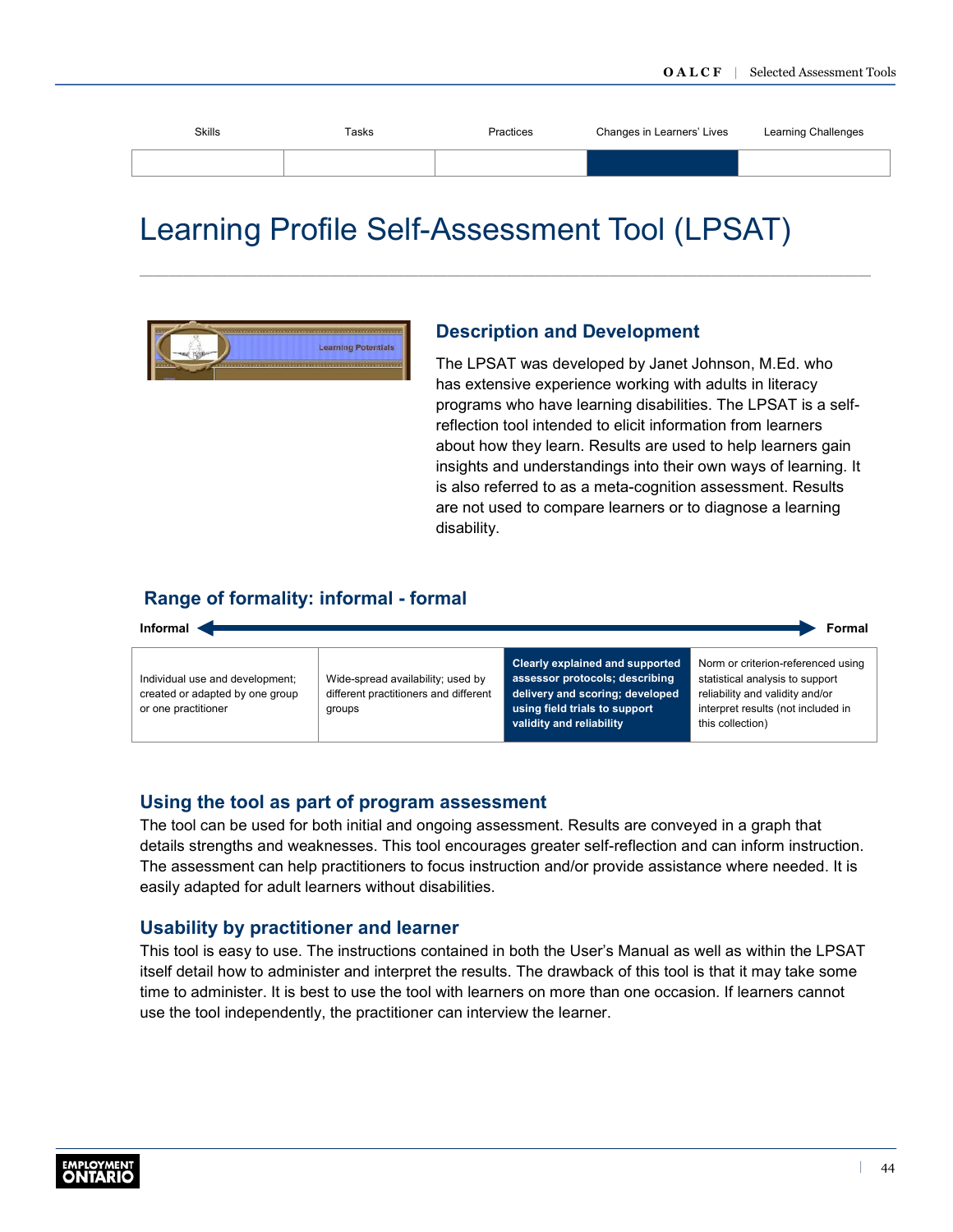| Skills | Tasks | Practices | Changes in Learners' Lives | Learning Challenges |
|---|---|---|---|---|
| | | | ■ | |

# Learning Profile Self-Assessment Tool (LPSAT)

## Description and Development

The LPSAT was developed by Janet Johnson, M.Ed. who has extensive experience working with adults in literacy programs who have learning disabilities. The LPSAT is a self-reflection tool intended to elicit information from learners about how they learn. Results are used to help learners gain insights and understandings into their own ways of learning. It is also referred to as a meta-cognition assessment. Results are not used to compare learners or to diagnose a learning disability.

## Range of formality: informal - formal

**Informal** ◄————————————————► **Formal**

| Individual use and development; created or adapted by one group or one practitioner | Wide-spread availability; used by different practitioners and different groups | **Clearly explained and supported assessor protocols; describing delivery and scoring; developed using field trials to support validity and reliability** | Norm or criterion-referenced using statistical analysis to support reliability and validity and/or interpret results (not included in this collection) |
|---|---|---|---|

## Using the tool as part of program assessment

The tool can be used for both initial and ongoing assessment. Results are conveyed in a graph that details strengths and weaknesses. This tool encourages greater self-reflection and can inform instruction. The assessment can help practitioners to focus instruction and/or provide assistance where needed. It is easily adapted for adult learners without disabilities.

## Usability by practitioner and learner

This tool is easy to use. The instructions contained in both the User's Manual as well as within the LPSAT itself detail how to administer and interpret the results. The drawback of this tool is that it may take some time to administer. It is best to use the tool with learners on more than one occasion. If learners cannot use the tool independently, the practitioner can interview the learner.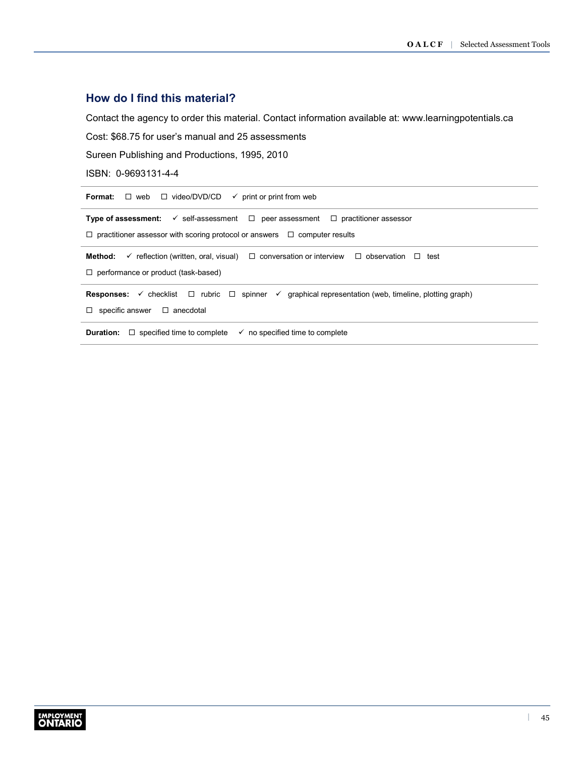## How do I find this material?

Contact the agency to order this material. Contact information available at: www.learningpotentials.ca

Cost: $68.75 for user's manual and 25 assessments

Sureen Publishing and Productions, 1995, 2010

ISBN: 0-9693131-4-4

**Format:** ☐ web ☐ video/DVD/CD ✓ print or print from web

**Type of assessment:** ✓ self-assessment ☐ peer assessment ☐ practitioner assessor

☐ practitioner assessor with scoring protocol or answers ☐ computer results

**Method:** ✓ reflection (written, oral, visual) ☐ conversation or interview ☐ observation ☐ test

☐ performance or product (task-based)

**Responses:** ✓ checklist ☐ rubric ☐ spinner ✓ graphical representation (web, timeline, plotting graph)

☐ specific answer ☐ anecdotal

**Duration:** ☐ specified time to complete ✓ no specified time to complete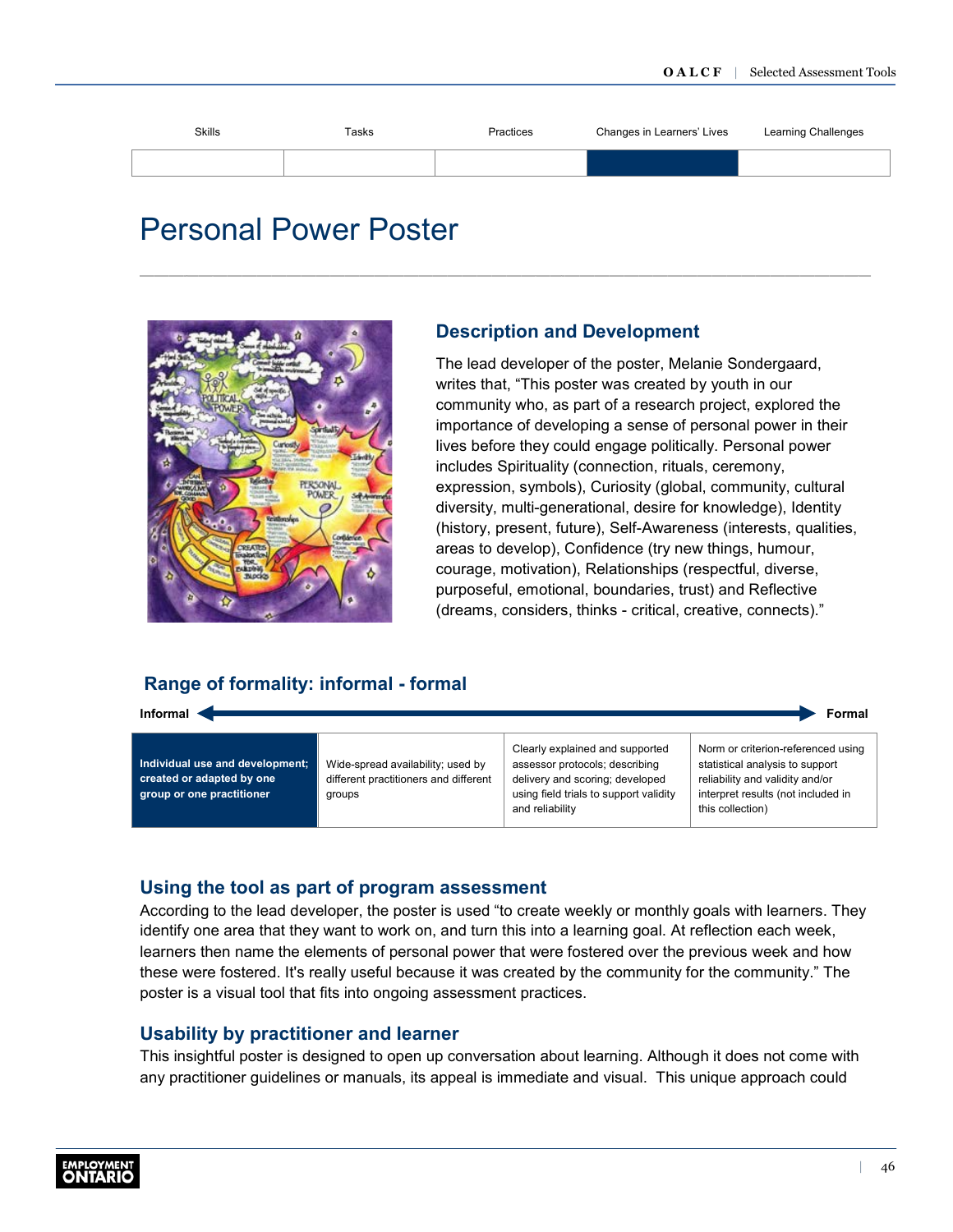| Skills | Tasks | Practices | Changes in Learners' Lives | Learning Challenges |
|---|---|---|---|---|
| | | | ■ | |

# Personal Power Poster

## Description and Development

The lead developer of the poster, Melanie Sondergaard, writes that, "This poster was created by youth in our community who, as part of a research project, explored the importance of developing a sense of personal power in their lives before they could engage politically. Personal power includes Spirituality (connection, rituals, ceremony, expression, symbols), Curiosity (global, community, cultural diversity, multi-generational, desire for knowledge), Identity (history, present, future), Self-Awareness (interests, qualities, areas to develop), Confidence (try new things, humour, courage, motivation), Relationships (respectful, diverse, purposeful, emotional, boundaries, trust) and Reflective (dreams, considers, thinks - critical, creative, connects)."

## Range of formality: informal - formal

Informal ◄——► Formal

| **Individual use and development; created or adapted by one group or one practitioner** | Wide-spread availability; used by different practitioners and different groups | Clearly explained and supported assessor protocols; describing delivery and scoring; developed using field trials to support validity and reliability | Norm or criterion-referenced using statistical analysis to support reliability and validity and/or interpret results (not included in this collection) |
|---|---|---|---|

## Using the tool as part of program assessment

According to the lead developer, the poster is used "to create weekly or monthly goals with learners. They identify one area that they want to work on, and turn this into a learning goal. At reflection each week, learners then name the elements of personal power that were fostered over the previous week and how these were fostered. It's really useful because it was created by the community for the community." The poster is a visual tool that fits into ongoing assessment practices.

## Usability by practitioner and learner

This insightful poster is designed to open up conversation about learning. Although it does not come with any practitioner guidelines or manuals, its appeal is immediate and visual. This unique approach could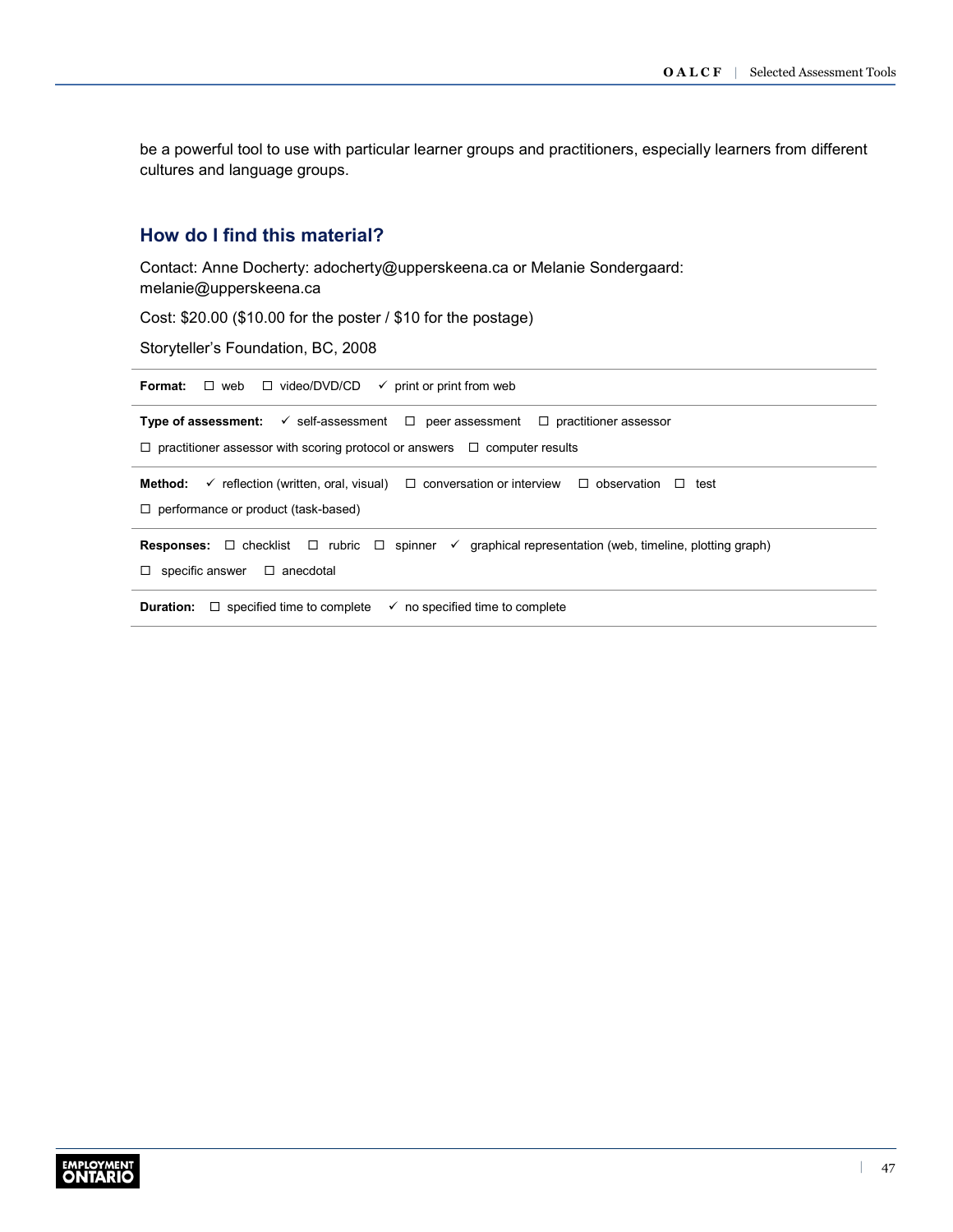be a powerful tool to use with particular learner groups and practitioners, especially learners from different cultures and language groups.

## How do I find this material?

Contact: Anne Docherty: adocherty@upperskeena.ca or Melanie Sondergaard: melanie@upperskeena.ca

Cost: $20.00 ($10.00 for the poster / $10 for the postage)

Storyteller's Foundation, BC, 2008

**Format:** ☐ web ☐ video/DVD/CD ✓ print or print from web

**Type of assessment:** ✓ self-assessment ☐ peer assessment ☐ practitioner assessor ☐ practitioner assessor with scoring protocol or answers ☐ computer results

**Method:** ✓ reflection (written, oral, visual) ☐ conversation or interview ☐ observation ☐ test ☐ performance or product (task-based)

**Responses:** ☐ checklist ☐ rubric ☐ spinner ✓ graphical representation (web, timeline, plotting graph) ☐ specific answer ☐ anecdotal

**Duration:** ☐ specified time to complete ✓ no specified time to complete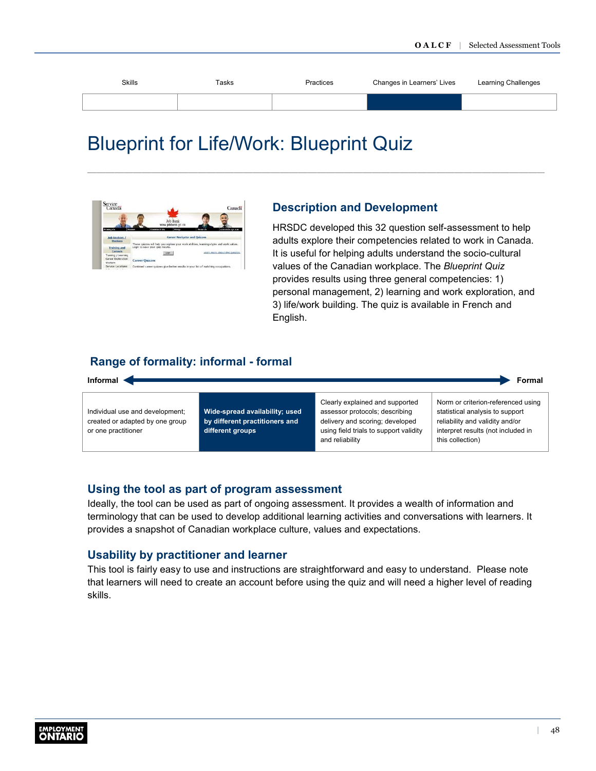| Skills | Tasks | Practices | Changes in Learners' Lives | Learning Challenges |
|---|---|---|---|---|
| | | | ■ | |

# Blueprint for Life/Work: Blueprint Quiz

## Description and Development

HRSDC developed this 32 question self-assessment to help adults explore their competencies related to work in Canada. It is useful for helping adults understand the socio-cultural values of the Canadian workplace. The *Blueprint Quiz* provides results using three general competencies: 1) personal management, 2) learning and work exploration, and 3) life/work building. The quiz is available in French and English.

## Range of formality: informal - formal

**Informal** ◄───────────────► **Formal**

| Individual use and development; created or adapted by one group or one practitioner | **Wide-spread availability; used by different practitioners and different groups** | Clearly explained and supported assessor protocols; describing delivery and scoring; developed using field trials to support validity and reliability | Norm or criterion-referenced using statistical analysis to support reliability and validity and/or interpret results (not included in this collection) |
|---|---|---|---|

## Using the tool as part of program assessment

Ideally, the tool can be used as part of ongoing assessment. It provides a wealth of information and terminology that can be used to develop additional learning activities and conversations with learners. It provides a snapshot of Canadian workplace culture, values and expectations.

## Usability by practitioner and learner

This tool is fairly easy to use and instructions are straightforward and easy to understand. Please note that learners will need to create an account before using the quiz and will need a higher level of reading skills.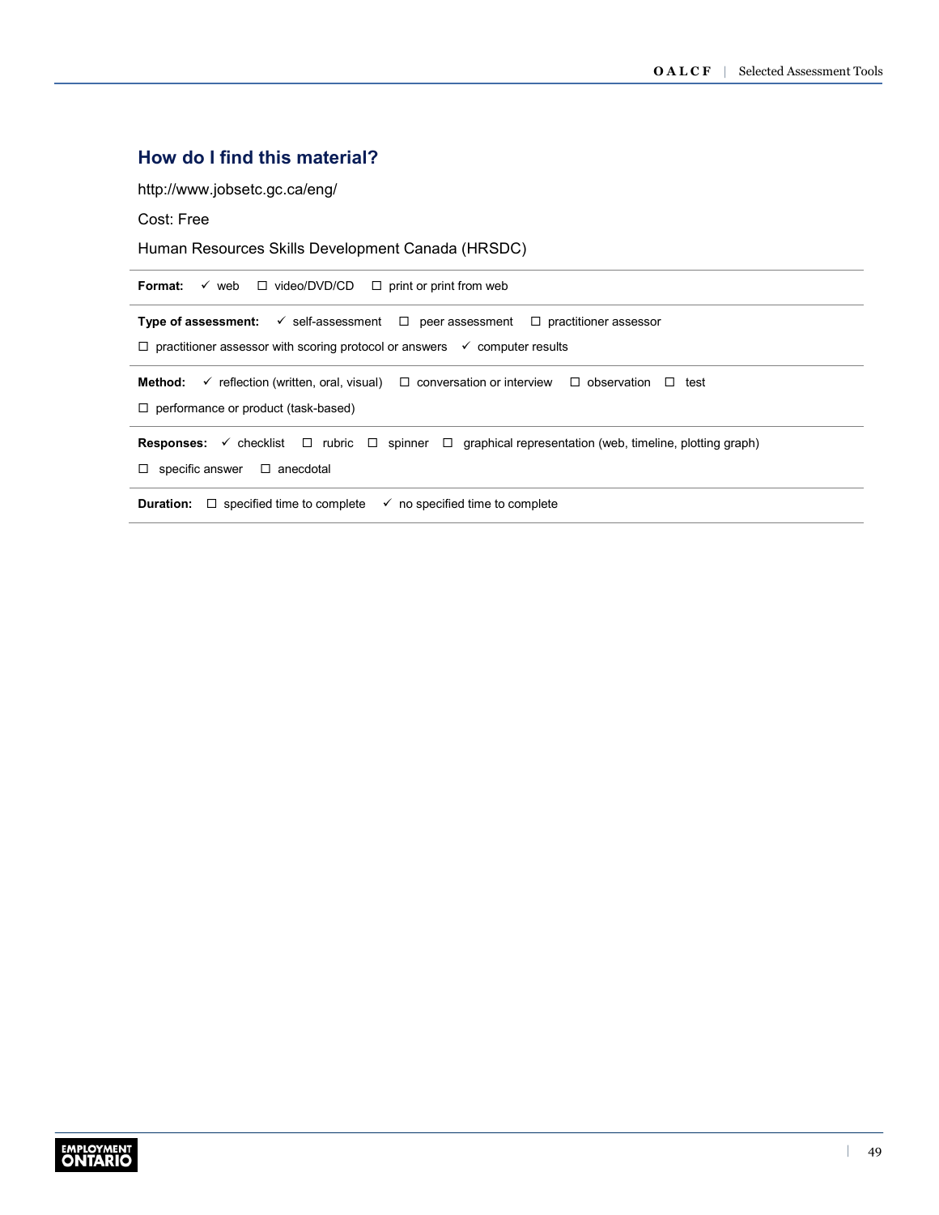## How do I find this material?

http://www.jobsetc.gc.ca/eng/

Cost: Free

Human Resources Skills Development Canada (HRSDC)

**Format:** ✓ web ☐ video/DVD/CD ☐ print or print from web

**Type of assessment:** ✓ self-assessment ☐ peer assessment ☐ practitioner assessor
☐ practitioner assessor with scoring protocol or answers ✓ computer results

**Method:** ✓ reflection (written, oral, visual) ☐ conversation or interview ☐ observation ☐ test
☐ performance or product (task-based)

**Responses:** ✓ checklist ☐ rubric ☐ spinner ☐ graphical representation (web, timeline, plotting graph)
☐ specific answer ☐ anecdotal

**Duration:** ☐ specified time to complete ✓ no specified time to complete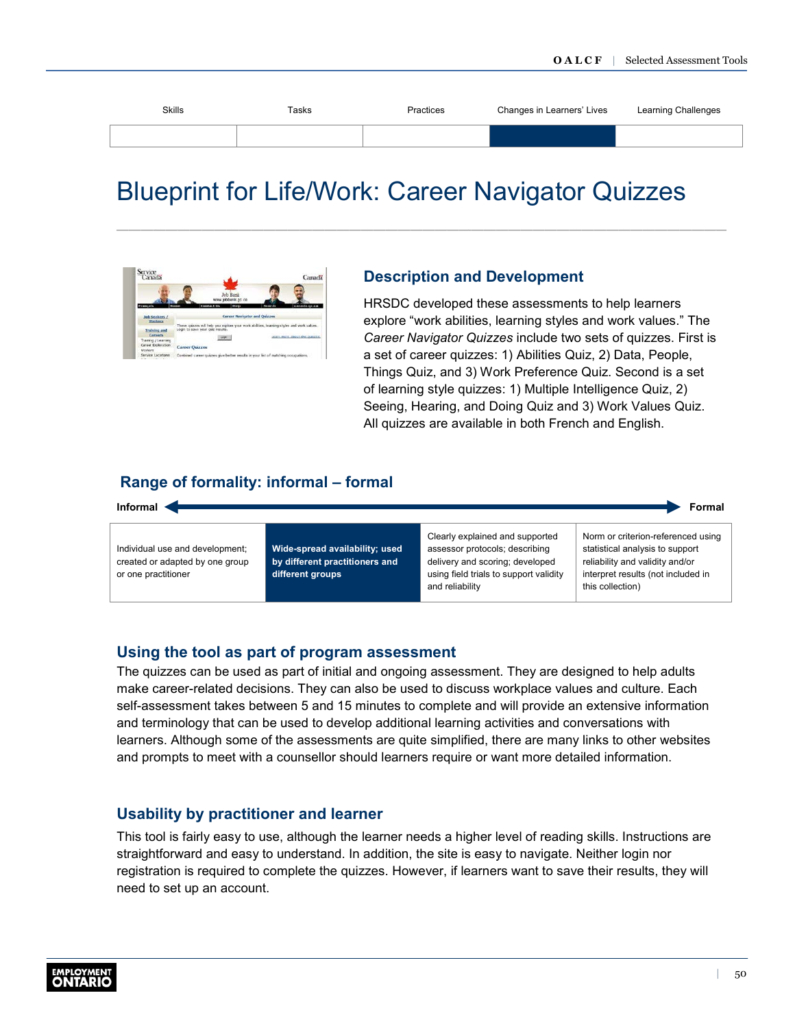| Skills | Tasks | Practices | Changes in Learners' Lives | Learning Challenges |
|---|---|---|---|---|
| | | | ■ | |

# Blueprint for Life/Work: Career Navigator Quizzes

## Description and Development

HRSDC developed these assessments to help learners explore "work abilities, learning styles and work values." The *Career Navigator Quizzes* include two sets of quizzes. First is a set of career quizzes: 1) Abilities Quiz, 2) Data, People, Things Quiz, and 3) Work Preference Quiz. Second is a set of learning style quizzes: 1) Multiple Intelligence Quiz, 2) Seeing, Hearing, and Doing Quiz and 3) Work Values Quiz. All quizzes are available in both French and English.

## Range of formality: informal – formal

Informal ⟵⟶ Formal

| Individual use and development; created or adapted by one group or one practitioner | **Wide-spread availability; used by different practitioners and different groups** | Clearly explained and supported assessor protocols; describing delivery and scoring; developed using field trials to support validity and reliability | Norm or criterion-referenced using statistical analysis to support reliability and validity and/or interpret results (not included in this collection) |
|---|---|---|---|

## Using the tool as part of program assessment

The quizzes can be used as part of initial and ongoing assessment. They are designed to help adults make career-related decisions. They can also be used to discuss workplace values and culture. Each self-assessment takes between 5 and 15 minutes to complete and will provide an extensive information and terminology that can be used to develop additional learning activities and conversations with learners. Although some of the assessments are quite simplified, there are many links to other websites and prompts to meet with a counsellor should learners require or want more detailed information.

## Usability by practitioner and learner

This tool is fairly easy to use, although the learner needs a higher level of reading skills. Instructions are straightforward and easy to understand. In addition, the site is easy to navigate. Neither login nor registration is required to complete the quizzes. However, if learners want to save their results, they will need to set up an account.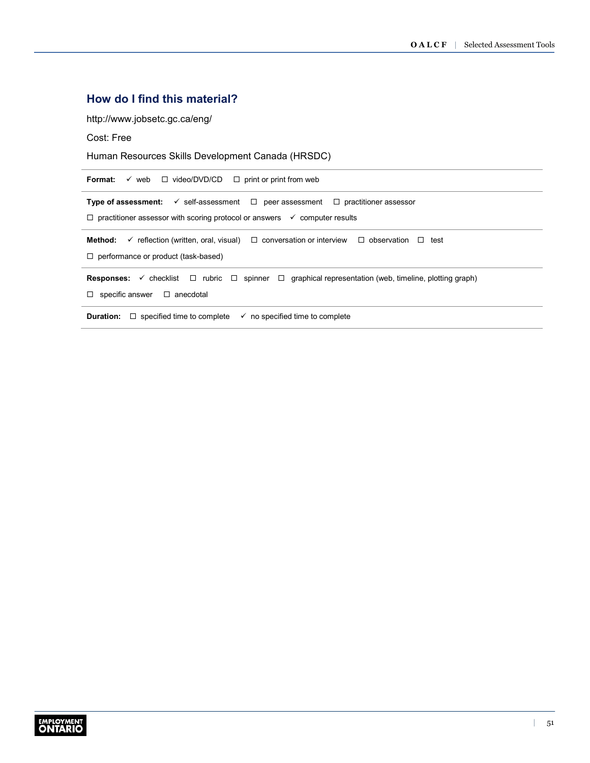## How do I find this material?

http://www.jobsetc.gc.ca/eng/

Cost: Free

Human Resources Skills Development Canada (HRSDC)

**Format:** ✓ web ☐ video/DVD/CD ☐ print or print from web

**Type of assessment:** ✓ self-assessment ☐ peer assessment ☐ practitioner assessor ☐ practitioner assessor with scoring protocol or answers ✓ computer results

**Method:** ✓ reflection (written, oral, visual) ☐ conversation or interview ☐ observation ☐ test ☐ performance or product (task-based)

**Responses:** ✓ checklist ☐ rubric ☐ spinner ☐ graphical representation (web, timeline, plotting graph) ☐ specific answer ☐ anecdotal

**Duration:** ☐ specified time to complete ✓ no specified time to complete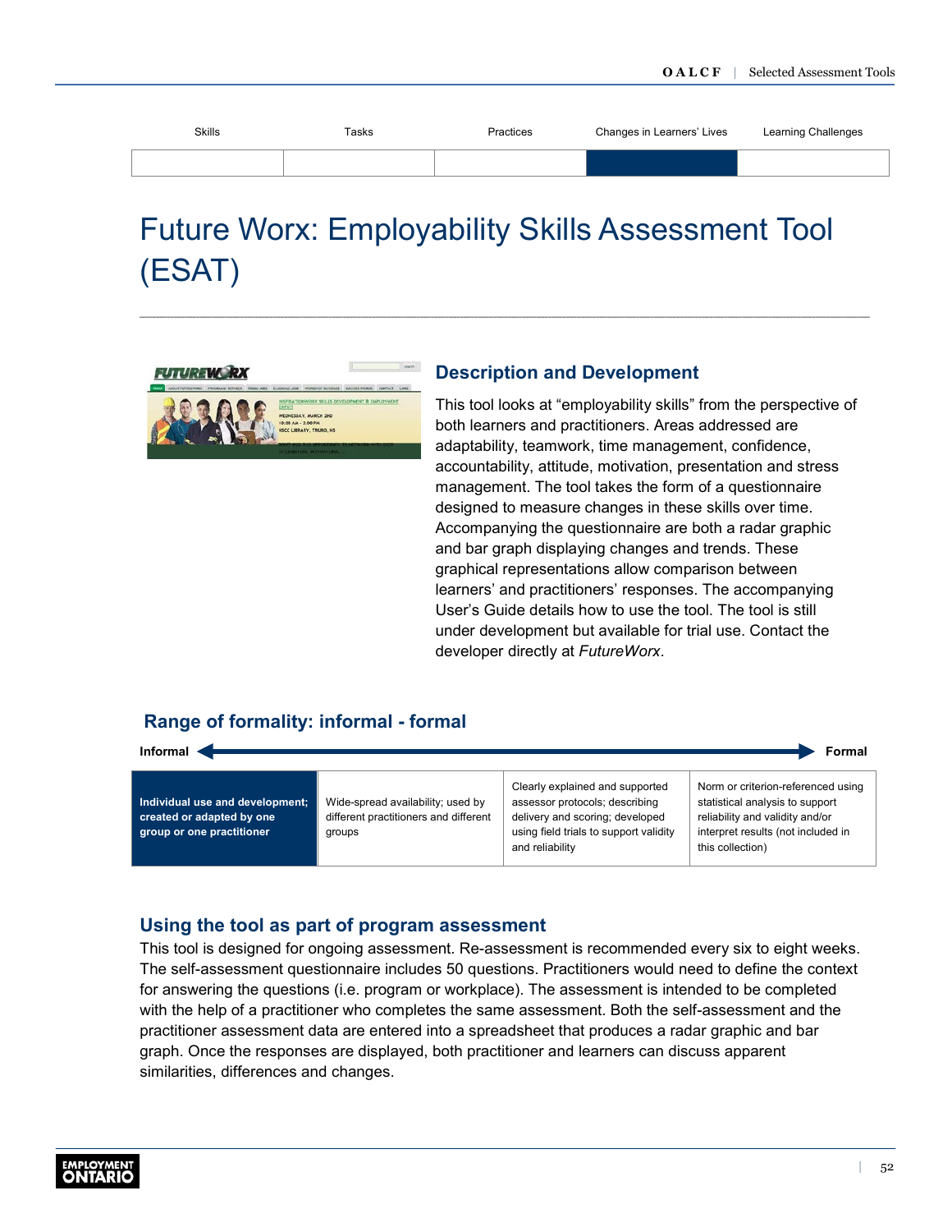| Skills | Tasks | Practices | Changes in Learners' Lives | Learning Challenges |
| --- | --- | --- | --- | --- |
| | | | ■ | |

# Future Worx: Employability Skills Assessment Tool (ESAT)

## Description and Development

This tool looks at "employability skills" from the perspective of both learners and practitioners. Areas addressed are adaptability, teamwork, time management, confidence, accountability, attitude, motivation, presentation and stress management. The tool takes the form of a questionnaire designed to measure changes in these skills over time. Accompanying the questionnaire are both a radar graphic and bar graph displaying changes and trends. These graphical representations allow comparison between learners' and practitioners' responses. The accompanying User's Guide details how to use the tool. The tool is still under development but available for trial use. Contact the developer directly at *FutureWorx*.

## Range of formality: informal - formal

**Informal** ◄────────────────────► **Formal**

| **Individual use and development; created or adapted by one group or one practitioner** | Wide-spread availability; used by different practitioners and different groups | Clearly explained and supported assessor protocols; describing delivery and scoring; developed using field trials to support validity and reliability | Norm or criterion-referenced using statistical analysis to support reliability and validity and/or interpret results (not included in this collection) |
| --- | --- | --- | --- |

## Using the tool as part of program assessment

This tool is designed for ongoing assessment. Re-assessment is recommended every six to eight weeks. The self-assessment questionnaire includes 50 questions. Practitioners would need to define the context for answering the questions (i.e. program or workplace). The assessment is intended to be completed with the help of a practitioner who completes the same assessment. Both the self-assessment and the practitioner assessment data are entered into a spreadsheet that produces a radar graphic and bar graph. Once the responses are displayed, both practitioner and learners can discuss apparent similarities, differences and changes.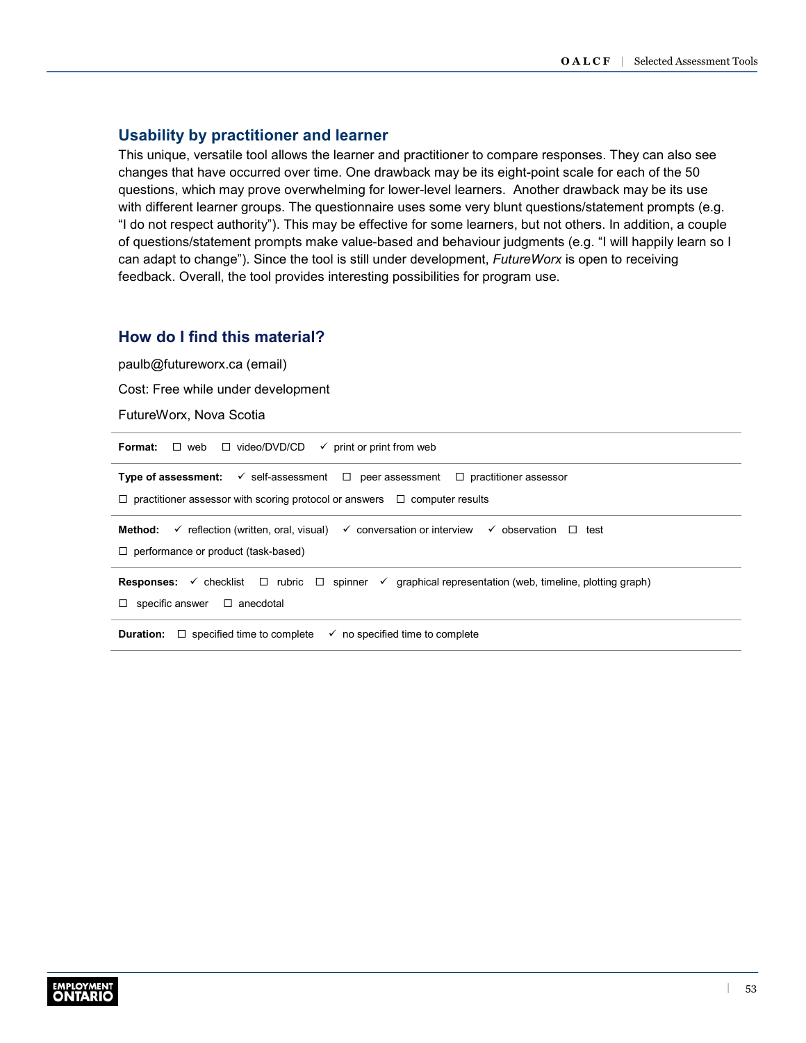## Usability by practitioner and learner

This unique, versatile tool allows the learner and practitioner to compare responses. They can also see changes that have occurred over time. One drawback may be its eight-point scale for each of the 50 questions, which may prove overwhelming for lower-level learners. Another drawback may be its use with different learner groups. The questionnaire uses some very blunt questions/statement prompts (e.g. “I do not respect authority”). This may be effective for some learners, but not others. In addition, a couple of questions/statement prompts make value-based and behaviour judgments (e.g. “I will happily learn so I can adapt to change”). Since the tool is still under development, *FutureWorx* is open to receiving feedback. Overall, the tool provides interesting possibilities for program use.

## How do I find this material?

paulb@futureworx.ca (email)

Cost: Free while under development

FutureWorx, Nova Scotia

**Format:** ☐ web ☐ video/DVD/CD ✓ print or print from web

**Type of assessment:** ✓ self-assessment ☐ peer assessment ☐ practitioner assessor ☐ practitioner assessor with scoring protocol or answers ☐ computer results

**Method:** ✓ reflection (written, oral, visual) ✓ conversation or interview ✓ observation ☐ test ☐ performance or product (task-based)

**Responses:** ✓ checklist ☐ rubric ☐ spinner ✓ graphical representation (web, timeline, plotting graph) ☐ specific answer ☐ anecdotal

**Duration:** ☐ specified time to complete ✓ no specified time to complete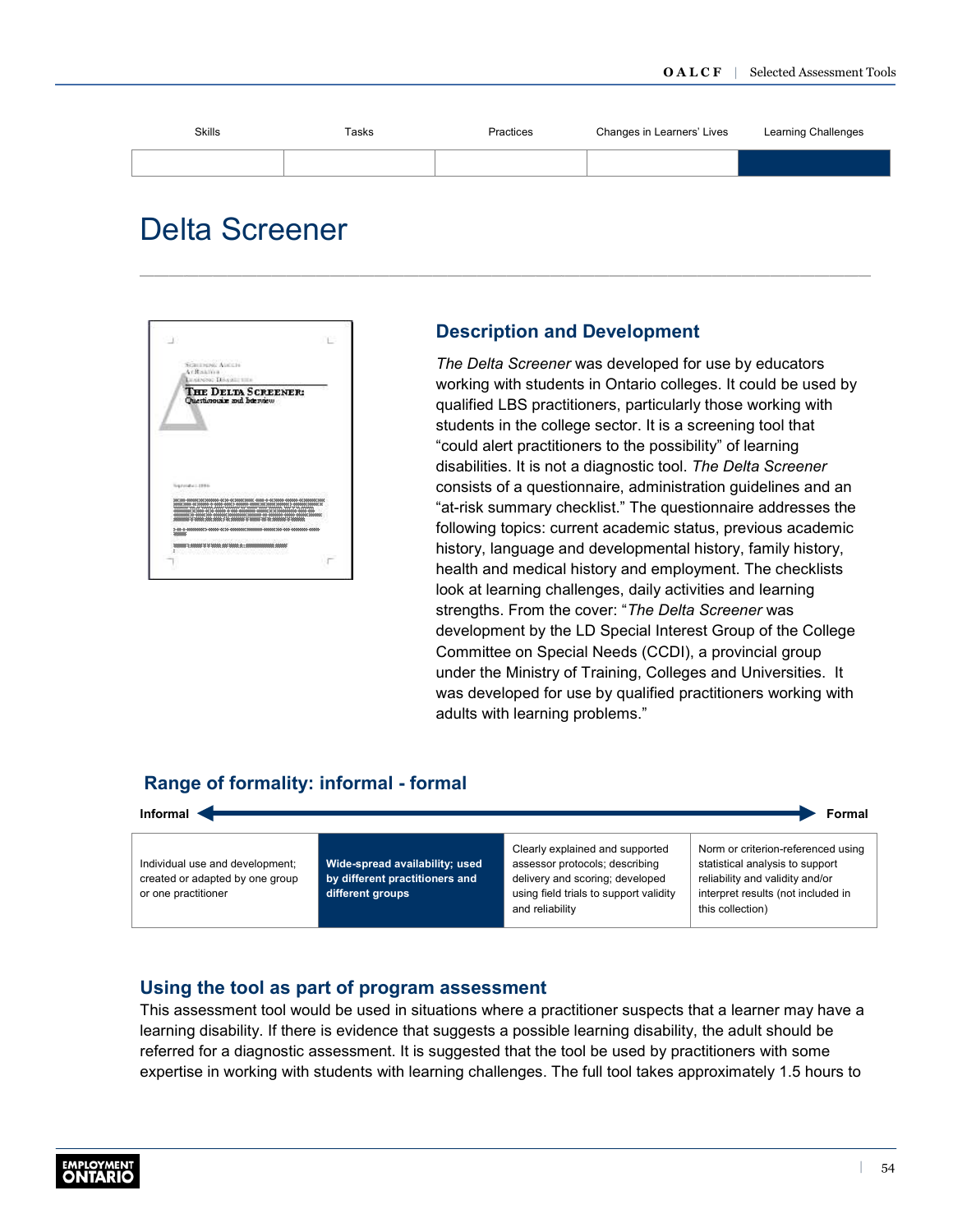| Skills | Tasks | Practices | Changes in Learners' Lives | Learning Challenges |
|---|---|---|---|---|
| | | | | ■ |

# Delta Screener

## Description and Development

*The Delta Screener* was developed for use by educators working with students in Ontario colleges. It could be used by qualified LBS practitioners, particularly those working with students in the college sector. It is a screening tool that "could alert practitioners to the possibility" of learning disabilities. It is not a diagnostic tool. *The Delta Screener* consists of a questionnaire, administration guidelines and an "at-risk summary checklist." The questionnaire addresses the following topics: current academic status, previous academic history, language and developmental history, family history, health and medical history and employment. The checklists look at learning challenges, daily activities and learning strengths. From the cover: "*The Delta Screener* was development by the LD Special Interest Group of the College Committee on Special Needs (CCDI), a provincial group under the Ministry of Training, Colleges and Universities. It was developed for use by qualified practitioners working with adults with learning problems."

## Range of formality: informal - formal

**Informal** ◄——► **Formal**

| Individual use and development; created or adapted by one group or one practitioner | **Wide-spread availability; used by different practitioners and different groups** | Clearly explained and supported assessor protocols; describing delivery and scoring; developed using field trials to support validity and reliability | Norm or criterion-referenced using statistical analysis to support reliability and validity and/or interpret results (not included in this collection) |
|---|---|---|---|

## Using the tool as part of program assessment

This assessment tool would be used in situations where a practitioner suspects that a learner may have a learning disability. If there is evidence that suggests a possible learning disability, the adult should be referred for a diagnostic assessment. It is suggested that the tool be used by practitioners with some expertise in working with students with learning challenges. The full tool takes approximately 1.5 hours to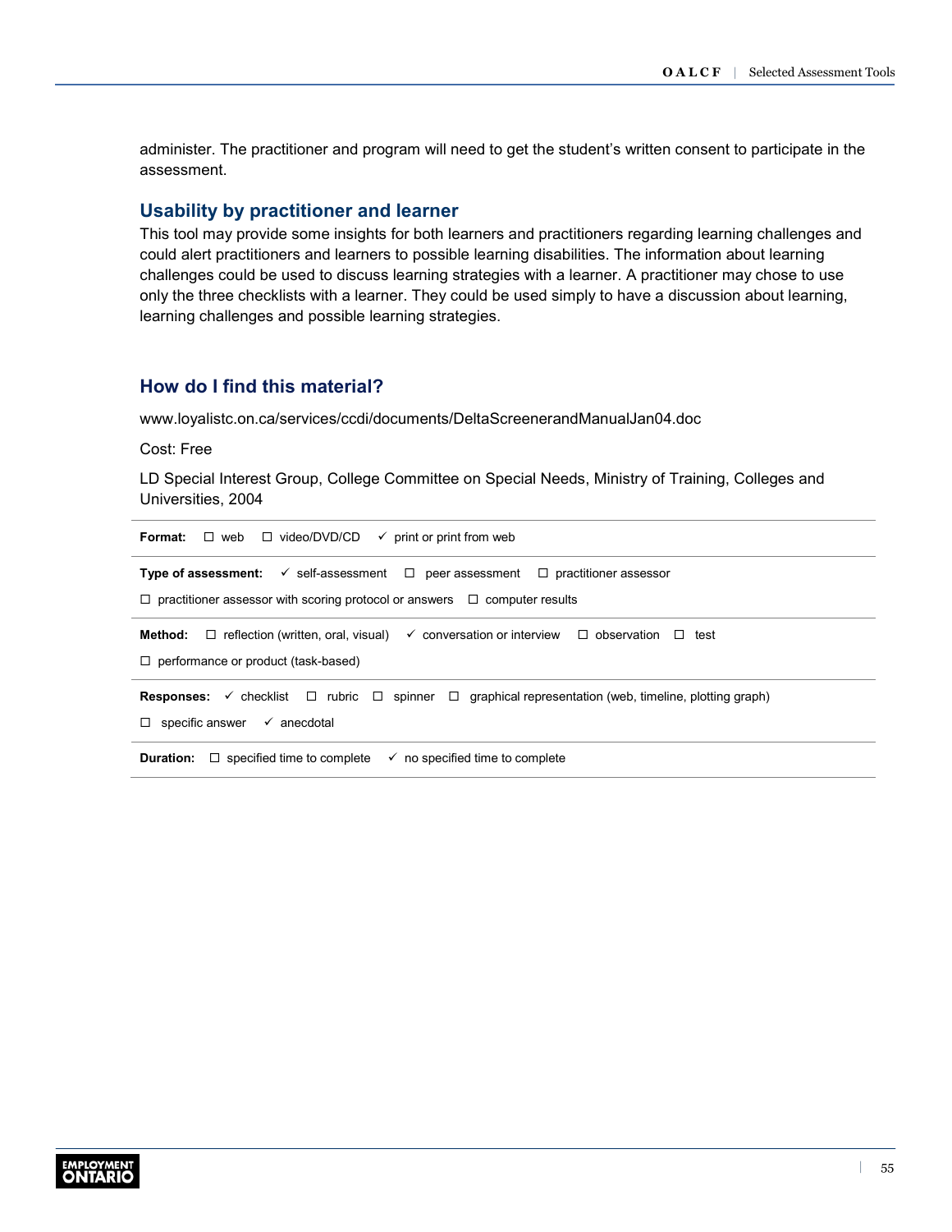administer. The practitioner and program will need to get the student's written consent to participate in the assessment.

## Usability by practitioner and learner

This tool may provide some insights for both learners and practitioners regarding learning challenges and could alert practitioners and learners to possible learning disabilities. The information about learning challenges could be used to discuss learning strategies with a learner. A practitioner may chose to use only the three checklists with a learner. They could be used simply to have a discussion about learning, learning challenges and possible learning strategies.

## How do I find this material?

www.loyalistc.on.ca/services/ccdi/documents/DeltaScreenerandManualJan04.doc

Cost: Free

LD Special Interest Group, College Committee on Special Needs, Ministry of Training, Colleges and Universities, 2004

**Format:** ☐ web ☐ video/DVD/CD ✓ print or print from web

**Type of assessment:** ✓ self-assessment ☐ peer assessment ☐ practitioner assessor
☐ practitioner assessor with scoring protocol or answers ☐ computer results

**Method:** ☐ reflection (written, oral, visual) ✓ conversation or interview ☐ observation ☐ test
☐ performance or product (task-based)

**Responses:** ✓ checklist ☐ rubric ☐ spinner ☐ graphical representation (web, timeline, plotting graph)
☐ specific answer ✓ anecdotal

**Duration:** ☐ specified time to complete ✓ no specified time to complete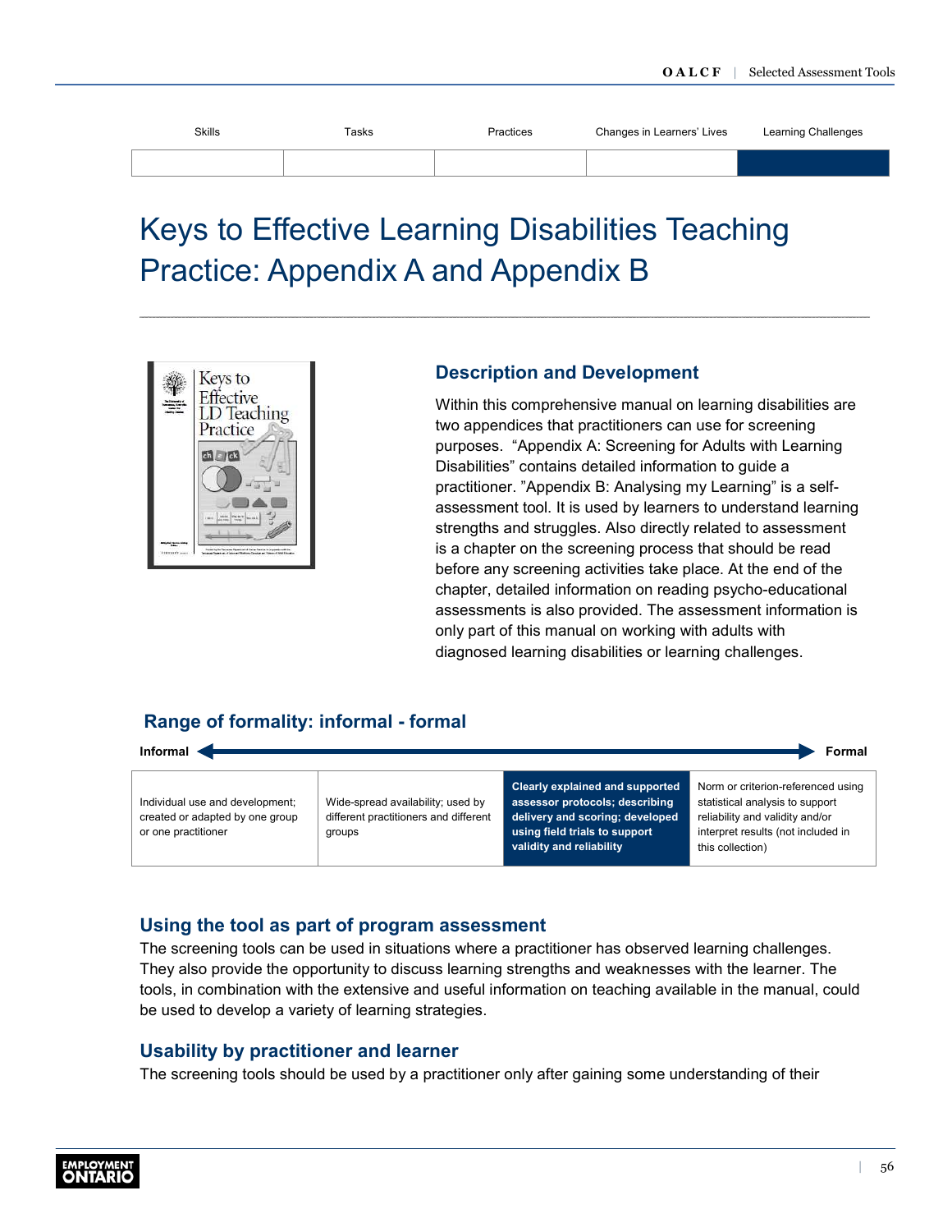| Skills | Tasks | Practices | Changes in Learners' Lives | Learning Challenges |
|---|---|---|---|---|
| | | | | ■ |

# Keys to Effective Learning Disabilities Teaching Practice: Appendix A and Appendix B

## Description and Development

Within this comprehensive manual on learning disabilities are two appendices that practitioners can use for screening purposes. "Appendix A: Screening for Adults with Learning Disabilities" contains detailed information to guide a practitioner. "Appendix B: Analysing my Learning" is a self-assessment tool. It is used by learners to understand learning strengths and struggles. Also directly related to assessment is a chapter on the screening process that should be read before any screening activities take place. At the end of the chapter, detailed information on reading psycho-educational assessments is also provided. The assessment information is only part of this manual on working with adults with diagnosed learning disabilities or learning challenges.

## Range of formality: informal - formal

**Informal** ◄────────────────────► **Formal**

| Individual use and development; created or adapted by one group or one practitioner | Wide-spread availability; used by different practitioners and different groups | **Clearly explained and supported assessor protocols; describing delivery and scoring; developed using field trials to support validity and reliability** | Norm or criterion-referenced using statistical analysis to support reliability and validity and/or interpret results (not included in this collection) |
|---|---|---|---|

## Using the tool as part of program assessment

The screening tools can be used in situations where a practitioner has observed learning challenges. They also provide the opportunity to discuss learning strengths and weaknesses with the learner. The tools, in combination with the extensive and useful information on teaching available in the manual, could be used to develop a variety of learning strategies.

## Usability by practitioner and learner

The screening tools should be used by a practitioner only after gaining some understanding of their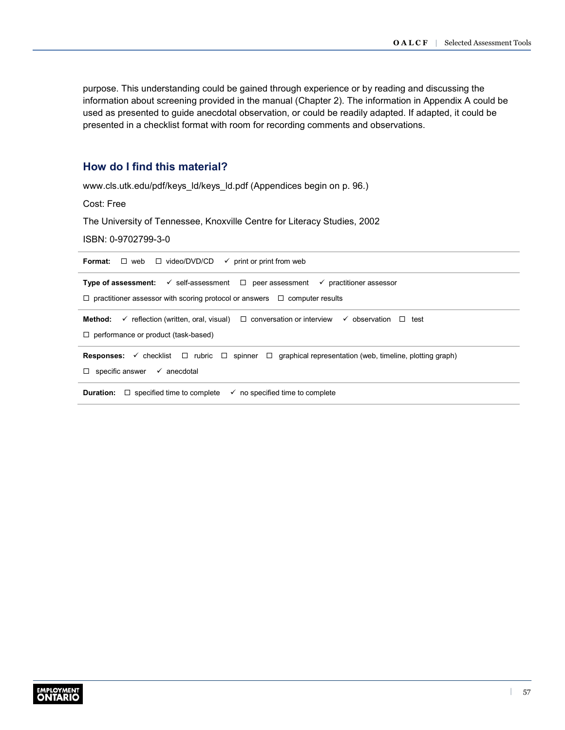purpose. This understanding could be gained through experience or by reading and discussing the information about screening provided in the manual (Chapter 2). The information in Appendix A could be used as presented to guide anecdotal observation, or could be readily adapted. If adapted, it could be presented in a checklist format with room for recording comments and observations.

## How do I find this material?

www.cls.utk.edu/pdf/keys_ld/keys_ld.pdf (Appendices begin on p. 96.)

Cost: Free

The University of Tennessee, Knoxville Centre for Literacy Studies, 2002

ISBN: 0-9702799-3-0

**Format:** ☐ web ☐ video/DVD/CD ✓ print or print from web

**Type of assessment:** ✓ self-assessment ☐ peer assessment ✓ practitioner assessor ☐ practitioner assessor with scoring protocol or answers ☐ computer results

**Method:** ✓ reflection (written, oral, visual) ☐ conversation or interview ✓ observation ☐ test ☐ performance or product (task-based)

**Responses:** ✓ checklist ☐ rubric ☐ spinner ☐ graphical representation (web, timeline, plotting graph) ☐ specific answer ✓ anecdotal

**Duration:** ☐ specified time to complete ✓ no specified time to complete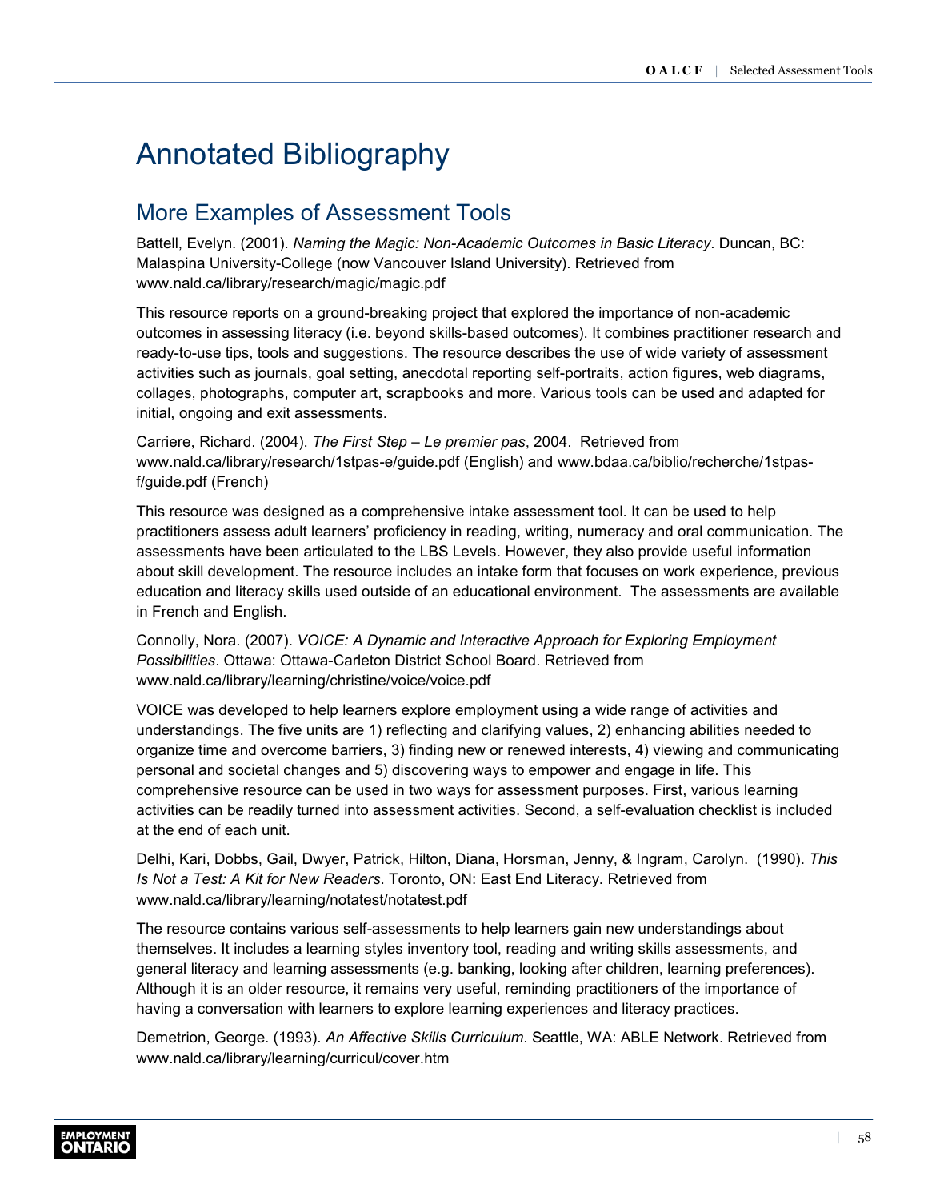# Annotated Bibliography

## More Examples of Assessment Tools

Battell, Evelyn. (2001). *Naming the Magic: Non-Academic Outcomes in Basic Literacy*. Duncan, BC: Malaspina University-College (now Vancouver Island University). Retrieved from www.nald.ca/library/research/magic/magic.pdf

This resource reports on a ground-breaking project that explored the importance of non-academic outcomes in assessing literacy (i.e. beyond skills-based outcomes). It combines practitioner research and ready-to-use tips, tools and suggestions. The resource describes the use of wide variety of assessment activities such as journals, goal setting, anecdotal reporting self-portraits, action figures, web diagrams, collages, photographs, computer art, scrapbooks and more. Various tools can be used and adapted for initial, ongoing and exit assessments.

Carriere, Richard. (2004). *The First Step – Le premier pas*, 2004. Retrieved from www.nald.ca/library/research/1stpas-e/guide.pdf (English) and www.bdaa.ca/biblio/recherche/1stpas-f/guide.pdf (French)

This resource was designed as a comprehensive intake assessment tool. It can be used to help practitioners assess adult learners' proficiency in reading, writing, numeracy and oral communication. The assessments have been articulated to the LBS Levels. However, they also provide useful information about skill development. The resource includes an intake form that focuses on work experience, previous education and literacy skills used outside of an educational environment. The assessments are available in French and English.

Connolly, Nora. (2007). *VOICE: A Dynamic and Interactive Approach for Exploring Employment Possibilities*. Ottawa: Ottawa-Carleton District School Board. Retrieved from www.nald.ca/library/learning/christine/voice/voice.pdf

VOICE was developed to help learners explore employment using a wide range of activities and understandings. The five units are 1) reflecting and clarifying values, 2) enhancing abilities needed to organize time and overcome barriers, 3) finding new or renewed interests, 4) viewing and communicating personal and societal changes and 5) discovering ways to empower and engage in life. This comprehensive resource can be used in two ways for assessment purposes. First, various learning activities can be readily turned into assessment activities. Second, a self-evaluation checklist is included at the end of each unit.

Delhi, Kari, Dobbs, Gail, Dwyer, Patrick, Hilton, Diana, Horsman, Jenny, & Ingram, Carolyn. (1990). *This Is Not a Test: A Kit for New Readers*. Toronto, ON: East End Literacy. Retrieved from www.nald.ca/library/learning/notatest/notatest.pdf

The resource contains various self-assessments to help learners gain new understandings about themselves. It includes a learning styles inventory tool, reading and writing skills assessments, and general literacy and learning assessments (e.g. banking, looking after children, learning preferences). Although it is an older resource, it remains very useful, reminding practitioners of the importance of having a conversation with learners to explore learning experiences and literacy practices.

Demetrion, George. (1993). *An Affective Skills Curriculum*. Seattle, WA: ABLE Network. Retrieved from www.nald.ca/library/learning/curricul/cover.htm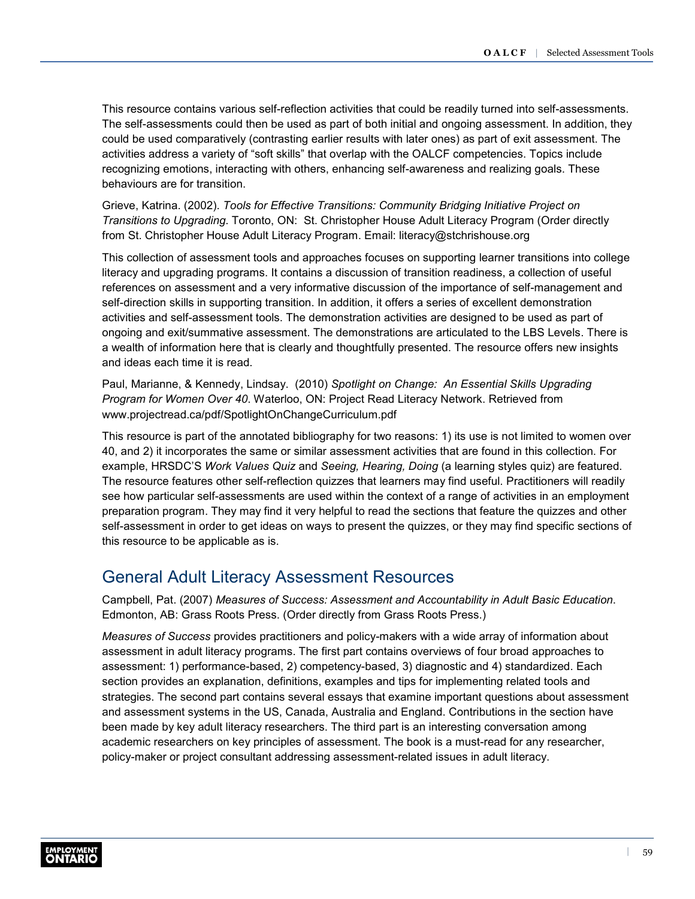This resource contains various self-reflection activities that could be readily turned into self-assessments. The self-assessments could then be used as part of both initial and ongoing assessment. In addition, they could be used comparatively (contrasting earlier results with later ones) as part of exit assessment. The activities address a variety of "soft skills" that overlap with the OALCF competencies. Topics include recognizing emotions, interacting with others, enhancing self-awareness and realizing goals. These behaviours are for transition.

Grieve, Katrina. (2002). *Tools for Effective Transitions: Community Bridging Initiative Project on Transitions to Upgrading*. Toronto, ON: St. Christopher House Adult Literacy Program (Order directly from St. Christopher House Adult Literacy Program. Email: literacy@stchrishouse.org

This collection of assessment tools and approaches focuses on supporting learner transitions into college literacy and upgrading programs. It contains a discussion of transition readiness, a collection of useful references on assessment and a very informative discussion of the importance of self-management and self-direction skills in supporting transition. In addition, it offers a series of excellent demonstration activities and self-assessment tools. The demonstration activities are designed to be used as part of ongoing and exit/summative assessment. The demonstrations are articulated to the LBS Levels. There is a wealth of information here that is clearly and thoughtfully presented. The resource offers new insights and ideas each time it is read.

Paul, Marianne, & Kennedy, Lindsay. (2010) *Spotlight on Change: An Essential Skills Upgrading Program for Women Over 40*. Waterloo, ON: Project Read Literacy Network. Retrieved from www.projectread.ca/pdf/SpotlightOnChangeCurriculum.pdf

This resource is part of the annotated bibliography for two reasons: 1) its use is not limited to women over 40, and 2) it incorporates the same or similar assessment activities that are found in this collection. For example, HRSDC'S *Work Values Quiz* and *Seeing, Hearing, Doing* (a learning styles quiz) are featured. The resource features other self-reflection quizzes that learners may find useful. Practitioners will readily see how particular self-assessments are used within the context of a range of activities in an employment preparation program. They may find it very helpful to read the sections that feature the quizzes and other self-assessment in order to get ideas on ways to present the quizzes, or they may find specific sections of this resource to be applicable as is.

## General Adult Literacy Assessment Resources

Campbell, Pat. (2007) *Measures of Success: Assessment and Accountability in Adult Basic Education*. Edmonton, AB: Grass Roots Press. (Order directly from Grass Roots Press.)

*Measures of Success* provides practitioners and policy-makers with a wide array of information about assessment in adult literacy programs. The first part contains overviews of four broad approaches to assessment: 1) performance-based, 2) competency-based, 3) diagnostic and 4) standardized. Each section provides an explanation, definitions, examples and tips for implementing related tools and strategies. The second part contains several essays that examine important questions about assessment and assessment systems in the US, Canada, Australia and England. Contributions in the section have been made by key adult literacy researchers. The third part is an interesting conversation among academic researchers on key principles of assessment. The book is a must-read for any researcher, policy-maker or project consultant addressing assessment-related issues in adult literacy.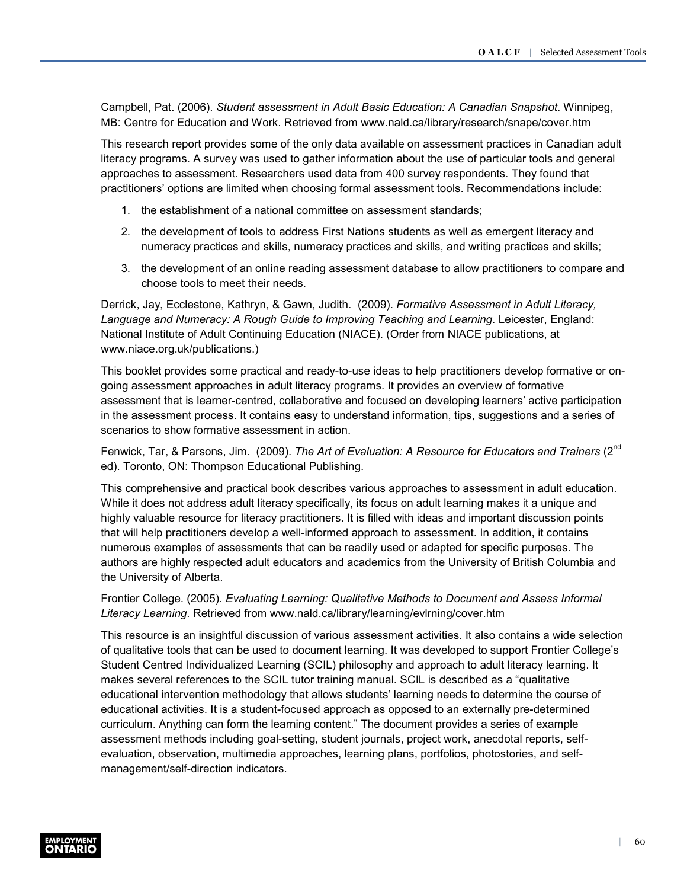Campbell, Pat. (2006). *Student assessment in Adult Basic Education: A Canadian Snapshot*. Winnipeg, MB: Centre for Education and Work. Retrieved from www.nald.ca/library/research/snape/cover.htm

This research report provides some of the only data available on assessment practices in Canadian adult literacy programs. A survey was used to gather information about the use of particular tools and general approaches to assessment. Researchers used data from 400 survey respondents. They found that practitioners' options are limited when choosing formal assessment tools. Recommendations include:

1. the establishment of a national committee on assessment standards;
2. the development of tools to address First Nations students as well as emergent literacy and numeracy practices and skills, numeracy practices and skills, and writing practices and skills;
3. the development of an online reading assessment database to allow practitioners to compare and choose tools to meet their needs.

Derrick, Jay, Ecclestone, Kathryn, & Gawn, Judith. (2009). *Formative Assessment in Adult Literacy, Language and Numeracy: A Rough Guide to Improving Teaching and Learning*. Leicester, England: National Institute of Adult Continuing Education (NIACE). (Order from NIACE publications, at www.niace.org.uk/publications.)

This booklet provides some practical and ready-to-use ideas to help practitioners develop formative or on-going assessment approaches in adult literacy programs. It provides an overview of formative assessment that is learner-centred, collaborative and focused on developing learners' active participation in the assessment process. It contains easy to understand information, tips, suggestions and a series of scenarios to show formative assessment in action.

Fenwick, Tar, & Parsons, Jim. (2009). *The Art of Evaluation: A Resource for Educators and Trainers* (2nd ed). Toronto, ON: Thompson Educational Publishing.

This comprehensive and practical book describes various approaches to assessment in adult education. While it does not address adult literacy specifically, its focus on adult learning makes it a unique and highly valuable resource for literacy practitioners. It is filled with ideas and important discussion points that will help practitioners develop a well-informed approach to assessment. In addition, it contains numerous examples of assessments that can be readily used or adapted for specific purposes. The authors are highly respected adult educators and academics from the University of British Columbia and the University of Alberta.

Frontier College. (2005). *Evaluating Learning: Qualitative Methods to Document and Assess Informal Literacy Learning*. Retrieved from www.nald.ca/library/learning/evlrning/cover.htm

This resource is an insightful discussion of various assessment activities. It also contains a wide selection of qualitative tools that can be used to document learning. It was developed to support Frontier College's Student Centred Individualized Learning (SCIL) philosophy and approach to adult literacy learning. It makes several references to the SCIL tutor training manual. SCIL is described as a "qualitative educational intervention methodology that allows students' learning needs to determine the course of educational activities. It is a student-focused approach as opposed to an externally pre-determined curriculum. Anything can form the learning content." The document provides a series of example assessment methods including goal-setting, student journals, project work, anecdotal reports, self-evaluation, observation, multimedia approaches, learning plans, portfolios, photostories, and self-management/self-direction indicators.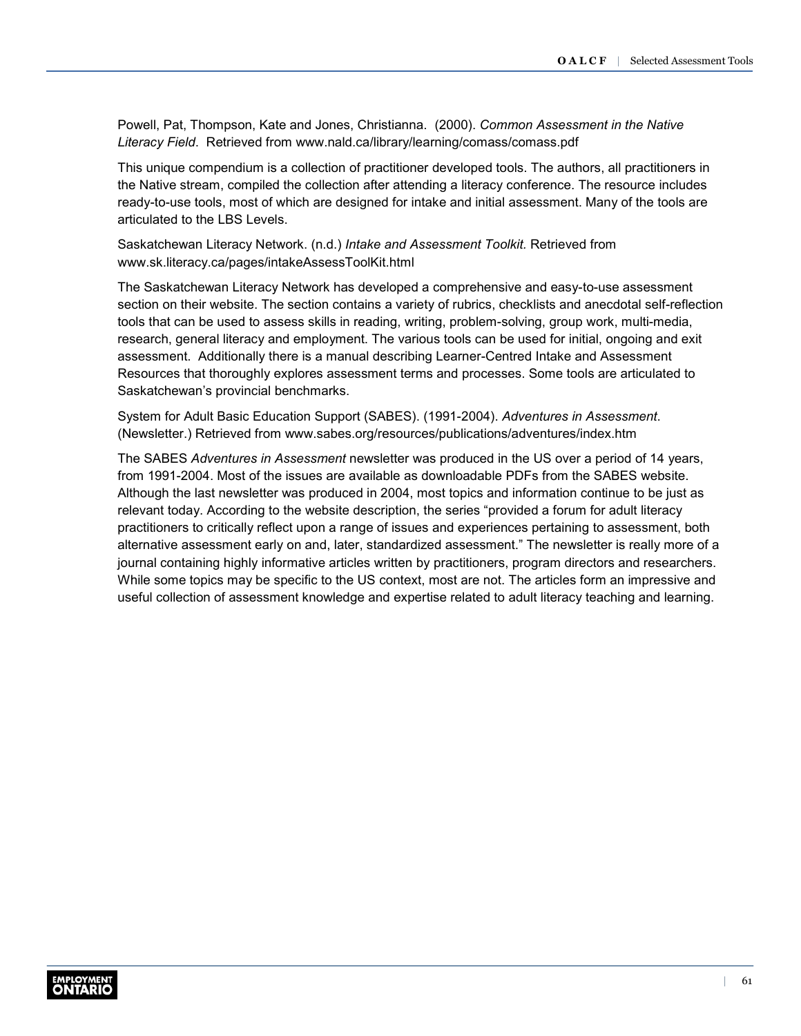Powell, Pat, Thompson, Kate and Jones, Christianna. (2000). *Common Assessment in the Native Literacy Field*. Retrieved from www.nald.ca/library/learning/comass/comass.pdf

This unique compendium is a collection of practitioner developed tools. The authors, all practitioners in the Native stream, compiled the collection after attending a literacy conference. The resource includes ready-to-use tools, most of which are designed for intake and initial assessment. Many of the tools are articulated to the LBS Levels.

Saskatchewan Literacy Network. (n.d.) *Intake and Assessment Toolkit.* Retrieved from www.sk.literacy.ca/pages/intakeAssessToolKit.html

The Saskatchewan Literacy Network has developed a comprehensive and easy-to-use assessment section on their website. The section contains a variety of rubrics, checklists and anecdotal self-reflection tools that can be used to assess skills in reading, writing, problem-solving, group work, multi-media, research, general literacy and employment. The various tools can be used for initial, ongoing and exit assessment. Additionally there is a manual describing Learner-Centred Intake and Assessment Resources that thoroughly explores assessment terms and processes. Some tools are articulated to Saskatchewan's provincial benchmarks.

System for Adult Basic Education Support (SABES). (1991-2004). *Adventures in Assessment*. (Newsletter.) Retrieved from www.sabes.org/resources/publications/adventures/index.htm

The SABES *Adventures in Assessment* newsletter was produced in the US over a period of 14 years, from 1991-2004. Most of the issues are available as downloadable PDFs from the SABES website. Although the last newsletter was produced in 2004, most topics and information continue to be just as relevant today. According to the website description, the series "provided a forum for adult literacy practitioners to critically reflect upon a range of issues and experiences pertaining to assessment, both alternative assessment early on and, later, standardized assessment." The newsletter is really more of a journal containing highly informative articles written by practitioners, program directors and researchers. While some topics may be specific to the US context, most are not. The articles form an impressive and useful collection of assessment knowledge and expertise related to adult literacy teaching and learning.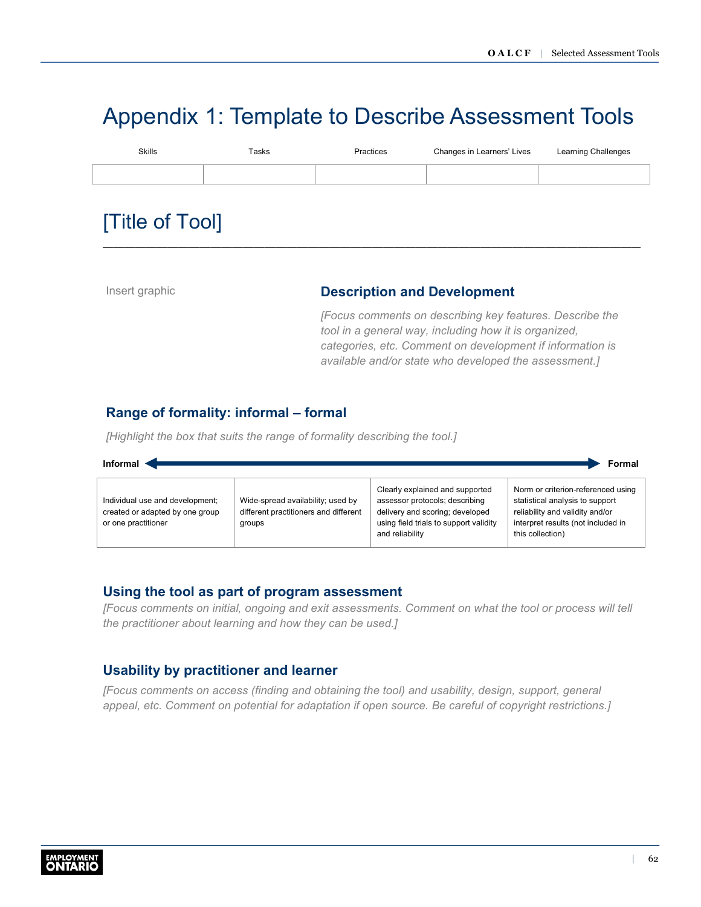# Appendix 1: Template to Describe Assessment Tools

| Skills | Tasks | Practices | Changes in Learners' Lives | Learning Challenges |
|---|---|---|---|---|
| | | | | |

## [Title of Tool]

Insert graphic

### Description and Development

*[Focus comments on describing key features. Describe the tool in a general way, including how it is organized, categories, etc. Comment on development if information is available and/or state who developed the assessment.]*

### Range of formality: informal – formal

*[Highlight the box that suits the range of formality describing the tool.]*

**Informal** ⟵⟶ **Formal**

| Individual use and development; created or adapted by one group or one practitioner | Wide-spread availability; used by different practitioners and different groups | Clearly explained and supported assessor protocols; describing delivery and scoring; developed using field trials to support validity and reliability | Norm or criterion-referenced using statistical analysis to support reliability and validity and/or interpret results (not included in this collection) |
|---|---|---|---|

### Using the tool as part of program assessment

*[Focus comments on initial, ongoing and exit assessments. Comment on what the tool or process will tell the practitioner about learning and how they can be used.]*

### Usability by practitioner and learner

*[Focus comments on access (finding and obtaining the tool) and usability, design, support, general appeal, etc. Comment on potential for adaptation if open source. Be careful of copyright restrictions.]*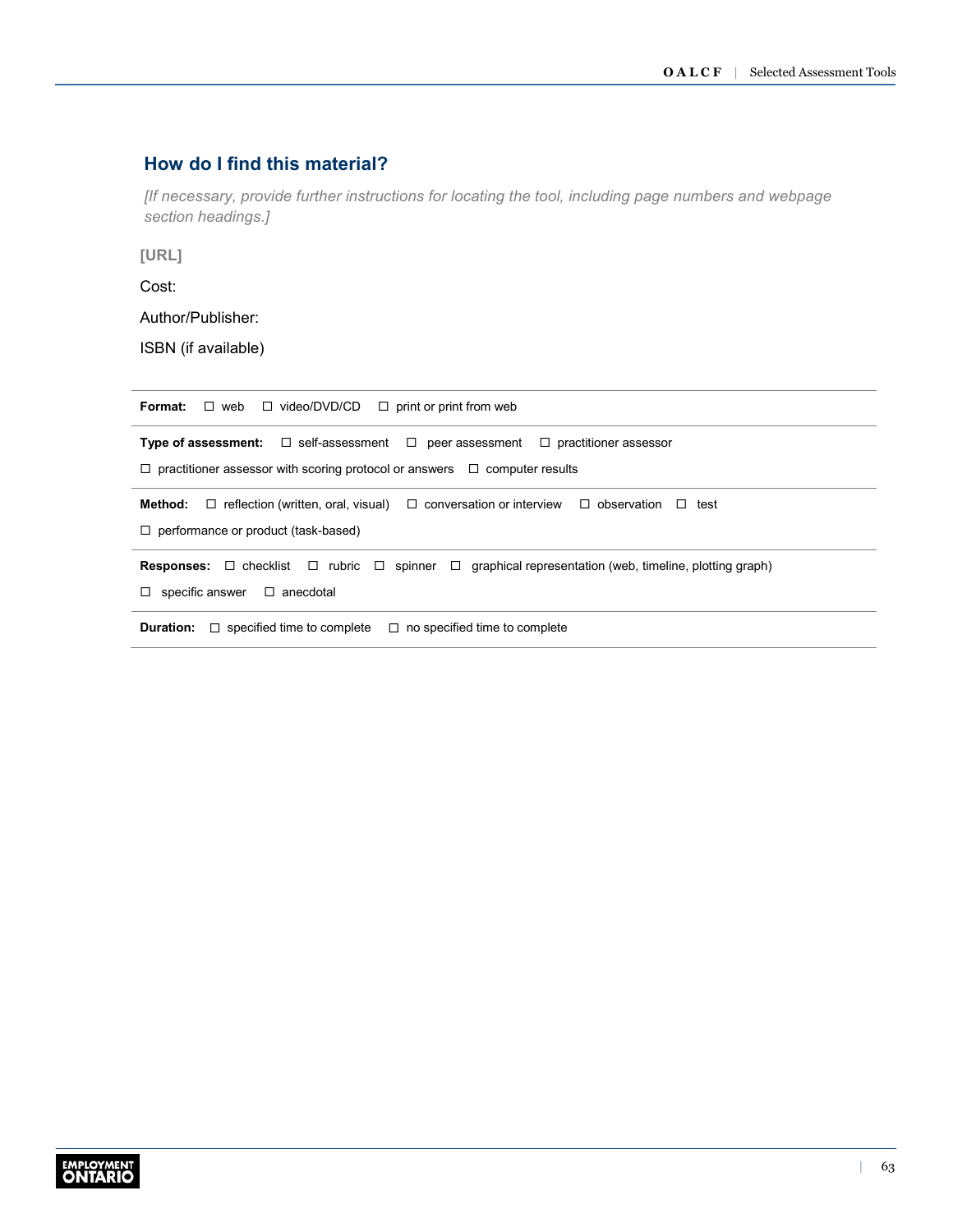## How do I find this material?

*[If necessary, provide further instructions for locating the tool, including page numbers and webpage section headings.]*

**[URL]**

Cost:

Author/Publisher:

ISBN (if available)

**Format:** ☐ web ☐ video/DVD/CD ☐ print or print from web

**Type of assessment:** ☐ self-assessment ☐ peer assessment ☐ practitioner assessor ☐ practitioner assessor with scoring protocol or answers ☐ computer results

**Method:** ☐ reflection (written, oral, visual) ☐ conversation or interview ☐ observation ☐ test ☐ performance or product (task-based)

**Responses:** ☐ checklist ☐ rubric ☐ spinner ☐ graphical representation (web, timeline, plotting graph) ☐ specific answer ☐ anecdotal

**Duration:** ☐ specified time to complete ☐ no specified time to complete